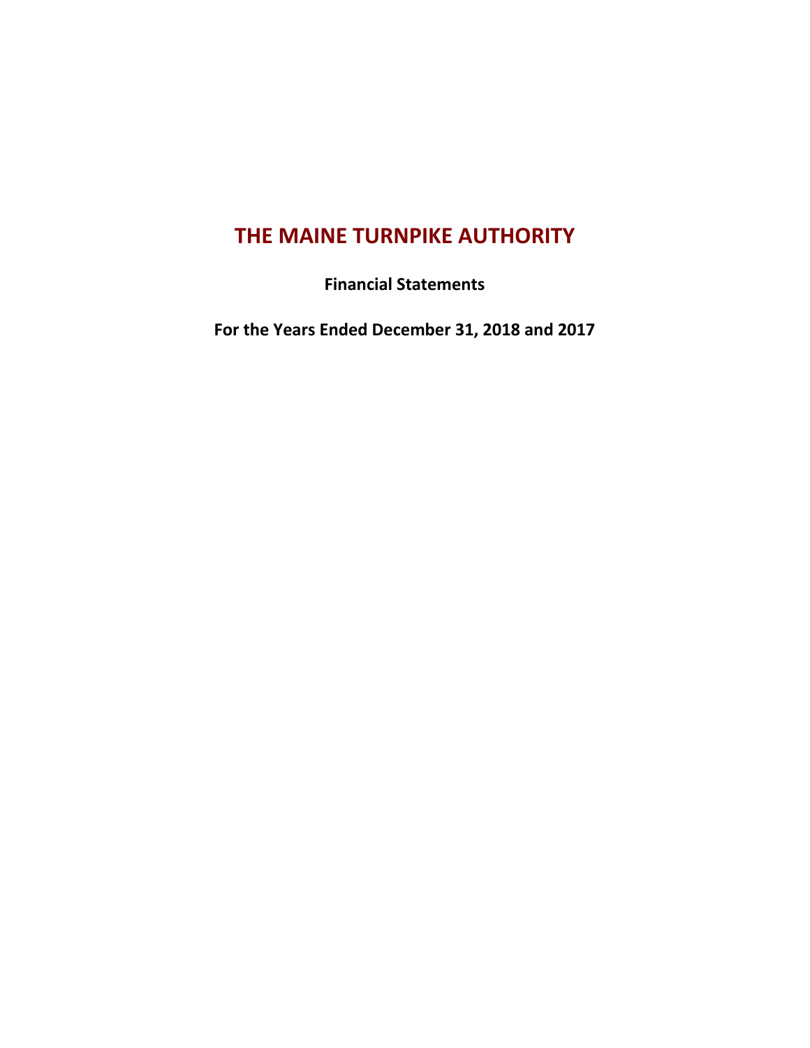# THE MAINE TURNPIKE AUTHORITY

**Financial Statements**

**For the Years Ended December 31, 2018 and 2017**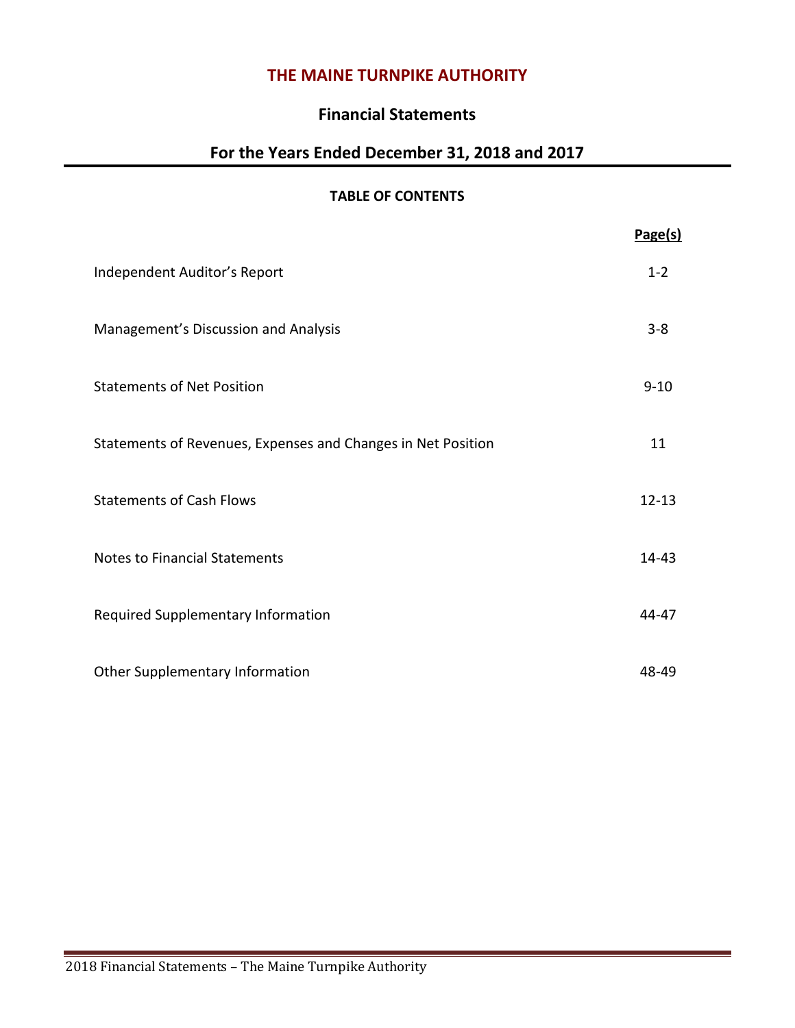# THE MAINE TURNPIKE AUTHORITY

## Financial Statements

## For the Years Ended December 31, 2018 and 2017

### TABLE OF CONTENTS

| | Page(s) |
|---|---|
| Independent Auditor's Report | 1-2 |
| Management's Discussion and Analysis | 3-8 |
| Statements of Net Position | 9-10 |
| Statements of Revenues, Expenses and Changes in Net Position | 11 |
| Statements of Cash Flows | 12-13 |
| Notes to Financial Statements | 14-43 |
| Required Supplementary Information | 44-47 |
| Other Supplementary Information | 48-49 |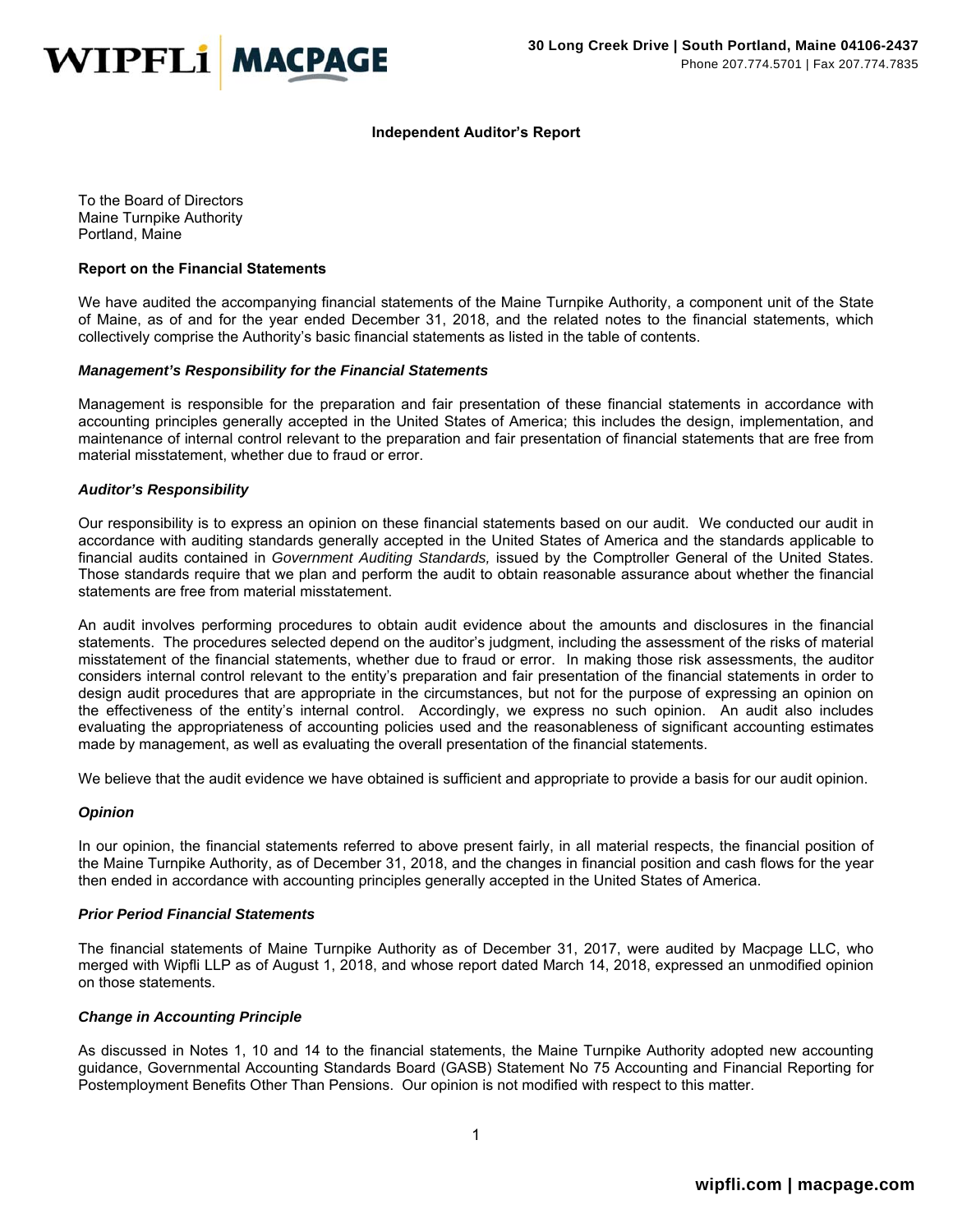WIPFLi | MACPAGE

**30 Long Creek Drive | South Portland, Maine 04106-2437**
Phone 207.774.5701 | Fax 207.774.7835

## Independent Auditor's Report

To the Board of Directors
Maine Turnpike Authority
Portland, Maine

### Report on the Financial Statements

We have audited the accompanying financial statements of the Maine Turnpike Authority, a component unit of the State of Maine, as of and for the year ended December 31, 2018, and the related notes to the financial statements, which collectively comprise the Authority's basic financial statements as listed in the table of contents.

#### *Management's Responsibility for the Financial Statements*

Management is responsible for the preparation and fair presentation of these financial statements in accordance with accounting principles generally accepted in the United States of America; this includes the design, implementation, and maintenance of internal control relevant to the preparation and fair presentation of financial statements that are free from material misstatement, whether due to fraud or error.

#### *Auditor's Responsibility*

Our responsibility is to express an opinion on these financial statements based on our audit. We conducted our audit in accordance with auditing standards generally accepted in the United States of America and the standards applicable to financial audits contained in *Government Auditing Standards,* issued by the Comptroller General of the United States. Those standards require that we plan and perform the audit to obtain reasonable assurance about whether the financial statements are free from material misstatement.

An audit involves performing procedures to obtain audit evidence about the amounts and disclosures in the financial statements. The procedures selected depend on the auditor's judgment, including the assessment of the risks of material misstatement of the financial statements, whether due to fraud or error. In making those risk assessments, the auditor considers internal control relevant to the entity's preparation and fair presentation of the financial statements in order to design audit procedures that are appropriate in the circumstances, but not for the purpose of expressing an opinion on the effectiveness of the entity's internal control. Accordingly, we express no such opinion. An audit also includes evaluating the appropriateness of accounting policies used and the reasonableness of significant accounting estimates made by management, as well as evaluating the overall presentation of the financial statements.

We believe that the audit evidence we have obtained is sufficient and appropriate to provide a basis for our audit opinion.

#### *Opinion*

In our opinion, the financial statements referred to above present fairly, in all material respects, the financial position of the Maine Turnpike Authority, as of December 31, 2018, and the changes in financial position and cash flows for the year then ended in accordance with accounting principles generally accepted in the United States of America.

#### *Prior Period Financial Statements*

The financial statements of Maine Turnpike Authority as of December 31, 2017, were audited by Macpage LLC, who merged with Wipfli LLP as of August 1, 2018, and whose report dated March 14, 2018, expressed an unmodified opinion on those statements.

#### *Change in Accounting Principle*

As discussed in Notes 1, 10 and 14 to the financial statements, the Maine Turnpike Authority adopted new accounting guidance, Governmental Accounting Standards Board (GASB) Statement No 75 Accounting and Financial Reporting for Postemployment Benefits Other Than Pensions. Our opinion is not modified with respect to this matter.

**wipfli.com | macpage.com**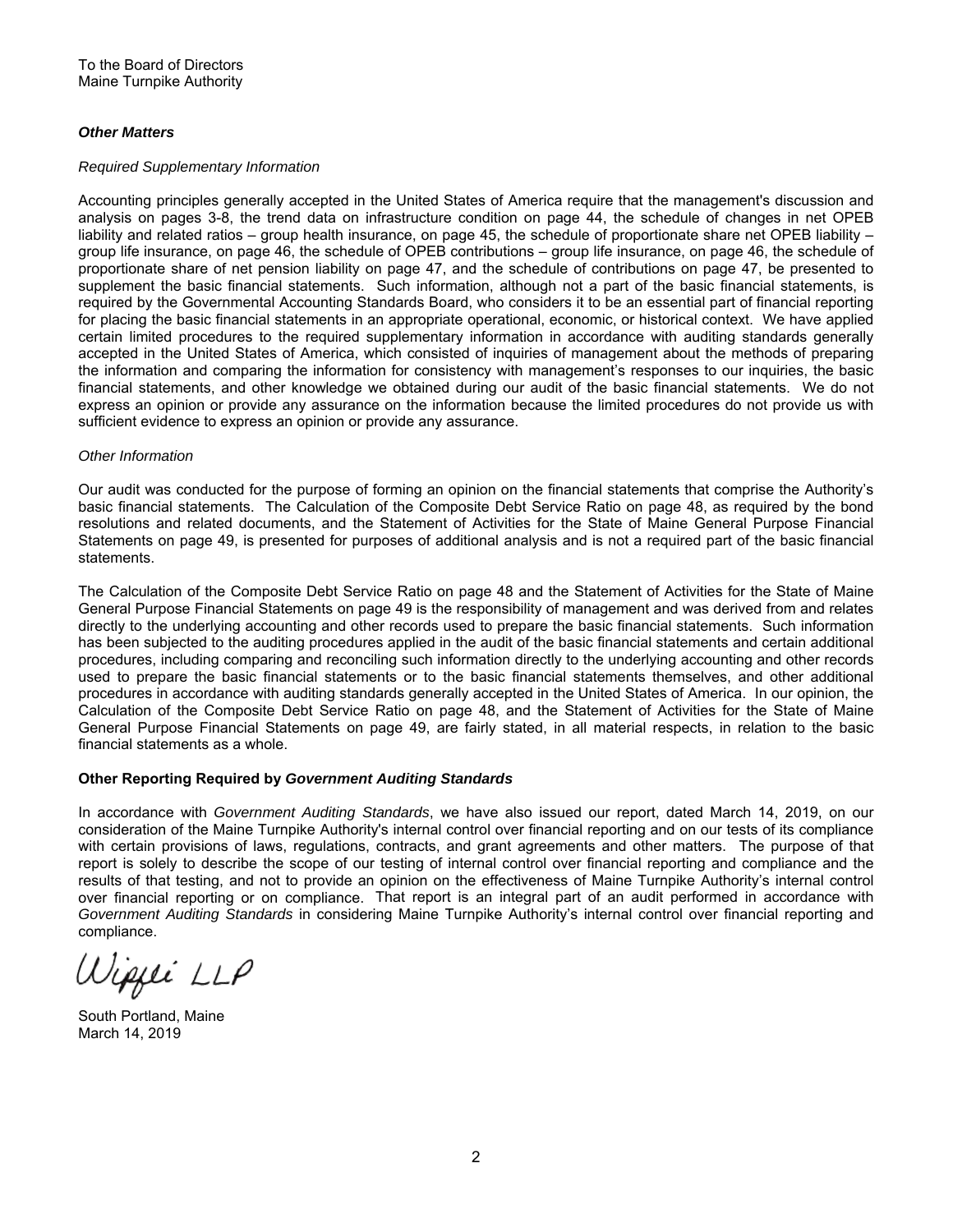To the Board of Directors
Maine Turnpike Authority

***Other Matters***

*Required Supplementary Information*

Accounting principles generally accepted in the United States of America require that the management's discussion and analysis on pages 3-8, the trend data on infrastructure condition on page 44, the schedule of changes in net OPEB liability and related ratios – group health insurance, on page 45, the schedule of proportionate share net OPEB liability – group life insurance, on page 46, the schedule of OPEB contributions – group life insurance, on page 46, the schedule of proportionate share of net pension liability on page 47, and the schedule of contributions on page 47, be presented to supplement the basic financial statements. Such information, although not a part of the basic financial statements, is required by the Governmental Accounting Standards Board, who considers it to be an essential part of financial reporting for placing the basic financial statements in an appropriate operational, economic, or historical context. We have applied certain limited procedures to the required supplementary information in accordance with auditing standards generally accepted in the United States of America, which consisted of inquiries of management about the methods of preparing the information and comparing the information for consistency with management's responses to our inquiries, the basic financial statements, and other knowledge we obtained during our audit of the basic financial statements. We do not express an opinion or provide any assurance on the information because the limited procedures do not provide us with sufficient evidence to express an opinion or provide any assurance.

*Other Information*

Our audit was conducted for the purpose of forming an opinion on the financial statements that comprise the Authority's basic financial statements. The Calculation of the Composite Debt Service Ratio on page 48, as required by the bond resolutions and related documents, and the Statement of Activities for the State of Maine General Purpose Financial Statements on page 49, is presented for purposes of additional analysis and is not a required part of the basic financial statements.

The Calculation of the Composite Debt Service Ratio on page 48 and the Statement of Activities for the State of Maine General Purpose Financial Statements on page 49 is the responsibility of management and was derived from and relates directly to the underlying accounting and other records used to prepare the basic financial statements. Such information has been subjected to the auditing procedures applied in the audit of the basic financial statements and certain additional procedures, including comparing and reconciling such information directly to the underlying accounting and other records used to prepare the basic financial statements or to the basic financial statements themselves, and other additional procedures in accordance with auditing standards generally accepted in the United States of America. In our opinion, the Calculation of the Composite Debt Service Ratio on page 48, and the Statement of Activities for the State of Maine General Purpose Financial Statements on page 49, are fairly stated, in all material respects, in relation to the basic financial statements as a whole.

**Other Reporting Required by *Government Auditing Standards***

In accordance with *Government Auditing Standards*, we have also issued our report, dated March 14, 2019, on our consideration of the Maine Turnpike Authority's internal control over financial reporting and on our tests of its compliance with certain provisions of laws, regulations, contracts, and grant agreements and other matters. The purpose of that report is solely to describe the scope of our testing of internal control over financial reporting and compliance and the results of that testing, and not to provide an opinion on the effectiveness of Maine Turnpike Authority's internal control over financial reporting or on compliance. That report is an integral part of an audit performed in accordance with *Government Auditing Standards* in considering Maine Turnpike Authority's internal control over financial reporting and compliance.

Wipfli LLP

South Portland, Maine
March 14, 2019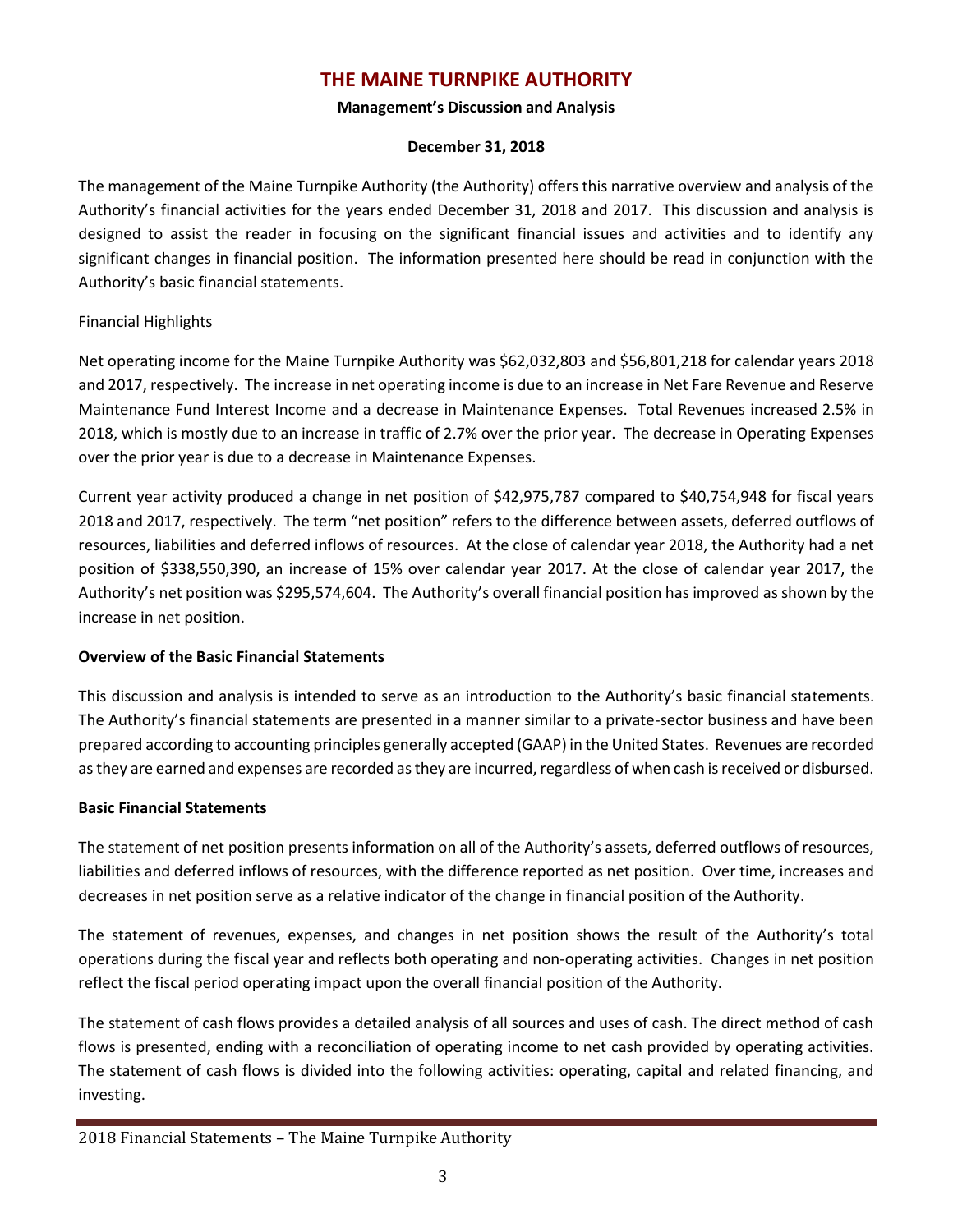# THE MAINE TURNPIKE AUTHORITY

**Management's Discussion and Analysis**

**December 31, 2018**

The management of the Maine Turnpike Authority (the Authority) offers this narrative overview and analysis of the Authority's financial activities for the years ended December 31, 2018 and 2017. This discussion and analysis is designed to assist the reader in focusing on the significant financial issues and activities and to identify any significant changes in financial position. The information presented here should be read in conjunction with the Authority's basic financial statements.

Financial Highlights

Net operating income for the Maine Turnpike Authority was $62,032,803 and $56,801,218 for calendar years 2018 and 2017, respectively. The increase in net operating income is due to an increase in Net Fare Revenue and Reserve Maintenance Fund Interest Income and a decrease in Maintenance Expenses. Total Revenues increased 2.5% in 2018, which is mostly due to an increase in traffic of 2.7% over the prior year. The decrease in Operating Expenses over the prior year is due to a decrease in Maintenance Expenses.

Current year activity produced a change in net position of $42,975,787 compared to $40,754,948 for fiscal years 2018 and 2017, respectively. The term "net position" refers to the difference between assets, deferred outflows of resources, liabilities and deferred inflows of resources. At the close of calendar year 2018, the Authority had a net position of $338,550,390, an increase of 15% over calendar year 2017. At the close of calendar year 2017, the Authority's net position was $295,574,604. The Authority's overall financial position has improved as shown by the increase in net position.

**Overview of the Basic Financial Statements**

This discussion and analysis is intended to serve as an introduction to the Authority's basic financial statements. The Authority's financial statements are presented in a manner similar to a private-sector business and have been prepared according to accounting principles generally accepted (GAAP) in the United States. Revenues are recorded as they are earned and expenses are recorded as they are incurred, regardless of when cash is received or disbursed.

**Basic Financial Statements**

The statement of net position presents information on all of the Authority's assets, deferred outflows of resources, liabilities and deferred inflows of resources, with the difference reported as net position. Over time, increases and decreases in net position serve as a relative indicator of the change in financial position of the Authority.

The statement of revenues, expenses, and changes in net position shows the result of the Authority's total operations during the fiscal year and reflects both operating and non-operating activities. Changes in net position reflect the fiscal period operating impact upon the overall financial position of the Authority.

The statement of cash flows provides a detailed analysis of all sources and uses of cash. The direct method of cash flows is presented, ending with a reconciliation of operating income to net cash provided by operating activities. The statement of cash flows is divided into the following activities: operating, capital and related financing, and investing.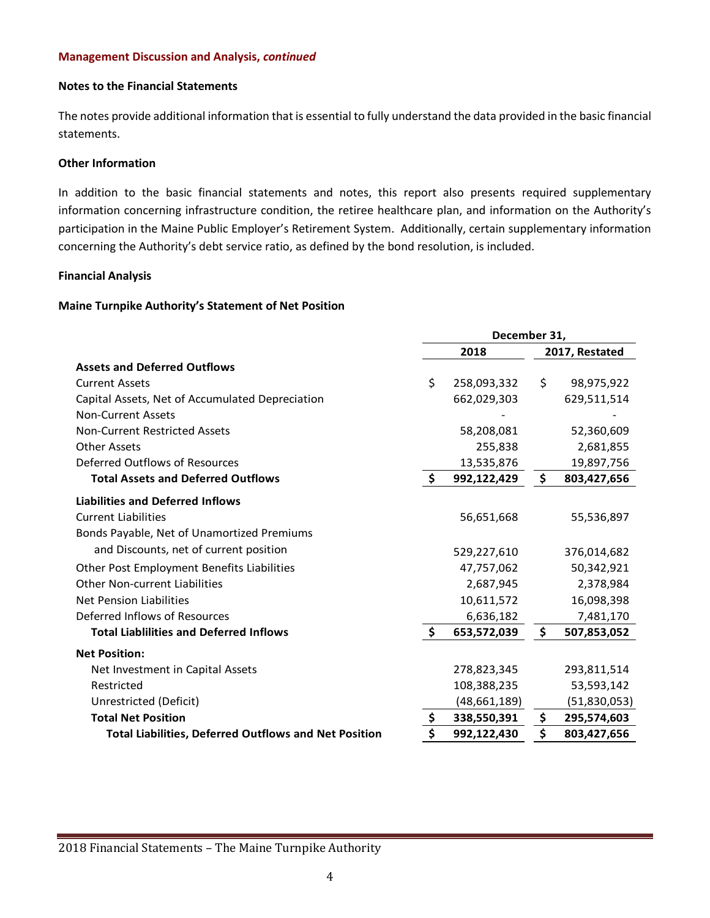**Management Discussion and Analysis, *continued***

**Notes to the Financial Statements**

The notes provide additional information that is essential to fully understand the data provided in the basic financial statements.

**Other Information**

In addition to the basic financial statements and notes, this report also presents required supplementary information concerning infrastructure condition, the retiree healthcare plan, and information on the Authority's participation in the Maine Public Employer's Retirement System. Additionally, certain supplementary information concerning the Authority's debt service ratio, as defined by the bond resolution, is included.

**Financial Analysis**

**Maine Turnpike Authority's Statement of Net Position**

| | December 31, | |
|---|---|---|
| | **2018** | **2017, Restated** |
| **Assets and Deferred Outflows** | | |
| Current Assets | $ 258,093,332 | $ 98,975,922 |
| Capital Assets, Net of Accumulated Depreciation | 662,029,303 | 629,511,514 |
| Non-Current Assets | - | - |
| Non-Current Restricted Assets | 58,208,081 | 52,360,609 |
| Other Assets | 255,838 | 2,681,855 |
| Deferred Outflows of Resources | 13,535,876 | 19,897,756 |
| **Total Assets and Deferred Outflows** | **$ 992,122,429** | **$ 803,427,656** |
| **Liabilities and Deferred Inflows** | | |
| Current Liabilities | 56,651,668 | 55,536,897 |
| Bonds Payable, Net of Unamortized Premiums and Discounts, net of current position | 529,227,610 | 376,014,682 |
| Other Post Employment Benefits Liabilities | 47,757,062 | 50,342,921 |
| Other Non-current Liabilities | 2,687,945 | 2,378,984 |
| Net Pension Liabilities | 10,611,572 | 16,098,398 |
| Deferred Inflows of Resources | 6,636,182 | 7,481,170 |
| **Total Liablilities and Deferred Inflows** | **$ 653,572,039** | **$ 507,853,052** |
| **Net Position:** | | |
| Net Investment in Capital Assets | 278,823,345 | 293,811,514 |
| Restricted | 108,388,235 | 53,593,142 |
| Unrestricted (Deficit) | (48,661,189) | (51,830,053) |
| **Total Net Position** | **$ 338,550,391** | **$ 295,574,603** |
| **Total Liabilities, Deferred Outflows and Net Position** | **$ 992,122,430** | **$ 803,427,656** |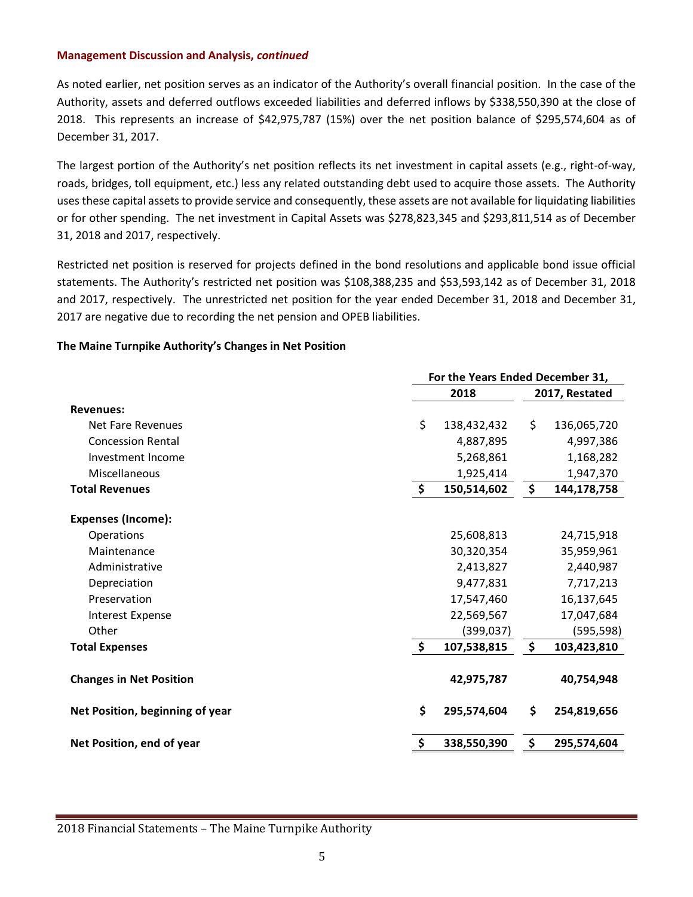**Management Discussion and Analysis, *continued***

As noted earlier, net position serves as an indicator of the Authority's overall financial position. In the case of the Authority, assets and deferred outflows exceeded liabilities and deferred inflows by $338,550,390 at the close of 2018. This represents an increase of $42,975,787 (15%) over the net position balance of $295,574,604 as of December 31, 2017.

The largest portion of the Authority's net position reflects its net investment in capital assets (e.g., right-of-way, roads, bridges, toll equipment, etc.) less any related outstanding debt used to acquire those assets. The Authority uses these capital assets to provide service and consequently, these assets are not available for liquidating liabilities or for other spending. The net investment in Capital Assets was $278,823,345 and $293,811,514 as of December 31, 2018 and 2017, respectively.

Restricted net position is reserved for projects defined in the bond resolutions and applicable bond issue official statements. The Authority's restricted net position was $108,388,235 and $53,593,142 as of December 31, 2018 and 2017, respectively. The unrestricted net position for the year ended December 31, 2018 and December 31, 2017 are negative due to recording the net pension and OPEB liabilities.

**The Maine Turnpike Authority's Changes in Net Position**

| | For the Years Ended December 31, | |
|---|---|---|
| | **2018** | **2017, Restated** |
| **Revenues:** | | |
| Net Fare Revenues | $ 138,432,432 | $ 136,065,720 |
| Concession Rental | 4,887,895 | 4,997,386 |
| Investment Income | 5,268,861 | 1,168,282 |
| Miscellaneous | 1,925,414 | 1,947,370 |
| **Total Revenues** | **$ 150,514,602** | **$ 144,178,758** |
| **Expenses (Income):** | | |
| Operations | 25,608,813 | 24,715,918 |
| Maintenance | 30,320,354 | 35,959,961 |
| Administrative | 2,413,827 | 2,440,987 |
| Depreciation | 9,477,831 | 7,717,213 |
| Preservation | 17,547,460 | 16,137,645 |
| Interest Expense | 22,569,567 | 17,047,684 |
| Other | (399,037) | (595,598) |
| **Total Expenses** | **$ 107,538,815** | **$ 103,423,810** |
| **Changes in Net Position** | **42,975,787** | **40,754,948** |
| **Net Position, beginning of year** | **$ 295,574,604** | **$ 254,819,656** |
| **Net Position, end of year** | **$ 338,550,390** | **$ 295,574,604** |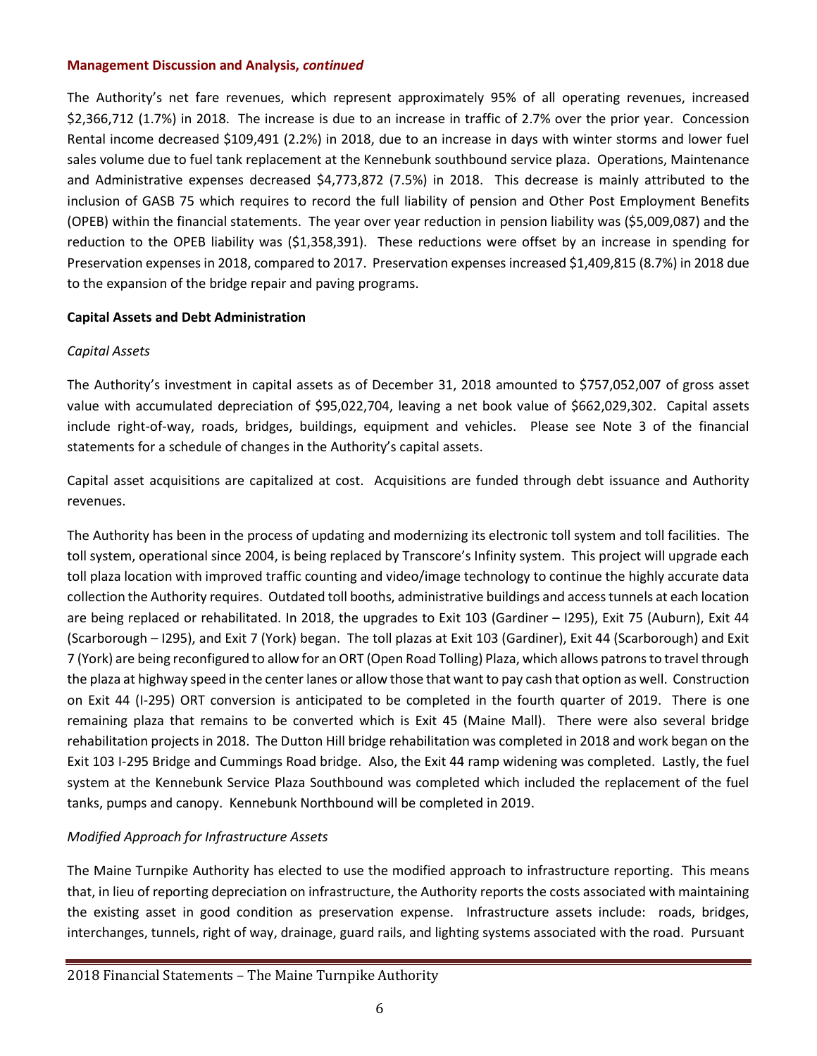**Management Discussion and Analysis, *continued***

The Authority's net fare revenues, which represent approximately 95% of all operating revenues, increased $2,366,712 (1.7%) in 2018. The increase is due to an increase in traffic of 2.7% over the prior year. Concession Rental income decreased $109,491 (2.2%) in 2018, due to an increase in days with winter storms and lower fuel sales volume due to fuel tank replacement at the Kennebunk southbound service plaza. Operations, Maintenance and Administrative expenses decreased $4,773,872 (7.5%) in 2018. This decrease is mainly attributed to the inclusion of GASB 75 which requires to record the full liability of pension and Other Post Employment Benefits (OPEB) within the financial statements. The year over year reduction in pension liability was ($5,009,087) and the reduction to the OPEB liability was ($1,358,391). These reductions were offset by an increase in spending for Preservation expenses in 2018, compared to 2017. Preservation expenses increased $1,409,815 (8.7%) in 2018 due to the expansion of the bridge repair and paving programs.

**Capital Assets and Debt Administration**

*Capital Assets*

The Authority's investment in capital assets as of December 31, 2018 amounted to $757,052,007 of gross asset value with accumulated depreciation of $95,022,704, leaving a net book value of $662,029,302. Capital assets include right-of-way, roads, bridges, buildings, equipment and vehicles. Please see Note 3 of the financial statements for a schedule of changes in the Authority's capital assets.

Capital asset acquisitions are capitalized at cost. Acquisitions are funded through debt issuance and Authority revenues.

The Authority has been in the process of updating and modernizing its electronic toll system and toll facilities. The toll system, operational since 2004, is being replaced by Transcore's Infinity system. This project will upgrade each toll plaza location with improved traffic counting and video/image technology to continue the highly accurate data collection the Authority requires. Outdated toll booths, administrative buildings and access tunnels at each location are being replaced or rehabilitated. In 2018, the upgrades to Exit 103 (Gardiner – I295), Exit 75 (Auburn), Exit 44 (Scarborough – I295), and Exit 7 (York) began. The toll plazas at Exit 103 (Gardiner), Exit 44 (Scarborough) and Exit 7 (York) are being reconfigured to allow for an ORT (Open Road Tolling) Plaza, which allows patrons to travel through the plaza at highway speed in the center lanes or allow those that want to pay cash that option as well. Construction on Exit 44 (I-295) ORT conversion is anticipated to be completed in the fourth quarter of 2019. There is one remaining plaza that remains to be converted which is Exit 45 (Maine Mall). There were also several bridge rehabilitation projects in 2018. The Dutton Hill bridge rehabilitation was completed in 2018 and work began on the Exit 103 I-295 Bridge and Cummings Road bridge. Also, the Exit 44 ramp widening was completed. Lastly, the fuel system at the Kennebunk Service Plaza Southbound was completed which included the replacement of the fuel tanks, pumps and canopy. Kennebunk Northbound will be completed in 2019.

*Modified Approach for Infrastructure Assets*

The Maine Turnpike Authority has elected to use the modified approach to infrastructure reporting. This means that, in lieu of reporting depreciation on infrastructure, the Authority reports the costs associated with maintaining the existing asset in good condition as preservation expense. Infrastructure assets include: roads, bridges, interchanges, tunnels, right of way, drainage, guard rails, and lighting systems associated with the road. Pursuant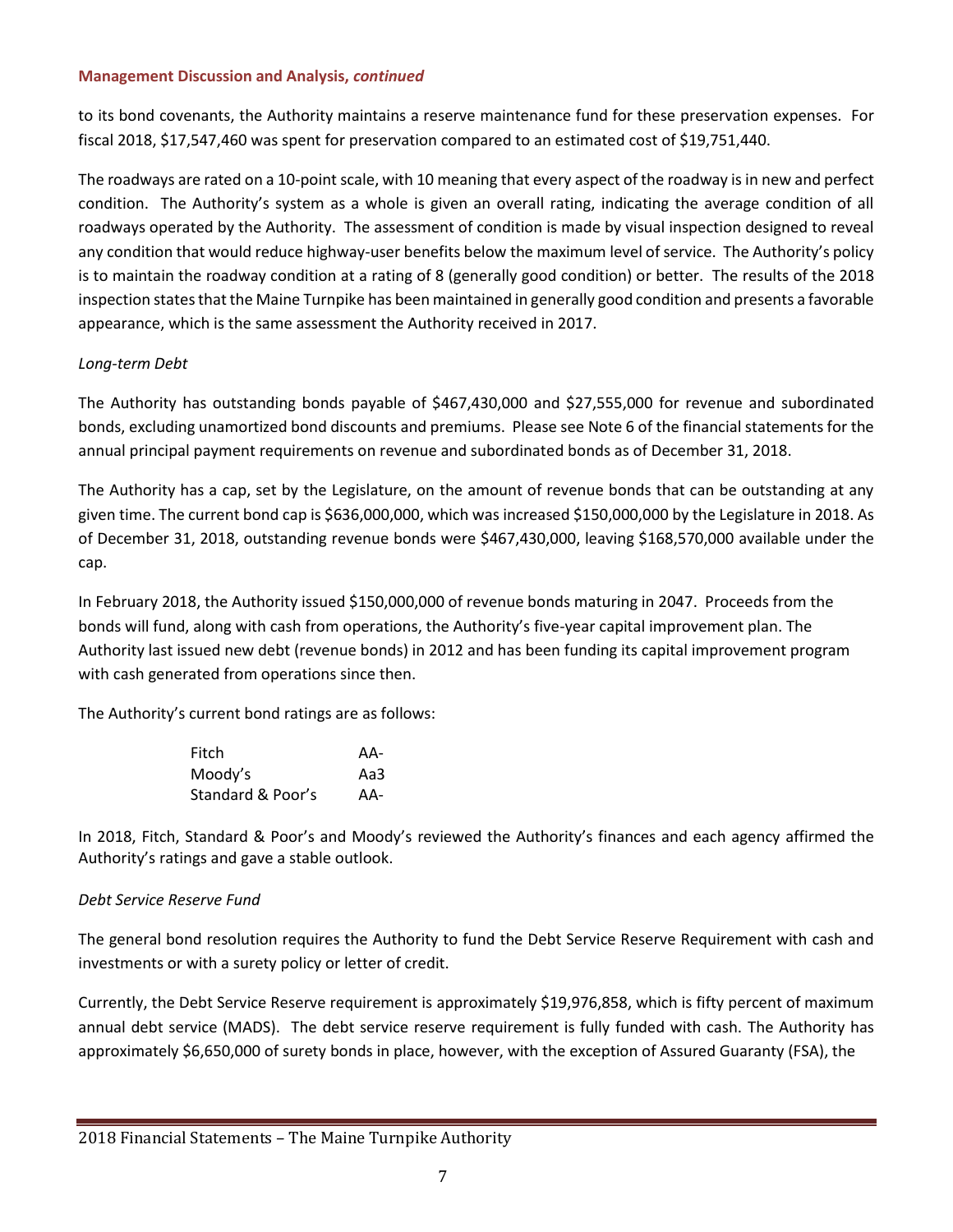### Management Discussion and Analysis, *continued*

to its bond covenants, the Authority maintains a reserve maintenance fund for these preservation expenses. For fiscal 2018, $17,547,460 was spent for preservation compared to an estimated cost of $19,751,440.

The roadways are rated on a 10-point scale, with 10 meaning that every aspect of the roadway is in new and perfect condition. The Authority's system as a whole is given an overall rating, indicating the average condition of all roadways operated by the Authority. The assessment of condition is made by visual inspection designed to reveal any condition that would reduce highway-user benefits below the maximum level of service. The Authority's policy is to maintain the roadway condition at a rating of 8 (generally good condition) or better. The results of the 2018 inspection states that the Maine Turnpike has been maintained in generally good condition and presents a favorable appearance, which is the same assessment the Authority received in 2017.

*Long-term Debt*

The Authority has outstanding bonds payable of $467,430,000 and $27,555,000 for revenue and subordinated bonds, excluding unamortized bond discounts and premiums. Please see Note 6 of the financial statements for the annual principal payment requirements on revenue and subordinated bonds as of December 31, 2018.

The Authority has a cap, set by the Legislature, on the amount of revenue bonds that can be outstanding at any given time. The current bond cap is $636,000,000, which was increased $150,000,000 by the Legislature in 2018. As of December 31, 2018, outstanding revenue bonds were $467,430,000, leaving $168,570,000 available under the cap.

In February 2018, the Authority issued $150,000,000 of revenue bonds maturing in 2047. Proceeds from the bonds will fund, along with cash from operations, the Authority's five-year capital improvement plan. The Authority last issued new debt (revenue bonds) in 2012 and has been funding its capital improvement program with cash generated from operations since then.

The Authority's current bond ratings are as follows:

| | |
|---|---|
| Fitch | AA- |
| Moody's | Aa3 |
| Standard & Poor's | AA- |

In 2018, Fitch, Standard & Poor's and Moody's reviewed the Authority's finances and each agency affirmed the Authority's ratings and gave a stable outlook.

*Debt Service Reserve Fund*

The general bond resolution requires the Authority to fund the Debt Service Reserve Requirement with cash and investments or with a surety policy or letter of credit.

Currently, the Debt Service Reserve requirement is approximately $19,976,858, which is fifty percent of maximum annual debt service (MADS). The debt service reserve requirement is fully funded with cash. The Authority has approximately $6,650,000 of surety bonds in place, however, with the exception of Assured Guaranty (FSA), the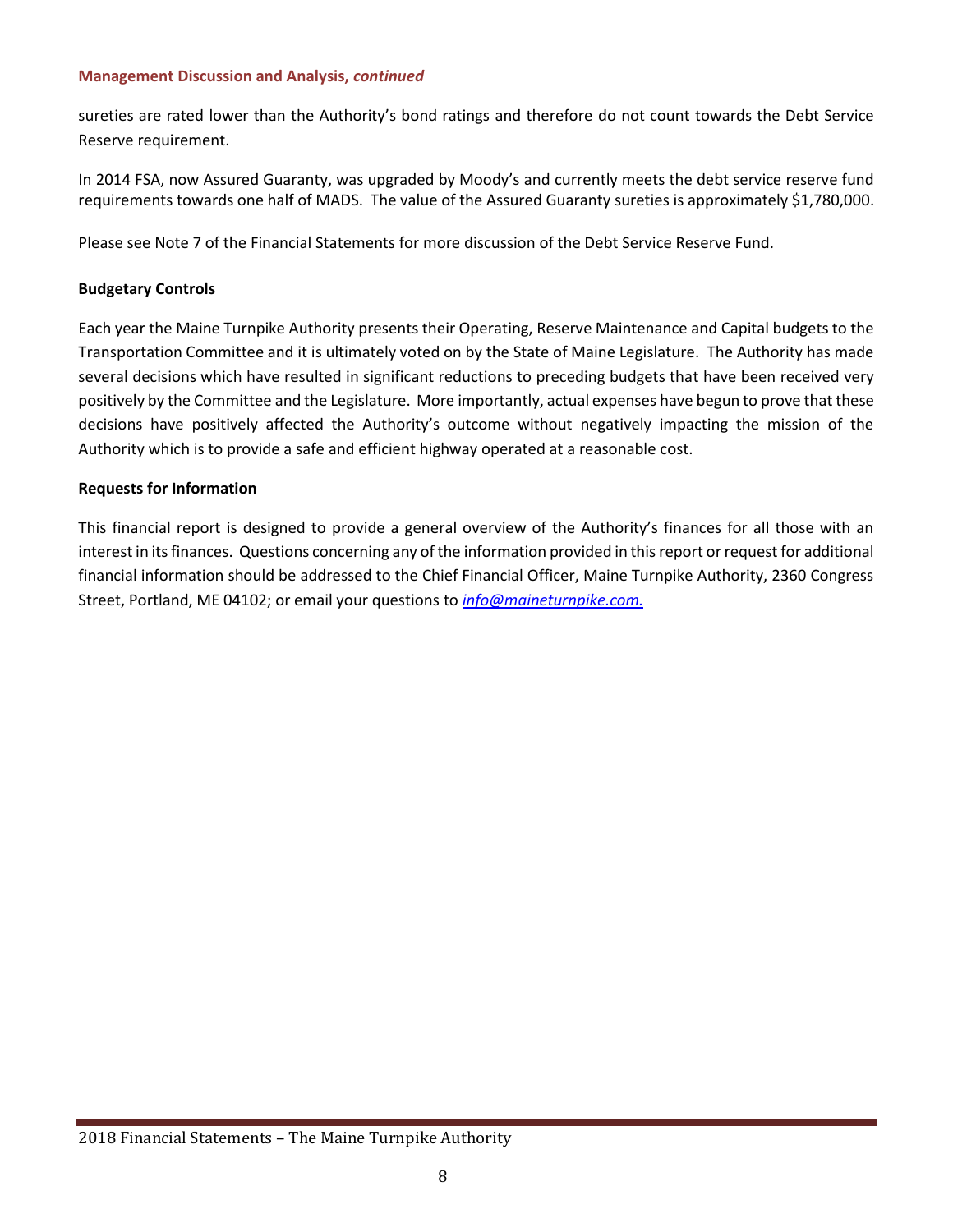sureties are rated lower than the Authority's bond ratings and therefore do not count towards the Debt Service Reserve requirement.

In 2014 FSA, now Assured Guaranty, was upgraded by Moody's and currently meets the debt service reserve fund requirements towards one half of MADS. The value of the Assured Guaranty sureties is approximately $1,780,000.

Please see Note 7 of the Financial Statements for more discussion of the Debt Service Reserve Fund.

**Budgetary Controls**

Each year the Maine Turnpike Authority presents their Operating, Reserve Maintenance and Capital budgets to the Transportation Committee and it is ultimately voted on by the State of Maine Legislature. The Authority has made several decisions which have resulted in significant reductions to preceding budgets that have been received very positively by the Committee and the Legislature. More importantly, actual expenses have begun to prove that these decisions have positively affected the Authority's outcome without negatively impacting the mission of the Authority which is to provide a safe and efficient highway operated at a reasonable cost.

**Requests for Information**

This financial report is designed to provide a general overview of the Authority's finances for all those with an interest in its finances. Questions concerning any of the information provided in this report or request for additional financial information should be addressed to the Chief Financial Officer, Maine Turnpike Authority, 2360 Congress Street, Portland, ME 04102; or email your questions to *info@maineturnpike.com.*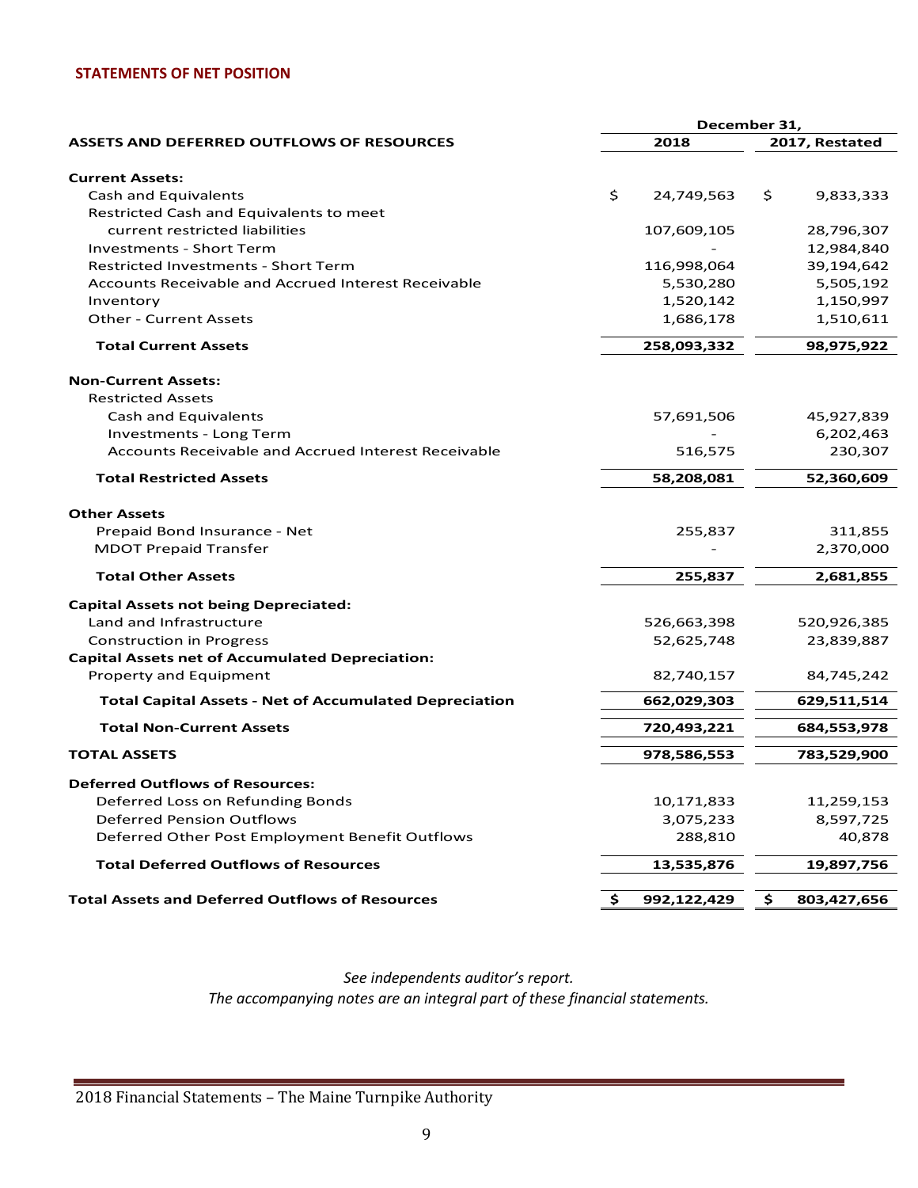## STATEMENTS OF NET POSITION

| ASSETS AND DEFERRED OUTFLOWS OF RESOURCES | December 31, 2018 | December 31, 2017, Restated |
|---|---|---|
| **Current Assets:** | | |
| Cash and Equivalents | $ 24,749,563 | $ 9,833,333 |
| Restricted Cash and Equivalents to meet current restricted liabilities | 107,609,105 | 28,796,307 |
| Investments - Short Term | - | 12,984,840 |
| Restricted Investments - Short Term | 116,998,064 | 39,194,642 |
| Accounts Receivable and Accrued Interest Receivable | 5,530,280 | 5,505,192 |
| Inventory | 1,520,142 | 1,150,997 |
| Other - Current Assets | 1,686,178 | 1,510,611 |
| **Total Current Assets** | **258,093,332** | **98,975,922** |
| **Non-Current Assets:** | | |
| Restricted Assets | | |
| Cash and Equivalents | 57,691,506 | 45,927,839 |
| Investments - Long Term | - | 6,202,463 |
| Accounts Receivable and Accrued Interest Receivable | 516,575 | 230,307 |
| **Total Restricted Assets** | **58,208,081** | **52,360,609** |
| **Other Assets** | | |
| Prepaid Bond Insurance - Net | 255,837 | 311,855 |
| MDOT Prepaid Transfer | - | 2,370,000 |
| **Total Other Assets** | **255,837** | **2,681,855** |
| **Capital Assets not being Depreciated:** | | |
| Land and Infrastructure | 526,663,398 | 520,926,385 |
| Construction in Progress | 52,625,748 | 23,839,887 |
| **Capital Assets net of Accumulated Depreciation:** | | |
| Property and Equipment | 82,740,157 | 84,745,242 |
| **Total Capital Assets - Net of Accumulated Depreciation** | **662,029,303** | **629,511,514** |
| **Total Non-Current Assets** | **720,493,221** | **684,553,978** |
| **TOTAL ASSETS** | **978,586,553** | **783,529,900** |
| **Deferred Outflows of Resources:** | | |
| Deferred Loss on Refunding Bonds | 10,171,833 | 11,259,153 |
| Deferred Pension Outflows | 3,075,233 | 8,597,725 |
| Deferred Other Post Employment Benefit Outflows | 288,810 | 40,878 |
| **Total Deferred Outflows of Resources** | **13,535,876** | **19,897,756** |
| **Total Assets and Deferred Outflows of Resources** | **$ 992,122,429** | **$ 803,427,656** |

*See independents auditor's report.*
*The accompanying notes are an integral part of these financial statements.*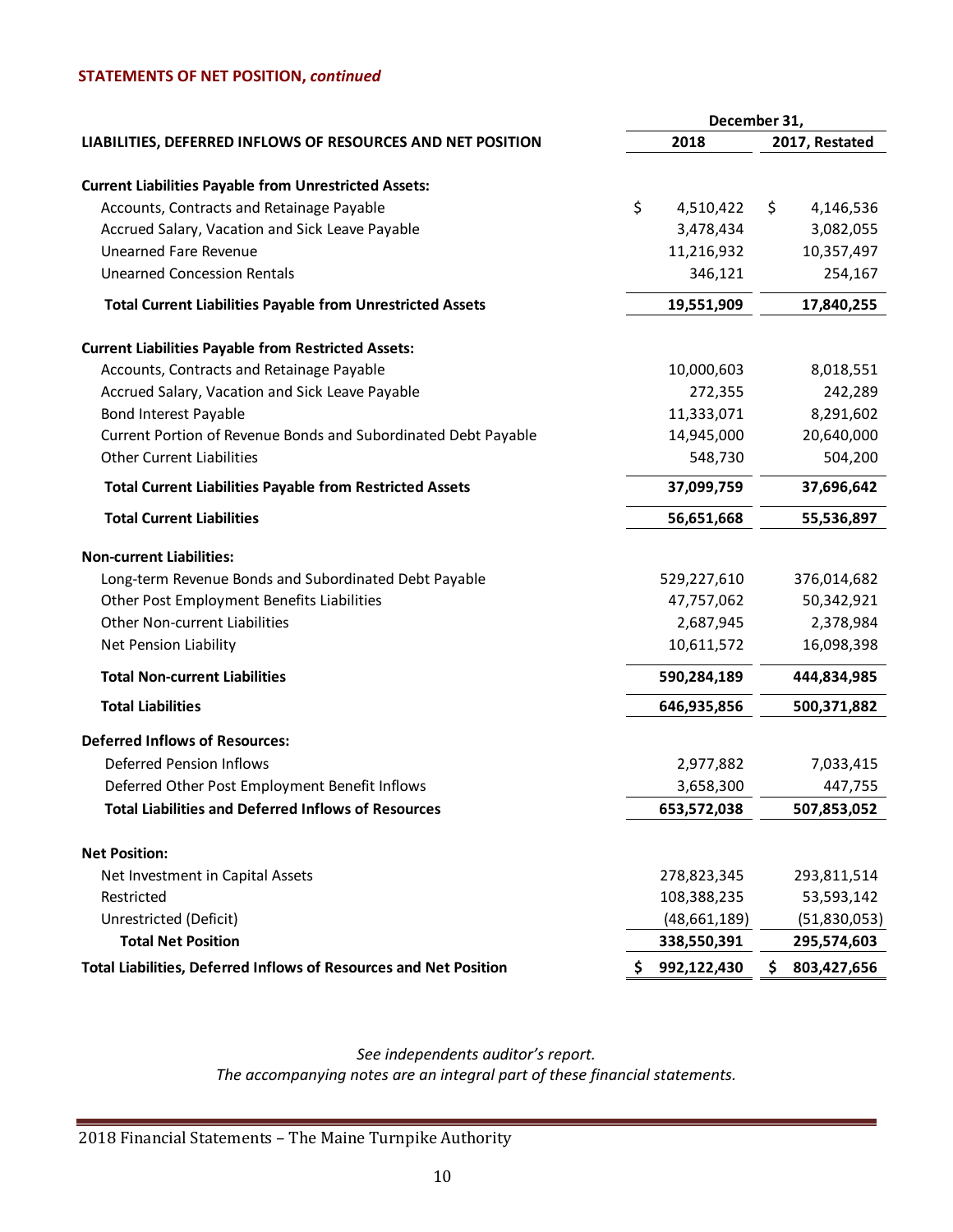## STATEMENTS OF NET POSITION, *continued*

| LIABILITIES, DEFERRED INFLOWS OF RESOURCES AND NET POSITION | December 31, 2018 | December 31, 2017, Restated |
|---|---|---|
| **Current Liabilities Payable from Unrestricted Assets:** | | |
| Accounts, Contracts and Retainage Payable | $ 4,510,422 | $ 4,146,536 |
| Accrued Salary, Vacation and Sick Leave Payable | 3,478,434 | 3,082,055 |
| Unearned Fare Revenue | 11,216,932 | 10,357,497 |
| Unearned Concession Rentals | 346,121 | 254,167 |
| **Total Current Liabilities Payable from Unrestricted Assets** | **19,551,909** | **17,840,255** |
| **Current Liabilities Payable from Restricted Assets:** | | |
| Accounts, Contracts and Retainage Payable | 10,000,603 | 8,018,551 |
| Accrued Salary, Vacation and Sick Leave Payable | 272,355 | 242,289 |
| Bond Interest Payable | 11,333,071 | 8,291,602 |
| Current Portion of Revenue Bonds and Subordinated Debt Payable | 14,945,000 | 20,640,000 |
| Other Current Liabilities | 548,730 | 504,200 |
| **Total Current Liabilities Payable from Restricted Assets** | **37,099,759** | **37,696,642** |
| **Total Current Liabilities** | **56,651,668** | **55,536,897** |
| **Non-current Liabilities:** | | |
| Long-term Revenue Bonds and Subordinated Debt Payable | 529,227,610 | 376,014,682 |
| Other Post Employment Benefits Liabilities | 47,757,062 | 50,342,921 |
| Other Non-current Liabilities | 2,687,945 | 2,378,984 |
| Net Pension Liability | 10,611,572 | 16,098,398 |
| **Total Non-current Liabilities** | **590,284,189** | **444,834,985** |
| **Total Liabilities** | **646,935,856** | **500,371,882** |
| **Deferred Inflows of Resources:** | | |
| Deferred Pension Inflows | 2,977,882 | 7,033,415 |
| Deferred Other Post Employment Benefit Inflows | 3,658,300 | 447,755 |
| **Total Liabilities and Deferred Inflows of Resources** | **653,572,038** | **507,853,052** |
| **Net Position:** | | |
| Net Investment in Capital Assets | 278,823,345 | 293,811,514 |
| Restricted | 108,388,235 | 53,593,142 |
| Unrestricted (Deficit) | (48,661,189) | (51,830,053) |
| **Total Net Position** | **338,550,391** | **295,574,603** |
| **Total Liabilities, Deferred Inflows of Resources and Net Position** | **$ 992,122,430** | **$ 803,427,656** |

*See independents auditor's report.*
*The accompanying notes are an integral part of these financial statements.*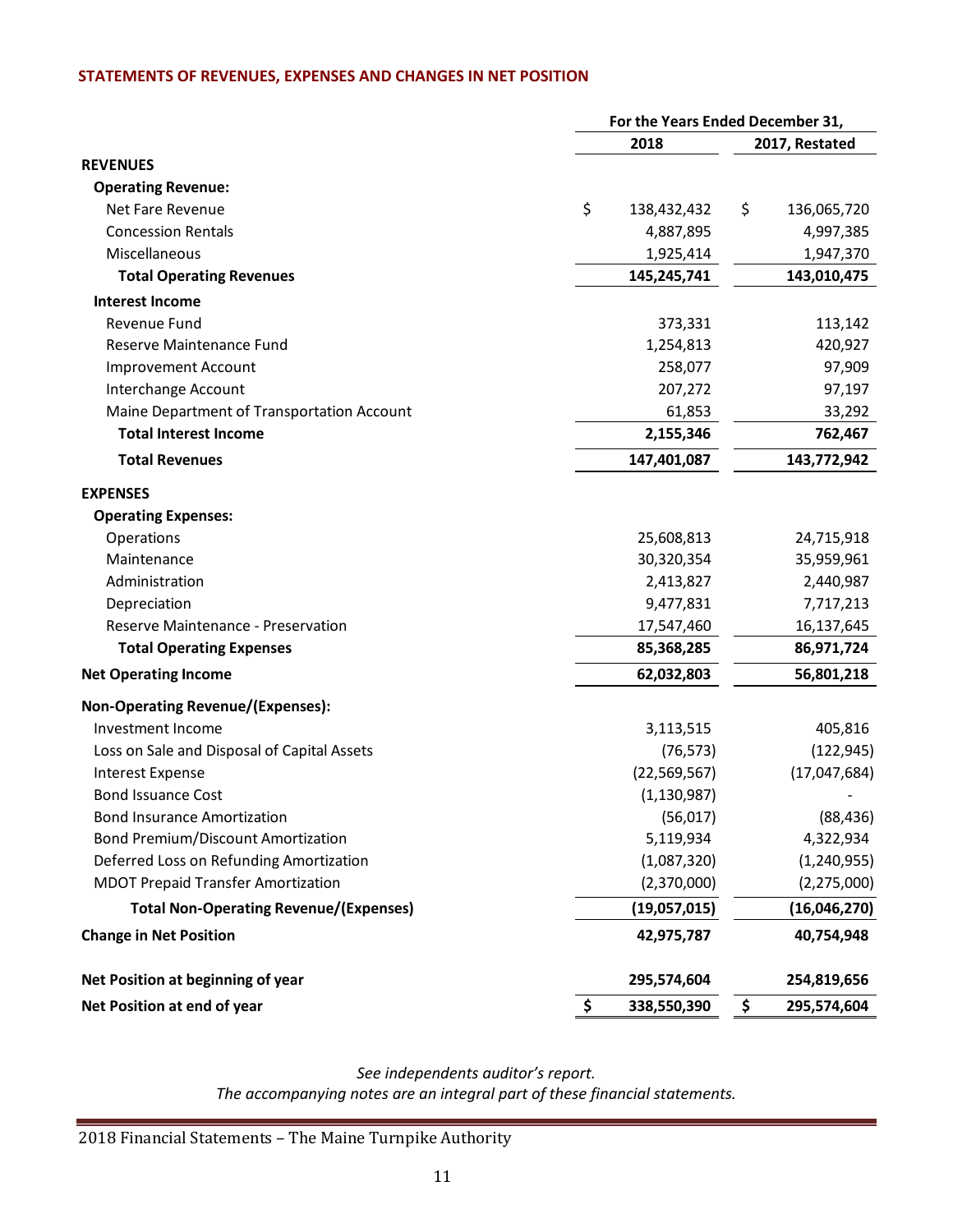## STATEMENTS OF REVENUES, EXPENSES AND CHANGES IN NET POSITION

| | For the Years Ended December 31, | |
|---|---|---|
| | 2018 | 2017, Restated |
| **REVENUES** | | |
| **Operating Revenue:** | | |
| Net Fare Revenue | $ 138,432,432 | $ 136,065,720 |
| Concession Rentals | 4,887,895 | 4,997,385 |
| Miscellaneous | 1,925,414 | 1,947,370 |
| **Total Operating Revenues** | **145,245,741** | **143,010,475** |
| **Interest Income** | | |
| Revenue Fund | 373,331 | 113,142 |
| Reserve Maintenance Fund | 1,254,813 | 420,927 |
| Improvement Account | 258,077 | 97,909 |
| Interchange Account | 207,272 | 97,197 |
| Maine Department of Transportation Account | 61,853 | 33,292 |
| **Total Interest Income** | **2,155,346** | **762,467** |
| **Total Revenues** | **147,401,087** | **143,772,942** |
| **EXPENSES** | | |
| **Operating Expenses:** | | |
| Operations | 25,608,813 | 24,715,918 |
| Maintenance | 30,320,354 | 35,959,961 |
| Administration | 2,413,827 | 2,440,987 |
| Depreciation | 9,477,831 | 7,717,213 |
| Reserve Maintenance - Preservation | 17,547,460 | 16,137,645 |
| **Total Operating Expenses** | **85,368,285** | **86,971,724** |
| **Net Operating Income** | **62,032,803** | **56,801,218** |
| **Non-Operating Revenue/(Expenses):** | | |
| Investment Income | 3,113,515 | 405,816 |
| Loss on Sale and Disposal of Capital Assets | (76,573) | (122,945) |
| Interest Expense | (22,569,567) | (17,047,684) |
| Bond Issuance Cost | (1,130,987) | - |
| Bond Insurance Amortization | (56,017) | (88,436) |
| Bond Premium/Discount Amortization | 5,119,934 | 4,322,934 |
| Deferred Loss on Refunding Amortization | (1,087,320) | (1,240,955) |
| MDOT Prepaid Transfer Amortization | (2,370,000) | (2,275,000) |
| **Total Non-Operating Revenue/(Expenses)** | **(19,057,015)** | **(16,046,270)** |
| **Change in Net Position** | **42,975,787** | **40,754,948** |
| **Net Position at beginning of year** | **295,574,604** | **254,819,656** |
| **Net Position at end of year** | **$ 338,550,390** | **$ 295,574,604** |

*See independents auditor's report.*
*The accompanying notes are an integral part of these financial statements.*

2018 Financial Statements – The Maine Turnpike Authority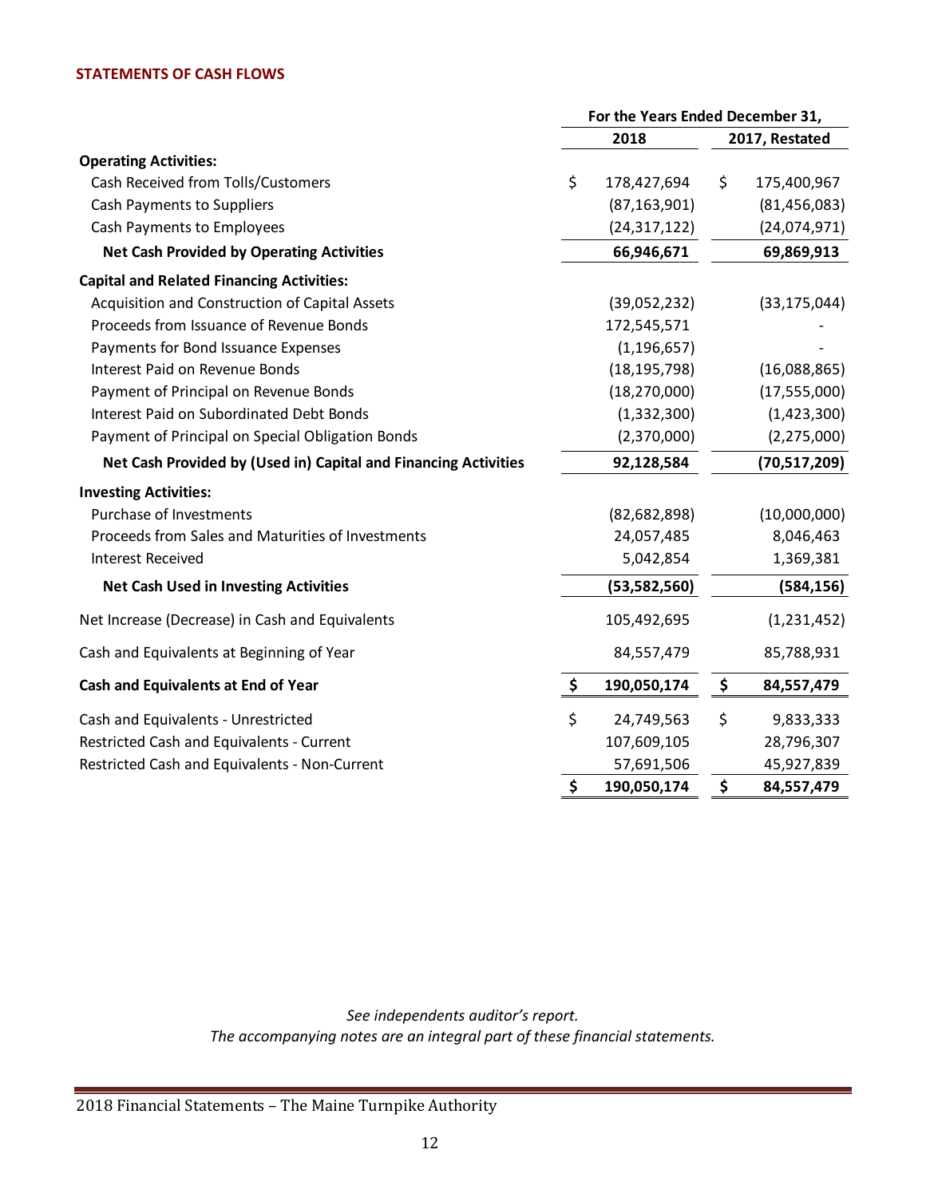## STATEMENTS OF CASH FLOWS

| | For the Years Ended December 31, | |
|---|---|---|
| | 2018 | 2017, Restated |
| **Operating Activities:** | | |
| Cash Received from Tolls/Customers | $ 178,427,694 | $ 175,400,967 |
| Cash Payments to Suppliers | (87,163,901) | (81,456,083) |
| Cash Payments to Employees | (24,317,122) | (24,074,971) |
| **Net Cash Provided by Operating Activities** | **66,946,671** | **69,869,913** |
| **Capital and Related Financing Activities:** | | |
| Acquisition and Construction of Capital Assets | (39,052,232) | (33,175,044) |
| Proceeds from Issuance of Revenue Bonds | 172,545,571 | - |
| Payments for Bond Issuance Expenses | (1,196,657) | - |
| Interest Paid on Revenue Bonds | (18,195,798) | (16,088,865) |
| Payment of Principal on Revenue Bonds | (18,270,000) | (17,555,000) |
| Interest Paid on Subordinated Debt Bonds | (1,332,300) | (1,423,300) |
| Payment of Principal on Special Obligation Bonds | (2,370,000) | (2,275,000) |
| **Net Cash Provided by (Used in) Capital and Financing Activities** | **92,128,584** | **(70,517,209)** |
| **Investing Activities:** | | |
| Purchase of Investments | (82,682,898) | (10,000,000) |
| Proceeds from Sales and Maturities of Investments | 24,057,485 | 8,046,463 |
| Interest Received | 5,042,854 | 1,369,381 |
| **Net Cash Used in Investing Activities** | **(53,582,560)** | **(584,156)** |
| Net Increase (Decrease) in Cash and Equivalents | 105,492,695 | (1,231,452) |
| Cash and Equivalents at Beginning of Year | 84,557,479 | 85,788,931 |
| **Cash and Equivalents at End of Year** | **$ 190,050,174** | **$ 84,557,479** |
| Cash and Equivalents - Unrestricted | $ 24,749,563 | $ 9,833,333 |
| Restricted Cash and Equivalents - Current | 107,609,105 | 28,796,307 |
| Restricted Cash and Equivalents - Non-Current | 57,691,506 | 45,927,839 |
| | **$ 190,050,174** | **$ 84,557,479** |

*See independents auditor's report.*
*The accompanying notes are an integral part of these financial statements.*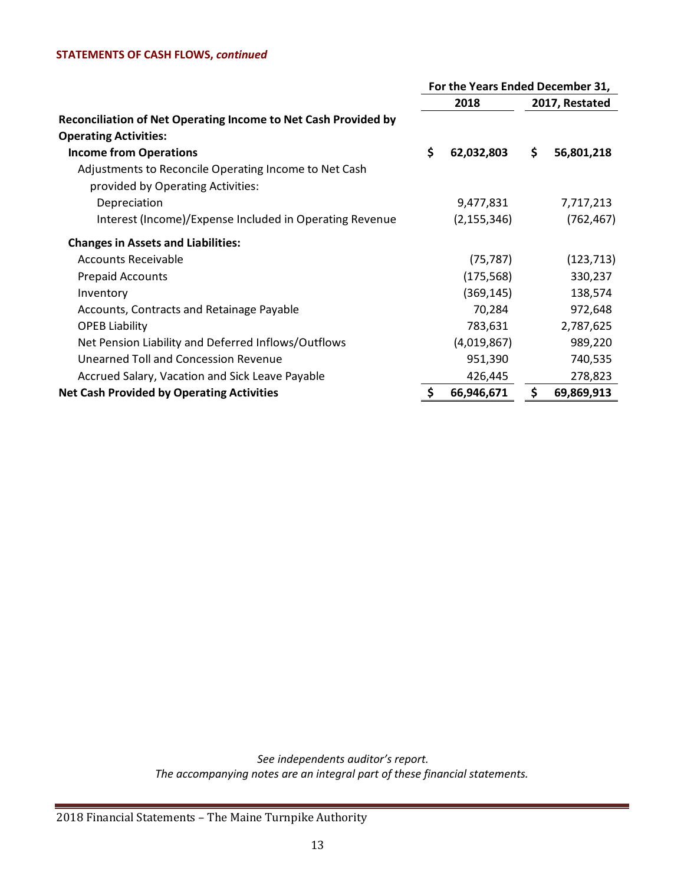**STATEMENTS OF CASH FLOWS, *continued***

| | For the Years Ended December 31, | |
|---|---|---|
| | 2018 | 2017, Restated |
| **Reconciliation of Net Operating Income to Net Cash Provided by Operating Activities:** | | |
| **Income from Operations** | **$ 62,032,803** | **$ 56,801,218** |
| Adjustments to Reconcile Operating Income to Net Cash provided by Operating Activities: | | |
| Depreciation | 9,477,831 | 7,717,213 |
| Interest (Income)/Expense Included in Operating Revenue | (2,155,346) | (762,467) |
| **Changes in Assets and Liabilities:** | | |
| Accounts Receivable | (75,787) | (123,713) |
| Prepaid Accounts | (175,568) | 330,237 |
| Inventory | (369,145) | 138,574 |
| Accounts, Contracts and Retainage Payable | 70,284 | 972,648 |
| OPEB Liability | 783,631 | 2,787,625 |
| Net Pension Liability and Deferred Inflows/Outflows | (4,019,867) | 989,220 |
| Unearned Toll and Concession Revenue | 951,390 | 740,535 |
| Accrued Salary, Vacation and Sick Leave Payable | 426,445 | 278,823 |
| **Net Cash Provided by Operating Activities** | **$ 66,946,671** | **$ 69,869,913** |

*See independents auditor's report.*
*The accompanying notes are an integral part of these financial statements.*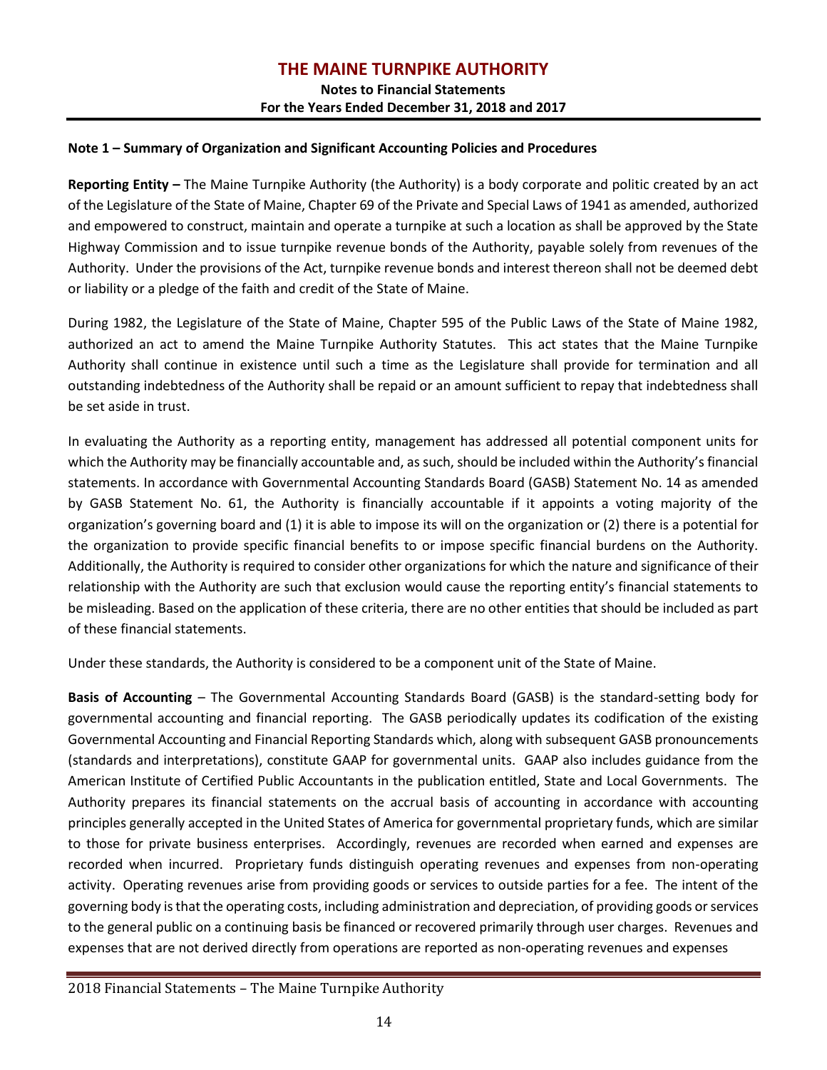## Note 1 – Summary of Organization and Significant Accounting Policies and Procedures

**Reporting Entity –** The Maine Turnpike Authority (the Authority) is a body corporate and politic created by an act of the Legislature of the State of Maine, Chapter 69 of the Private and Special Laws of 1941 as amended, authorized and empowered to construct, maintain and operate a turnpike at such a location as shall be approved by the State Highway Commission and to issue turnpike revenue bonds of the Authority, payable solely from revenues of the Authority. Under the provisions of the Act, turnpike revenue bonds and interest thereon shall not be deemed debt or liability or a pledge of the faith and credit of the State of Maine.

During 1982, the Legislature of the State of Maine, Chapter 595 of the Public Laws of the State of Maine 1982, authorized an act to amend the Maine Turnpike Authority Statutes. This act states that the Maine Turnpike Authority shall continue in existence until such a time as the Legislature shall provide for termination and all outstanding indebtedness of the Authority shall be repaid or an amount sufficient to repay that indebtedness shall be set aside in trust.

In evaluating the Authority as a reporting entity, management has addressed all potential component units for which the Authority may be financially accountable and, as such, should be included within the Authority's financial statements. In accordance with Governmental Accounting Standards Board (GASB) Statement No. 14 as amended by GASB Statement No. 61, the Authority is financially accountable if it appoints a voting majority of the organization's governing board and (1) it is able to impose its will on the organization or (2) there is a potential for the organization to provide specific financial benefits to or impose specific financial burdens on the Authority. Additionally, the Authority is required to consider other organizations for which the nature and significance of their relationship with the Authority are such that exclusion would cause the reporting entity's financial statements to be misleading. Based on the application of these criteria, there are no other entities that should be included as part of these financial statements.

Under these standards, the Authority is considered to be a component unit of the State of Maine.

**Basis of Accounting** – The Governmental Accounting Standards Board (GASB) is the standard-setting body for governmental accounting and financial reporting. The GASB periodically updates its codification of the existing Governmental Accounting and Financial Reporting Standards which, along with subsequent GASB pronouncements (standards and interpretations), constitute GAAP for governmental units. GAAP also includes guidance from the American Institute of Certified Public Accountants in the publication entitled, State and Local Governments. The Authority prepares its financial statements on the accrual basis of accounting in accordance with accounting principles generally accepted in the United States of America for governmental proprietary funds, which are similar to those for private business enterprises. Accordingly, revenues are recorded when earned and expenses are recorded when incurred. Proprietary funds distinguish operating revenues and expenses from non-operating activity. Operating revenues arise from providing goods or services to outside parties for a fee. The intent of the governing body is that the operating costs, including administration and depreciation, of providing goods or services to the general public on a continuing basis be financed or recovered primarily through user charges. Revenues and expenses that are not derived directly from operations are reported as non-operating revenues and expenses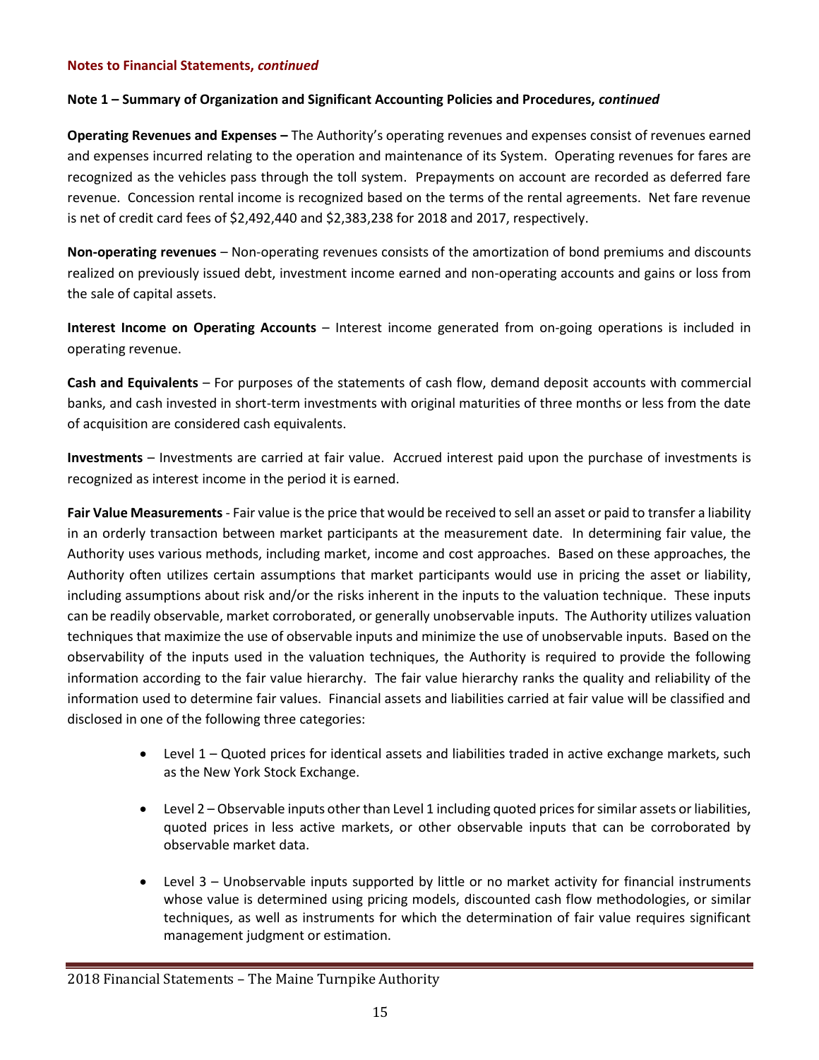**Notes to Financial Statements, *continued***

**Note 1 – Summary of Organization and Significant Accounting Policies and Procedures, *continued***

**Operating Revenues and Expenses –** The Authority's operating revenues and expenses consist of revenues earned and expenses incurred relating to the operation and maintenance of its System. Operating revenues for fares are recognized as the vehicles pass through the toll system. Prepayments on account are recorded as deferred fare revenue. Concession rental income is recognized based on the terms of the rental agreements. Net fare revenue is net of credit card fees of $2,492,440 and $2,383,238 for 2018 and 2017, respectively.

**Non-operating revenues** – Non-operating revenues consists of the amortization of bond premiums and discounts realized on previously issued debt, investment income earned and non-operating accounts and gains or loss from the sale of capital assets.

**Interest Income on Operating Accounts** – Interest income generated from on-going operations is included in operating revenue.

**Cash and Equivalents** – For purposes of the statements of cash flow, demand deposit accounts with commercial banks, and cash invested in short-term investments with original maturities of three months or less from the date of acquisition are considered cash equivalents.

**Investments** – Investments are carried at fair value. Accrued interest paid upon the purchase of investments is recognized as interest income in the period it is earned.

**Fair Value Measurements** - Fair value is the price that would be received to sell an asset or paid to transfer a liability in an orderly transaction between market participants at the measurement date. In determining fair value, the Authority uses various methods, including market, income and cost approaches. Based on these approaches, the Authority often utilizes certain assumptions that market participants would use in pricing the asset or liability, including assumptions about risk and/or the risks inherent in the inputs to the valuation technique. These inputs can be readily observable, market corroborated, or generally unobservable inputs. The Authority utilizes valuation techniques that maximize the use of observable inputs and minimize the use of unobservable inputs. Based on the observability of the inputs used in the valuation techniques, the Authority is required to provide the following information according to the fair value hierarchy. The fair value hierarchy ranks the quality and reliability of the information used to determine fair values. Financial assets and liabilities carried at fair value will be classified and disclosed in one of the following three categories:

- Level 1 – Quoted prices for identical assets and liabilities traded in active exchange markets, such as the New York Stock Exchange.
- Level 2 – Observable inputs other than Level 1 including quoted prices for similar assets or liabilities, quoted prices in less active markets, or other observable inputs that can be corroborated by observable market data.
- Level 3 – Unobservable inputs supported by little or no market activity for financial instruments whose value is determined using pricing models, discounted cash flow methodologies, or similar techniques, as well as instruments for which the determination of fair value requires significant management judgment or estimation.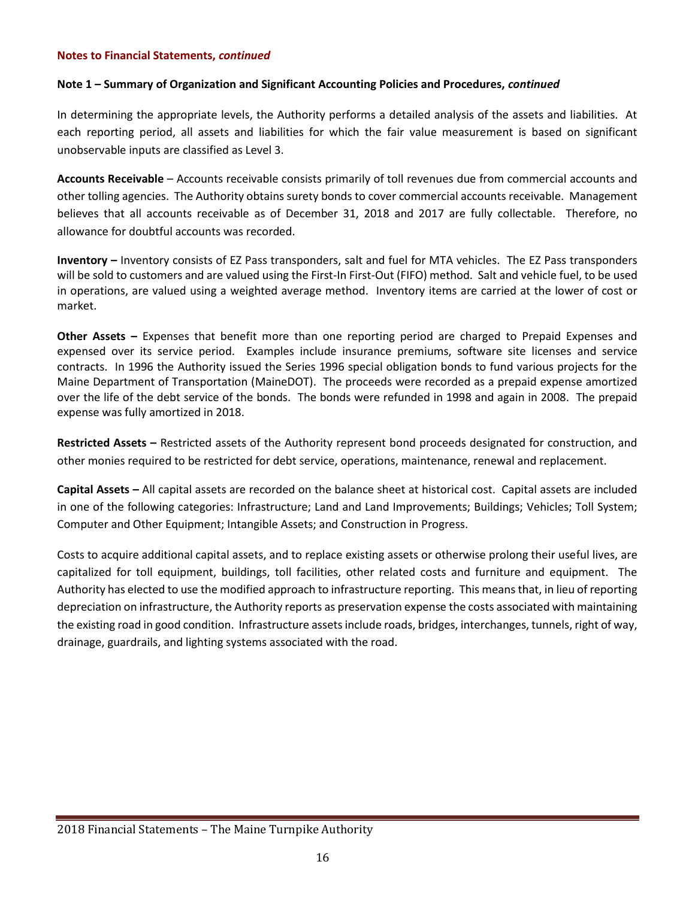**Notes to Financial Statements, *continued***

**Note 1 – Summary of Organization and Significant Accounting Policies and Procedures, *continued***

In determining the appropriate levels, the Authority performs a detailed analysis of the assets and liabilities. At each reporting period, all assets and liabilities for which the fair value measurement is based on significant unobservable inputs are classified as Level 3.

**Accounts Receivable** – Accounts receivable consists primarily of toll revenues due from commercial accounts and other tolling agencies. The Authority obtains surety bonds to cover commercial accounts receivable. Management believes that all accounts receivable as of December 31, 2018 and 2017 are fully collectable. Therefore, no allowance for doubtful accounts was recorded.

**Inventory –** Inventory consists of EZ Pass transponders, salt and fuel for MTA vehicles. The EZ Pass transponders will be sold to customers and are valued using the First-In First-Out (FIFO) method. Salt and vehicle fuel, to be used in operations, are valued using a weighted average method. Inventory items are carried at the lower of cost or market.

**Other Assets –** Expenses that benefit more than one reporting period are charged to Prepaid Expenses and expensed over its service period. Examples include insurance premiums, software site licenses and service contracts. In 1996 the Authority issued the Series 1996 special obligation bonds to fund various projects for the Maine Department of Transportation (MaineDOT). The proceeds were recorded as a prepaid expense amortized over the life of the debt service of the bonds. The bonds were refunded in 1998 and again in 2008. The prepaid expense was fully amortized in 2018.

**Restricted Assets –** Restricted assets of the Authority represent bond proceeds designated for construction, and other monies required to be restricted for debt service, operations, maintenance, renewal and replacement.

**Capital Assets –** All capital assets are recorded on the balance sheet at historical cost. Capital assets are included in one of the following categories: Infrastructure; Land and Land Improvements; Buildings; Vehicles; Toll System; Computer and Other Equipment; Intangible Assets; and Construction in Progress.

Costs to acquire additional capital assets, and to replace existing assets or otherwise prolong their useful lives, are capitalized for toll equipment, buildings, toll facilities, other related costs and furniture and equipment. The Authority has elected to use the modified approach to infrastructure reporting. This means that, in lieu of reporting depreciation on infrastructure, the Authority reports as preservation expense the costs associated with maintaining the existing road in good condition. Infrastructure assets include roads, bridges, interchanges, tunnels, right of way, drainage, guardrails, and lighting systems associated with the road.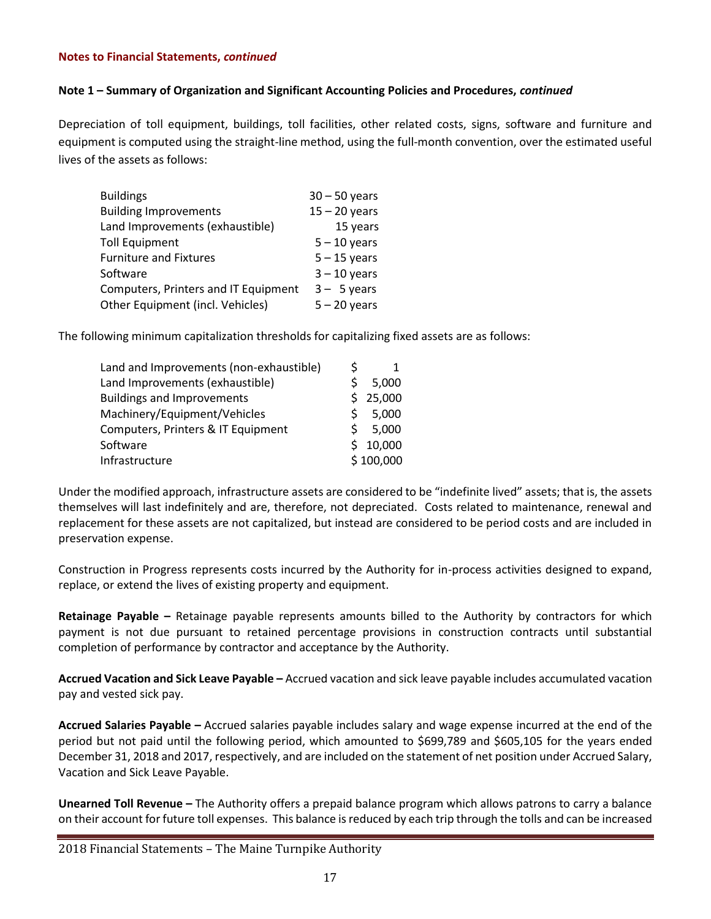**Notes to Financial Statements, *continued***

**Note 1 – Summary of Organization and Significant Accounting Policies and Procedures, *continued***

Depreciation of toll equipment, buildings, toll facilities, other related costs, signs, software and furniture and equipment is computed using the straight-line method, using the full-month convention, over the estimated useful lives of the assets as follows:

| | |
|---|---|
| Buildings | 30 – 50 years |
| Building Improvements | 15 – 20 years |
| Land Improvements (exhaustible) | 15 years |
| Toll Equipment | 5 – 10 years |
| Furniture and Fixtures | 5 – 15 years |
| Software | 3 – 10 years |
| Computers, Printers and IT Equipment | 3 – 5 years |
| Other Equipment (incl. Vehicles) | 5 – 20 years |

The following minimum capitalization thresholds for capitalizing fixed assets are as follows:

| | |
|---|---|
| Land and Improvements (non-exhaustible) | $ 1 |
| Land Improvements (exhaustible) | $ 5,000 |
| Buildings and Improvements | $ 25,000 |
| Machinery/Equipment/Vehicles | $ 5,000 |
| Computers, Printers & IT Equipment | $ 5,000 |
| Software | $ 10,000 |
| Infrastructure | $ 100,000 |

Under the modified approach, infrastructure assets are considered to be "indefinite lived" assets; that is, the assets themselves will last indefinitely and are, therefore, not depreciated. Costs related to maintenance, renewal and replacement for these assets are not capitalized, but instead are considered to be period costs and are included in preservation expense.

Construction in Progress represents costs incurred by the Authority for in-process activities designed to expand, replace, or extend the lives of existing property and equipment.

**Retainage Payable –** Retainage payable represents amounts billed to the Authority by contractors for which payment is not due pursuant to retained percentage provisions in construction contracts until substantial completion of performance by contractor and acceptance by the Authority.

**Accrued Vacation and Sick Leave Payable –** Accrued vacation and sick leave payable includes accumulated vacation pay and vested sick pay.

**Accrued Salaries Payable –** Accrued salaries payable includes salary and wage expense incurred at the end of the period but not paid until the following period, which amounted to $699,789 and $605,105 for the years ended December 31, 2018 and 2017, respectively, and are included on the statement of net position under Accrued Salary, Vacation and Sick Leave Payable.

**Unearned Toll Revenue –** The Authority offers a prepaid balance program which allows patrons to carry a balance on their account for future toll expenses. This balance is reduced by each trip through the tolls and can be increased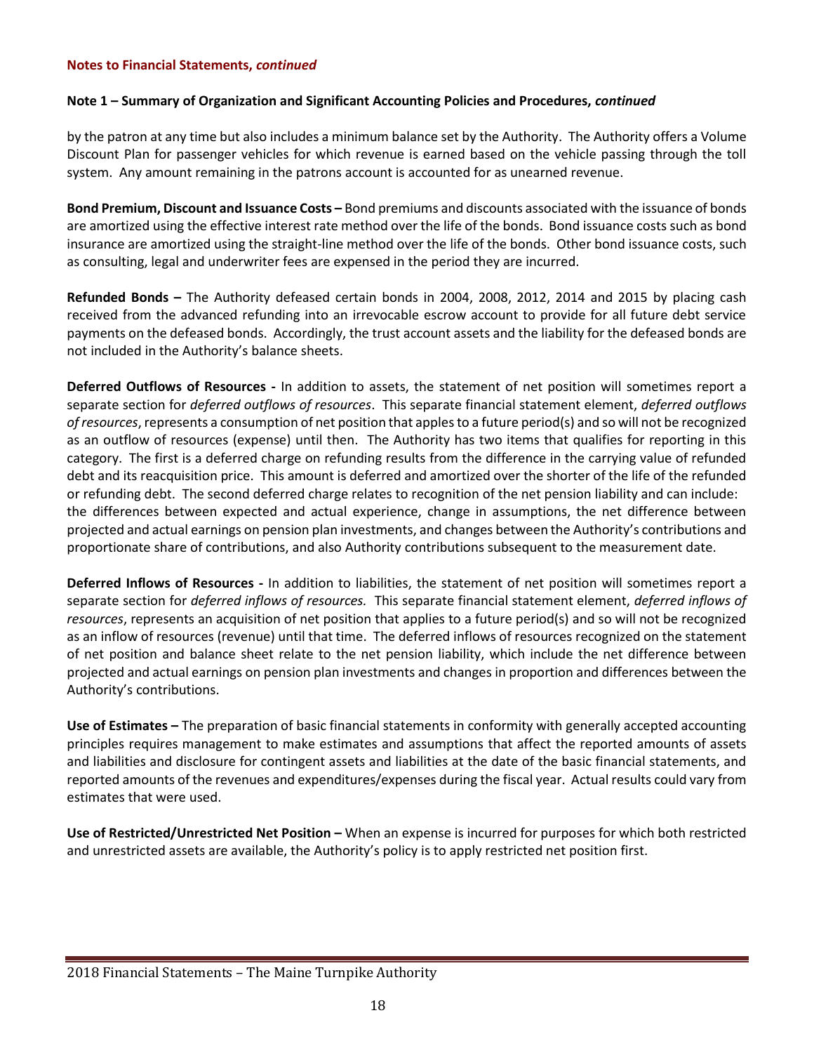**Notes to Financial Statements, *continued***

**Note 1 – Summary of Organization and Significant Accounting Policies and Procedures, *continued***

by the patron at any time but also includes a minimum balance set by the Authority. The Authority offers a Volume Discount Plan for passenger vehicles for which revenue is earned based on the vehicle passing through the toll system. Any amount remaining in the patrons account is accounted for as unearned revenue.

**Bond Premium, Discount and Issuance Costs –** Bond premiums and discounts associated with the issuance of bonds are amortized using the effective interest rate method over the life of the bonds. Bond issuance costs such as bond insurance are amortized using the straight-line method over the life of the bonds. Other bond issuance costs, such as consulting, legal and underwriter fees are expensed in the period they are incurred.

**Refunded Bonds –** The Authority defeased certain bonds in 2004, 2008, 2012, 2014 and 2015 by placing cash received from the advanced refunding into an irrevocable escrow account to provide for all future debt service payments on the defeased bonds. Accordingly, the trust account assets and the liability for the defeased bonds are not included in the Authority's balance sheets.

**Deferred Outflows of Resources -** In addition to assets, the statement of net position will sometimes report a separate section for *deferred outflows of resources*. This separate financial statement element, *deferred outflows of resources*, represents a consumption of net position that apples to a future period(s) and so will not be recognized as an outflow of resources (expense) until then. The Authority has two items that qualifies for reporting in this category. The first is a deferred charge on refunding results from the difference in the carrying value of refunded debt and its reacquisition price. This amount is deferred and amortized over the shorter of the life of the refunded or refunding debt. The second deferred charge relates to recognition of the net pension liability and can include: the differences between expected and actual experience, change in assumptions, the net difference between projected and actual earnings on pension plan investments, and changes between the Authority's contributions and proportionate share of contributions, and also Authority contributions subsequent to the measurement date.

**Deferred Inflows of Resources -** In addition to liabilities, the statement of net position will sometimes report a separate section for *deferred inflows of resources.* This separate financial statement element, *deferred inflows of resources*, represents an acquisition of net position that applies to a future period(s) and so will not be recognized as an inflow of resources (revenue) until that time. The deferred inflows of resources recognized on the statement of net position and balance sheet relate to the net pension liability, which include the net difference between projected and actual earnings on pension plan investments and changes in proportion and differences between the Authority's contributions.

**Use of Estimates –** The preparation of basic financial statements in conformity with generally accepted accounting principles requires management to make estimates and assumptions that affect the reported amounts of assets and liabilities and disclosure for contingent assets and liabilities at the date of the basic financial statements, and reported amounts of the revenues and expenditures/expenses during the fiscal year. Actual results could vary from estimates that were used.

**Use of Restricted/Unrestricted Net Position –** When an expense is incurred for purposes for which both restricted and unrestricted assets are available, the Authority's policy is to apply restricted net position first.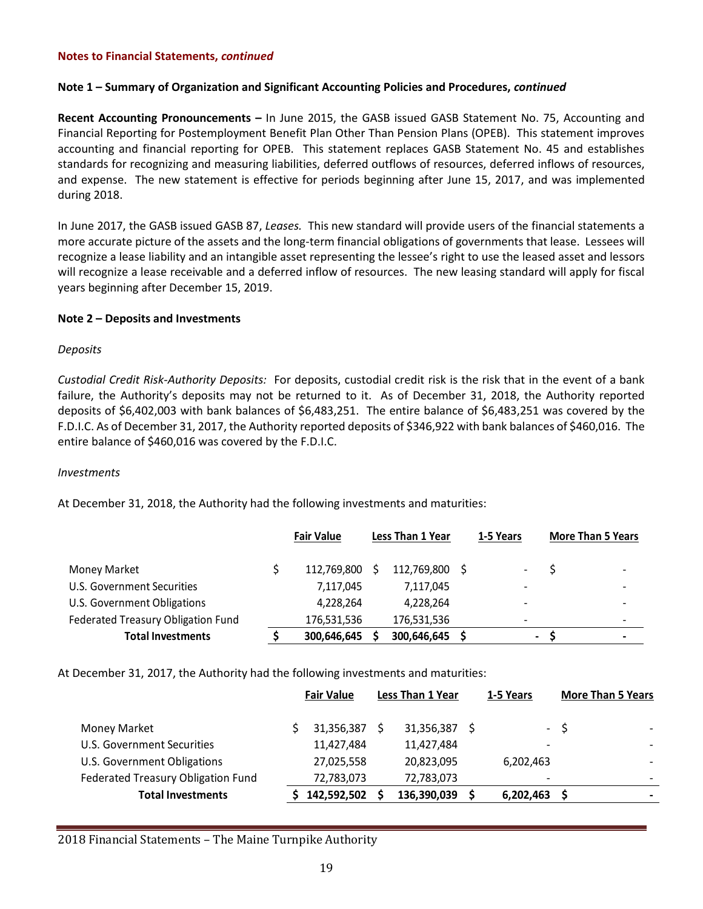**Notes to Financial Statements, *continued***

**Note 1 – Summary of Organization and Significant Accounting Policies and Procedures, *continued***

**Recent Accounting Pronouncements –** In June 2015, the GASB issued GASB Statement No. 75, Accounting and Financial Reporting for Postemployment Benefit Plan Other Than Pension Plans (OPEB). This statement improves accounting and financial reporting for OPEB. This statement replaces GASB Statement No. 45 and establishes standards for recognizing and measuring liabilities, deferred outflows of resources, deferred inflows of resources, and expense. The new statement is effective for periods beginning after June 15, 2017, and was implemented during 2018.

In June 2017, the GASB issued GASB 87, *Leases.* This new standard will provide users of the financial statements a more accurate picture of the assets and the long-term financial obligations of governments that lease. Lessees will recognize a lease liability and an intangible asset representing the lessee's right to use the leased asset and lessors will recognize a lease receivable and a deferred inflow of resources. The new leasing standard will apply for fiscal years beginning after December 15, 2019.

**Note 2 – Deposits and Investments**

*Deposits*

*Custodial Credit Risk-Authority Deposits:* For deposits, custodial credit risk is the risk that in the event of a bank failure, the Authority's deposits may not be returned to it. As of December 31, 2018, the Authority reported deposits of $6,402,003 with bank balances of $6,483,251. The entire balance of $6,483,251 was covered by the F.D.I.C. As of December 31, 2017, the Authority reported deposits of $346,922 with bank balances of $460,016. The entire balance of $460,016 was covered by the F.D.I.C.

*Investments*

At December 31, 2018, the Authority had the following investments and maturities:

| | Fair Value | Less Than 1 Year | 1-5 Years | More Than 5 Years |
|---|---|---|---|---|
| Money Market | $ 112,769,800 | $ 112,769,800 | $ - | $ - |
| U.S. Government Securities | 7,117,045 | 7,117,045 | - | - |
| U.S. Government Obligations | 4,228,264 | 4,228,264 | - | - |
| Federated Treasury Obligation Fund | 176,531,536 | 176,531,536 | - | - |
| **Total Investments** | **$ 300,646,645** | **$ 300,646,645** | **$ -** | **$ -** |

At December 31, 2017, the Authority had the following investments and maturities:

| | Fair Value | Less Than 1 Year | 1-5 Years | More Than 5 Years |
|---|---|---|---|---|
| Money Market | $ 31,356,387 | $ 31,356,387 | $ - | $ - |
| U.S. Government Securities | 11,427,484 | 11,427,484 | - | - |
| U.S. Government Obligations | 27,025,558 | 20,823,095 | 6,202,463 | - |
| Federated Treasury Obligation Fund | 72,783,073 | 72,783,073 | - | - |
| **Total Investments** | **$ 142,592,502** | **$ 136,390,039** | **$ 6,202,463** | **$ -** |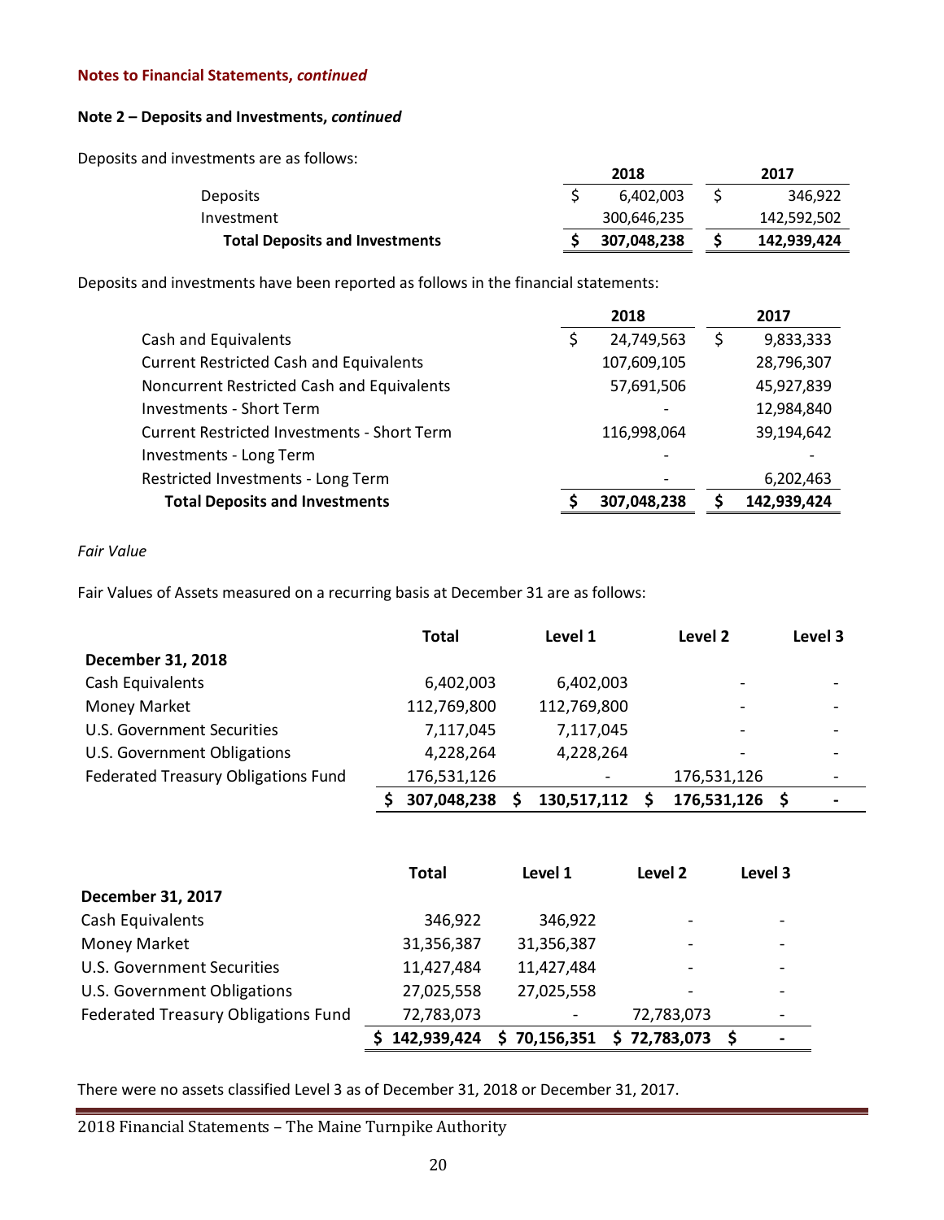**Notes to Financial Statements, *continued***

**Note 2 – Deposits and Investments, *continued***

Deposits and investments are as follows:

| | 2018 | 2017 |
|---|---|---|
| Deposits | $ 6,402,003 | $ 346,922 |
| Investment | 300,646,235 | 142,592,502 |
| **Total Deposits and Investments** | **$ 307,048,238** | **$ 142,939,424** |

Deposits and investments have been reported as follows in the financial statements:

| | 2018 | 2017 |
|---|---|---|
| Cash and Equivalents | $ 24,749,563 | $ 9,833,333 |
| Current Restricted Cash and Equivalents | 107,609,105 | 28,796,307 |
| Noncurrent Restricted Cash and Equivalents | 57,691,506 | 45,927,839 |
| Investments - Short Term | - | 12,984,840 |
| Current Restricted Investments - Short Term | 116,998,064 | 39,194,642 |
| Investments - Long Term | - | - |
| Restricted Investments - Long Term | - | 6,202,463 |
| **Total Deposits and Investments** | **$ 307,048,238** | **$ 142,939,424** |

*Fair Value*

Fair Values of Assets measured on a recurring basis at December 31 are as follows:

| | Total | Level 1 | Level 2 | Level 3 |
|---|---|---|---|---|
| **December 31, 2018** | | | | |
| Cash Equivalents | 6,402,003 | 6,402,003 | - | - |
| Money Market | 112,769,800 | 112,769,800 | - | - |
| U.S. Government Securities | 7,117,045 | 7,117,045 | - | - |
| U.S. Government Obligations | 4,228,264 | 4,228,264 | - | - |
| Federated Treasury Obligations Fund | 176,531,126 | - | 176,531,126 | - |
| | **$ 307,048,238** | **$ 130,517,112** | **$ 176,531,126** | **$ -** |

| | Total | Level 1 | Level 2 | Level 3 |
|---|---|---|---|---|
| **December 31, 2017** | | | | |
| Cash Equivalents | 346,922 | 346,922 | - | - |
| Money Market | 31,356,387 | 31,356,387 | - | - |
| U.S. Government Securities | 11,427,484 | 11,427,484 | - | - |
| U.S. Government Obligations | 27,025,558 | 27,025,558 | - | - |
| Federated Treasury Obligations Fund | 72,783,073 | - | 72,783,073 | - |
| | **$ 142,939,424** | **$ 70,156,351** | **$ 72,783,073** | **$ -** |

There were no assets classified Level 3 as of December 31, 2018 or December 31, 2017.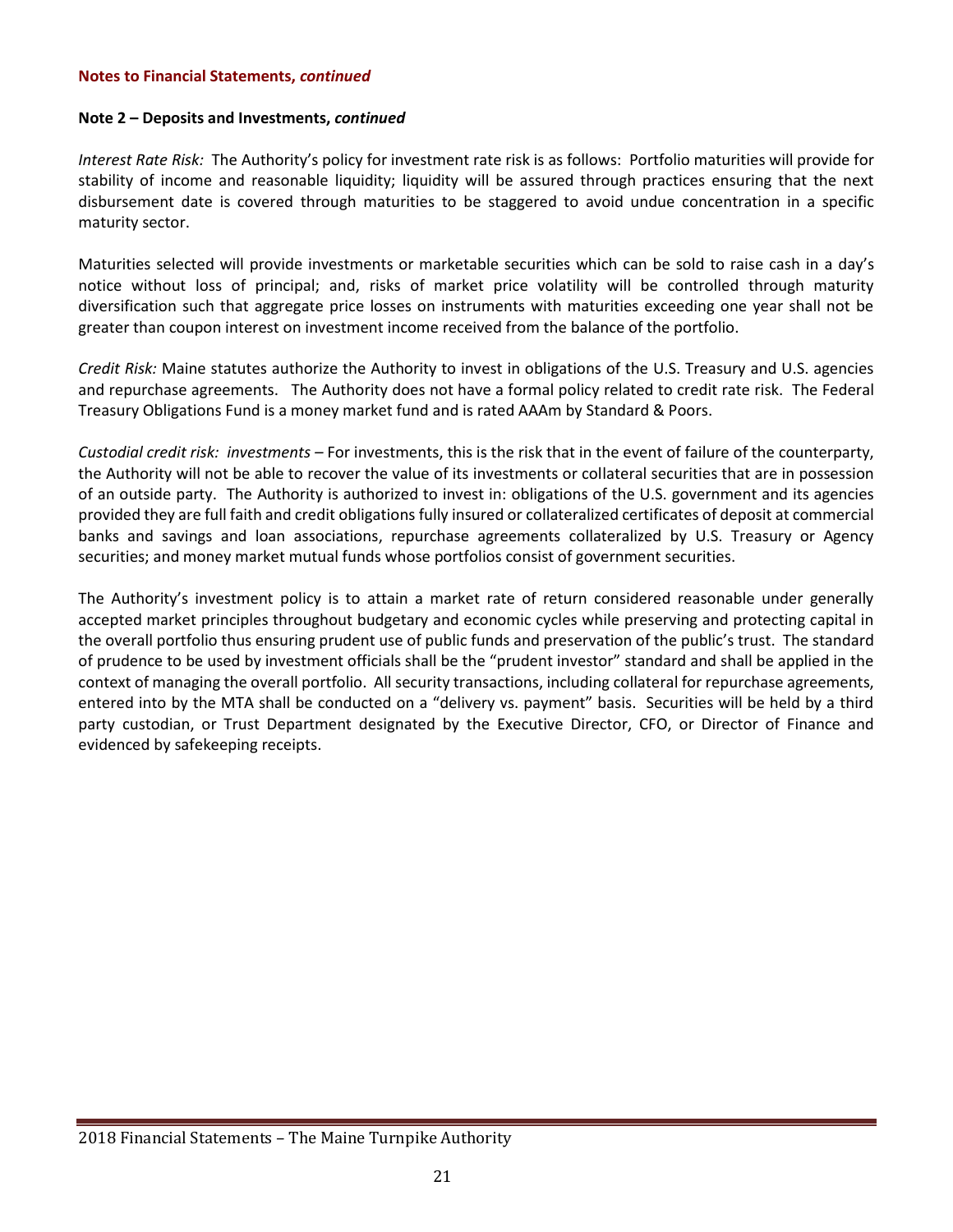**Notes to Financial Statements, *continued***

**Note 2 – Deposits and Investments, *continued***

*Interest Rate Risk:* The Authority's policy for investment rate risk is as follows: Portfolio maturities will provide for stability of income and reasonable liquidity; liquidity will be assured through practices ensuring that the next disbursement date is covered through maturities to be staggered to avoid undue concentration in a specific maturity sector.

Maturities selected will provide investments or marketable securities which can be sold to raise cash in a day's notice without loss of principal; and, risks of market price volatility will be controlled through maturity diversification such that aggregate price losses on instruments with maturities exceeding one year shall not be greater than coupon interest on investment income received from the balance of the portfolio.

*Credit Risk:* Maine statutes authorize the Authority to invest in obligations of the U.S. Treasury and U.S. agencies and repurchase agreements. The Authority does not have a formal policy related to credit rate risk. The Federal Treasury Obligations Fund is a money market fund and is rated AAAm by Standard & Poors.

*Custodial credit risk: investments* – For investments, this is the risk that in the event of failure of the counterparty, the Authority will not be able to recover the value of its investments or collateral securities that are in possession of an outside party. The Authority is authorized to invest in: obligations of the U.S. government and its agencies provided they are full faith and credit obligations fully insured or collateralized certificates of deposit at commercial banks and savings and loan associations, repurchase agreements collateralized by U.S. Treasury or Agency securities; and money market mutual funds whose portfolios consist of government securities.

The Authority's investment policy is to attain a market rate of return considered reasonable under generally accepted market principles throughout budgetary and economic cycles while preserving and protecting capital in the overall portfolio thus ensuring prudent use of public funds and preservation of the public's trust. The standard of prudence to be used by investment officials shall be the "prudent investor" standard and shall be applied in the context of managing the overall portfolio. All security transactions, including collateral for repurchase agreements, entered into by the MTA shall be conducted on a "delivery vs. payment" basis. Securities will be held by a third party custodian, or Trust Department designated by the Executive Director, CFO, or Director of Finance and evidenced by safekeeping receipts.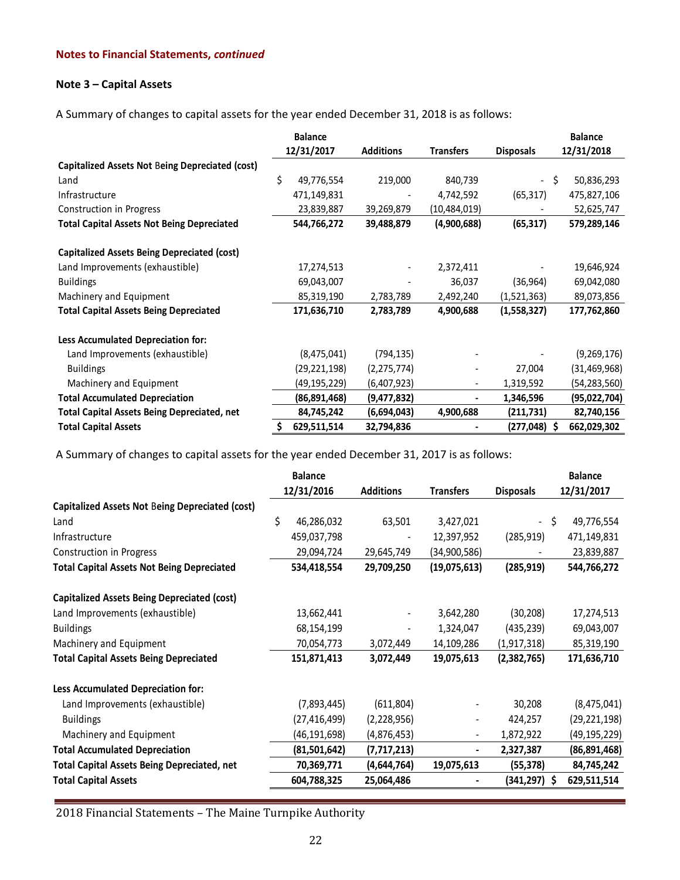**Notes to Financial Statements, *continued***

## Note 3 – Capital Assets

A Summary of changes to capital assets for the year ended December 31, 2018 is as follows:

| | Balance 12/31/2017 | Additions | Transfers | Disposals | Balance 12/31/2018 |
|---|---|---|---|---|---|
| **Capitalized Assets Not Being Depreciated (cost)** | | | | | |
| Land | $ 49,776,554 | 219,000 | 840,739 | - | $ 50,836,293 |
| Infrastructure | 471,149,831 | - | 4,742,592 | (65,317) | 475,827,106 |
| Construction in Progress | 23,839,887 | 39,269,879 | (10,484,019) | - | 52,625,747 |
| **Total Capital Assets Not Being Depreciated** | **544,766,272** | **39,488,879** | **(4,900,688)** | **(65,317)** | **579,289,146** |
| **Capitalized Assets Being Depreciated (cost)** | | | | | |
| Land Improvements (exhaustible) | 17,274,513 | - | 2,372,411 | - | 19,646,924 |
| Buildings | 69,043,007 | - | 36,037 | (36,964) | 69,042,080 |
| Machinery and Equipment | 85,319,190 | 2,783,789 | 2,492,240 | (1,521,363) | 89,073,856 |
| **Total Capital Assets Being Depreciated** | **171,636,710** | **2,783,789** | **4,900,688** | **(1,558,327)** | **177,762,860** |
| **Less Accumulated Depreciation for:** | | | | | |
| Land Improvements (exhaustible) | (8,475,041) | (794,135) | - | - | (9,269,176) |
| Buildings | (29,221,198) | (2,275,774) | - | 27,004 | (31,469,968) |
| Machinery and Equipment | (49,195,229) | (6,407,923) | - | 1,319,592 | (54,283,560) |
| **Total Accumulated Depreciation** | **(86,891,468)** | **(9,477,832)** | **-** | **1,346,596** | **(95,022,704)** |
| **Total Capital Assets Being Depreciated, net** | **84,745,242** | **(6,694,043)** | **4,900,688** | **(211,731)** | **82,740,156** |
| **Total Capital Assets** | **$ 629,511,514** | **32,794,836** | **-** | **(277,048)** | **$ 662,029,302** |

A Summary of changes to capital assets for the year ended December 31, 2017 is as follows:

| | Balance 12/31/2016 | Additions | Transfers | Disposals | Balance 12/31/2017 |
|---|---|---|---|---|---|
| **Capitalized Assets Not Being Depreciated (cost)** | | | | | |
| Land | $ 46,286,032 | 63,501 | 3,427,021 | - | $ 49,776,554 |
| Infrastructure | 459,037,798 | - | 12,397,952 | (285,919) | 471,149,831 |
| Construction in Progress | 29,094,724 | 29,645,749 | (34,900,586) | - | 23,839,887 |
| **Total Capital Assets Not Being Depreciated** | **534,418,554** | **29,709,250** | **(19,075,613)** | **(285,919)** | **544,766,272** |
| **Capitalized Assets Being Depreciated (cost)** | | | | | |
| Land Improvements (exhaustible) | 13,662,441 | - | 3,642,280 | (30,208) | 17,274,513 |
| Buildings | 68,154,199 | - | 1,324,047 | (435,239) | 69,043,007 |
| Machinery and Equipment | 70,054,773 | 3,072,449 | 14,109,286 | (1,917,318) | 85,319,190 |
| **Total Capital Assets Being Depreciated** | **151,871,413** | **3,072,449** | **19,075,613** | **(2,382,765)** | **171,636,710** |
| **Less Accumulated Depreciation for:** | | | | | |
| Land Improvements (exhaustible) | (7,893,445) | (611,804) | - | 30,208 | (8,475,041) |
| Buildings | (27,416,499) | (2,228,956) | - | 424,257 | (29,221,198) |
| Machinery and Equipment | (46,191,698) | (4,876,453) | - | 1,872,922 | (49,195,229) |
| **Total Accumulated Depreciation** | **(81,501,642)** | **(7,717,213)** | **-** | **2,327,387** | **(86,891,468)** |
| **Total Capital Assets Being Depreciated, net** | **70,369,771** | **(4,644,764)** | **19,075,613** | **(55,378)** | **84,745,242** |
| **Total Capital Assets** | **604,788,325** | **25,064,486** | **-** | **(341,297)** | **$ 629,511,514** |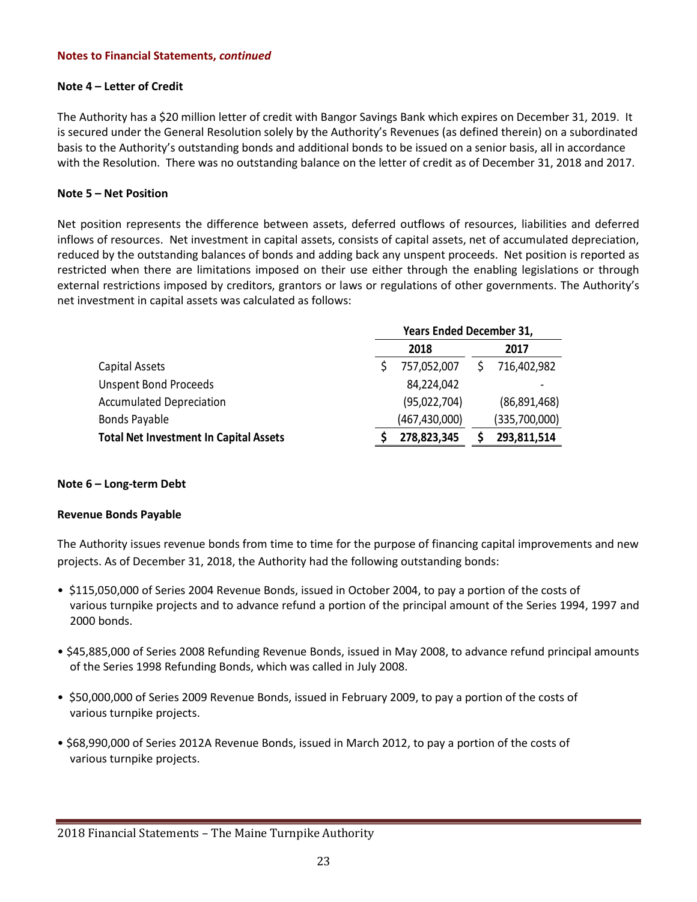**Notes to Financial Statements, *continued***

**Note 4 – Letter of Credit**

The Authority has a $20 million letter of credit with Bangor Savings Bank which expires on December 31, 2019. It is secured under the General Resolution solely by the Authority's Revenues (as defined therein) on a subordinated basis to the Authority's outstanding bonds and additional bonds to be issued on a senior basis, all in accordance with the Resolution. There was no outstanding balance on the letter of credit as of December 31, 2018 and 2017.

**Note 5 – Net Position**

Net position represents the difference between assets, deferred outflows of resources, liabilities and deferred inflows of resources. Net investment in capital assets, consists of capital assets, net of accumulated depreciation, reduced by the outstanding balances of bonds and adding back any unspent proceeds. Net position is reported as restricted when there are limitations imposed on their use either through the enabling legislations or through external restrictions imposed by creditors, grantors or laws or regulations of other governments. The Authority's net investment in capital assets was calculated as follows:

| | Years Ended December 31, | |
|---|---|---|
| | 2018 | 2017 |
| Capital Assets | $ 757,052,007 | $ 716,402,982 |
| Unspent Bond Proceeds | 84,224,042 | - |
| Accumulated Depreciation | (95,022,704) | (86,891,468) |
| Bonds Payable | (467,430,000) | (335,700,000) |
| **Total Net Investment In Capital Assets** | **$ 278,823,345** | **$ 293,811,514** |

**Note 6 – Long-term Debt**

**Revenue Bonds Payable**

The Authority issues revenue bonds from time to time for the purpose of financing capital improvements and new projects. As of December 31, 2018, the Authority had the following outstanding bonds:

- $115,050,000 of Series 2004 Revenue Bonds, issued in October 2004, to pay a portion of the costs of various turnpike projects and to advance refund a portion of the principal amount of the Series 1994, 1997 and 2000 bonds.
- $45,885,000 of Series 2008 Refunding Revenue Bonds, issued in May 2008, to advance refund principal amounts of the Series 1998 Refunding Bonds, which was called in July 2008.
- $50,000,000 of Series 2009 Revenue Bonds, issued in February 2009, to pay a portion of the costs of various turnpike projects.
- $68,990,000 of Series 2012A Revenue Bonds, issued in March 2012, to pay a portion of the costs of various turnpike projects.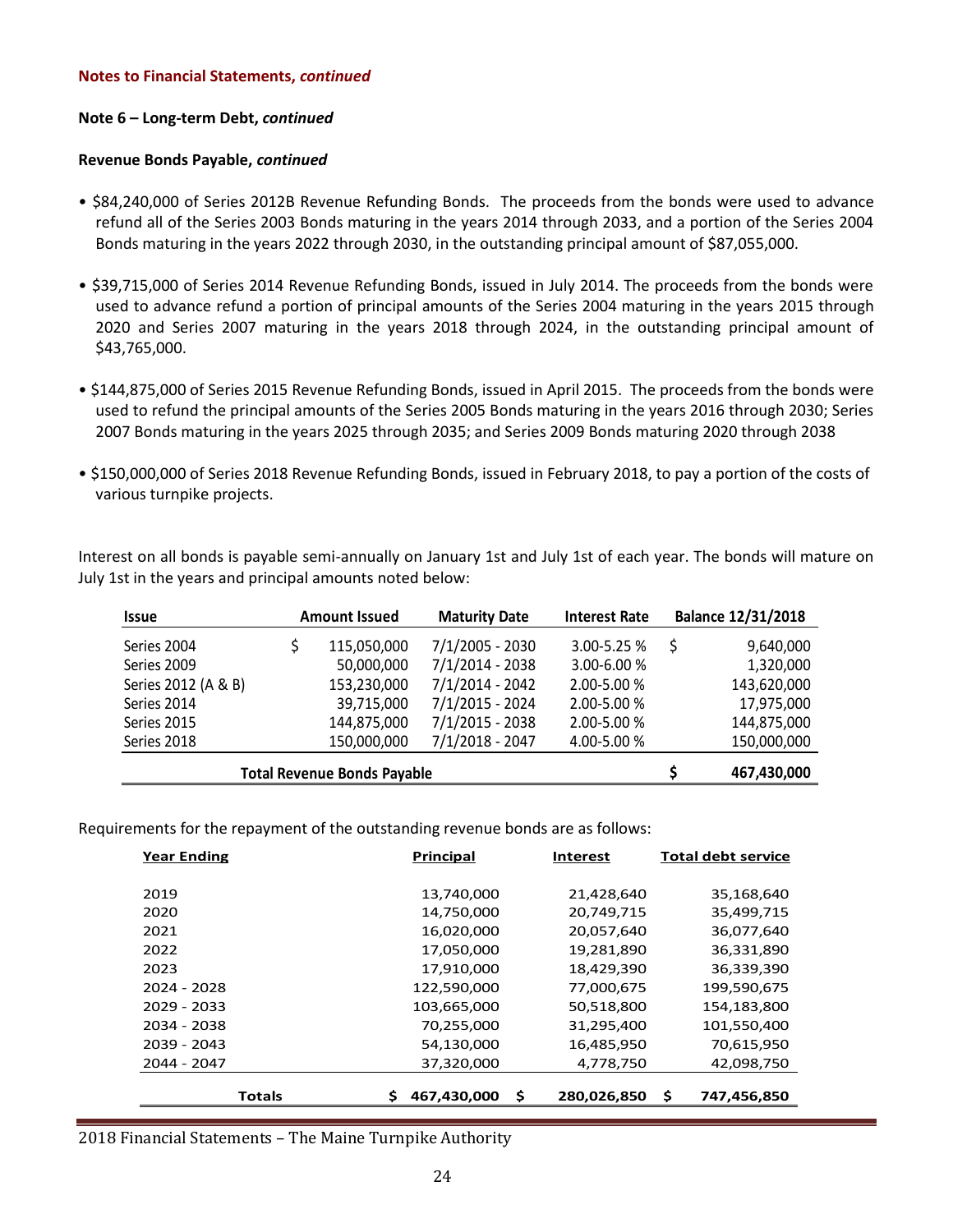**Notes to Financial Statements, *continued***

**Note 6 – Long-term Debt, *continued***

**Revenue Bonds Payable, *continued***

- $84,240,000 of Series 2012B Revenue Refunding Bonds. The proceeds from the bonds were used to advance refund all of the Series 2003 Bonds maturing in the years 2014 through 2033, and a portion of the Series 2004 Bonds maturing in the years 2022 through 2030, in the outstanding principal amount of $87,055,000.

- $39,715,000 of Series 2014 Revenue Refunding Bonds, issued in July 2014. The proceeds from the bonds were used to advance refund a portion of principal amounts of the Series 2004 maturing in the years 2015 through 2020 and Series 2007 maturing in the years 2018 through 2024, in the outstanding principal amount of $43,765,000.

- $144,875,000 of Series 2015 Revenue Refunding Bonds, issued in April 2015. The proceeds from the bonds were used to refund the principal amounts of the Series 2005 Bonds maturing in the years 2016 through 2030; Series 2007 Bonds maturing in the years 2025 through 2035; and Series 2009 Bonds maturing 2020 through 2038

- $150,000,000 of Series 2018 Revenue Refunding Bonds, issued in February 2018, to pay a portion of the costs of various turnpike projects.

Interest on all bonds is payable semi-annually on January 1st and July 1st of each year. The bonds will mature on July 1st in the years and principal amounts noted below:

| Issue | Amount Issued | Maturity Date | Interest Rate | Balance 12/31/2018 |
|---|---|---|---|---|
| Series 2004 | $ 115,050,000 | 7/1/2005 - 2030 | 3.00-5.25 % | $ 9,640,000 |
| Series 2009 | 50,000,000 | 7/1/2014 - 2038 | 3.00-6.00 % | 1,320,000 |
| Series 2012 (A & B) | 153,230,000 | 7/1/2014 - 2042 | 2.00-5.00 % | 143,620,000 |
| Series 2014 | 39,715,000 | 7/1/2015 - 2024 | 2.00-5.00 % | 17,975,000 |
| Series 2015 | 144,875,000 | 7/1/2015 - 2038 | 2.00-5.00 % | 144,875,000 |
| Series 2018 | 150,000,000 | 7/1/2018 - 2047 | 4.00-5.00 % | 150,000,000 |
| **Total Revenue Bonds Payable** | | | | **$ 467,430,000** |

Requirements for the repayment of the outstanding revenue bonds are as follows:

| Year Ending | Principal | Interest | Total debt service |
|---|---|---|---|
| 2019 | 13,740,000 | 21,428,640 | 35,168,640 |
| 2020 | 14,750,000 | 20,749,715 | 35,499,715 |
| 2021 | 16,020,000 | 20,057,640 | 36,077,640 |
| 2022 | 17,050,000 | 19,281,890 | 36,331,890 |
| 2023 | 17,910,000 | 18,429,390 | 36,339,390 |
| 2024 - 2028 | 122,590,000 | 77,000,675 | 199,590,675 |
| 2029 - 2033 | 103,665,000 | 50,518,800 | 154,183,800 |
| 2034 - 2038 | 70,255,000 | 31,295,400 | 101,550,400 |
| 2039 - 2043 | 54,130,000 | 16,485,950 | 70,615,950 |
| 2044 - 2047 | 37,320,000 | 4,778,750 | 42,098,750 |
| **Totals** | **$ 467,430,000** | **$ 280,026,850** | **$ 747,456,850** |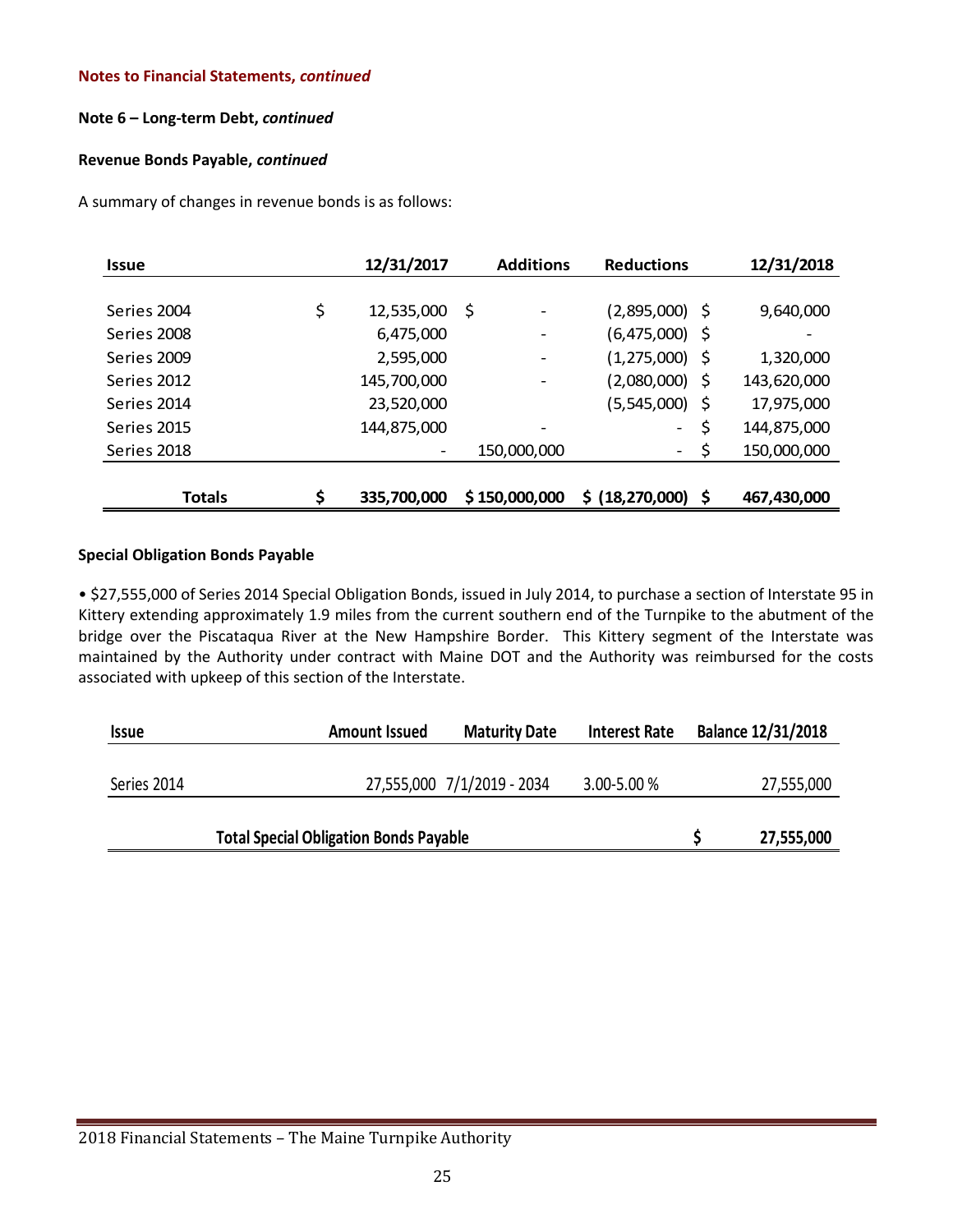**Notes to Financial Statements, *continued***

**Note 6 – Long-term Debt, *continued***

**Revenue Bonds Payable, *continued***

A summary of changes in revenue bonds is as follows:

| Issue | 12/31/2017 | Additions | Reductions | 12/31/2018 |
|---|---|---|---|---|
| Series 2004 | $ 12,535,000 | $ - | (2,895,000) | $ 9,640,000 |
| Series 2008 | 6,475,000 | - | (6,475,000) | $ - |
| Series 2009 | 2,595,000 | - | (1,275,000) | $ 1,320,000 |
| Series 2012 | 145,700,000 | - | (2,080,000) | $ 143,620,000 |
| Series 2014 | 23,520,000 | | (5,545,000) | $ 17,975,000 |
| Series 2015 | 144,875,000 | - | - | $ 144,875,000 |
| Series 2018 | - | 150,000,000 | - | $ 150,000,000 |
| **Totals** | **$ 335,700,000** | **$ 150,000,000** | **$ (18,270,000)** | **$ 467,430,000** |

**Special Obligation Bonds Payable**

• $27,555,000 of Series 2014 Special Obligation Bonds, issued in July 2014, to purchase a section of Interstate 95 in Kittery extending approximately 1.9 miles from the current southern end of the Turnpike to the abutment of the bridge over the Piscataqua River at the New Hampshire Border. This Kittery segment of the Interstate was maintained by the Authority under contract with Maine DOT and the Authority was reimbursed for the costs associated with upkeep of this section of the Interstate.

| Issue | Amount Issued | Maturity Date | Interest Rate | Balance 12/31/2018 |
|---|---|---|---|---|
| Series 2014 | 27,555,000 | 7/1/2019 - 2034 | 3.00-5.00 % | 27,555,000 |
| **Total Special Obligation Bonds Payable** | | | | **$ 27,555,000** |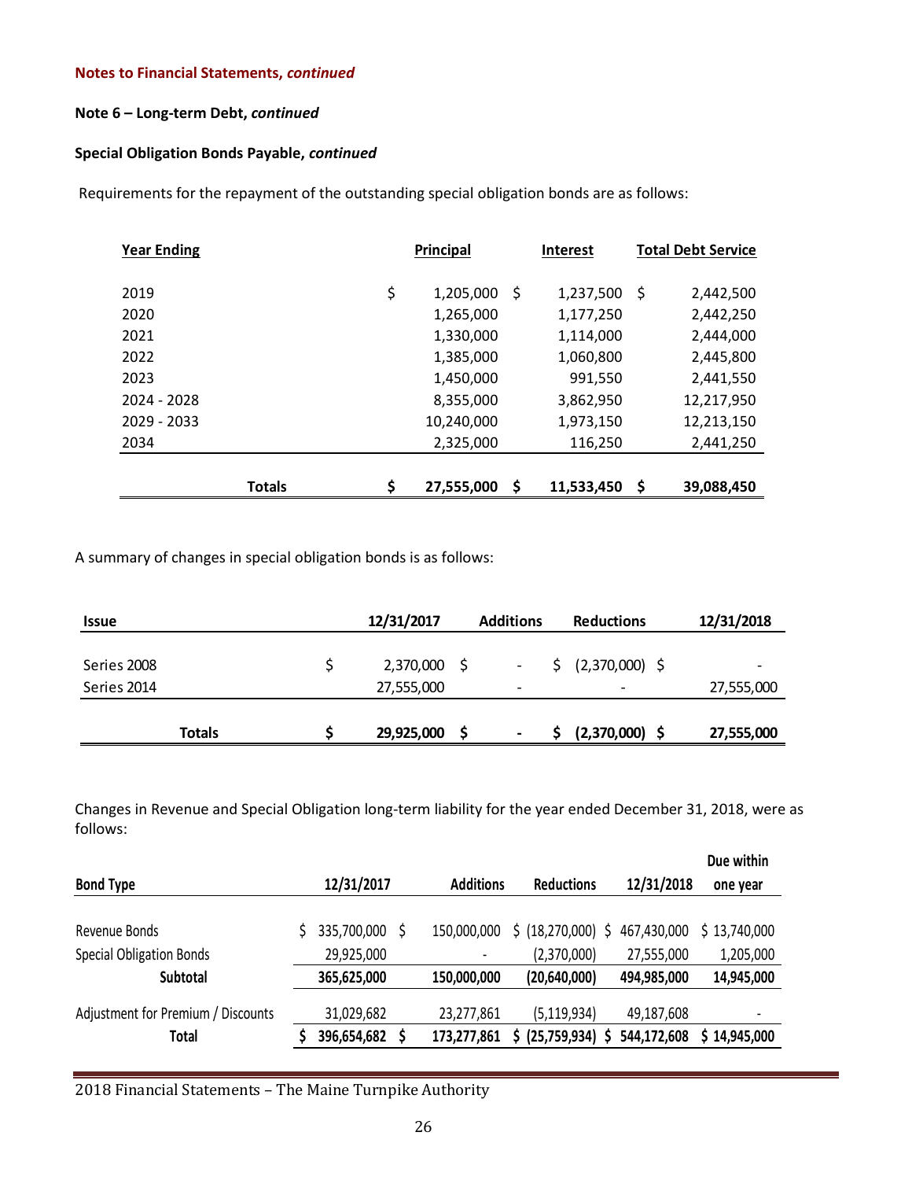**Notes to Financial Statements, *continued***

**Note 6 – Long-term Debt, *continued***

**Special Obligation Bonds Payable, *continued***

Requirements for the repayment of the outstanding special obligation bonds are as follows:

| Year Ending | Principal | Interest | Total Debt Service |
|---|---|---|---|
| 2019 | $ 1,205,000 | $ 1,237,500 | $ 2,442,500 |
| 2020 | 1,265,000 | 1,177,250 | 2,442,250 |
| 2021 | 1,330,000 | 1,114,000 | 2,444,000 |
| 2022 | 1,385,000 | 1,060,800 | 2,445,800 |
| 2023 | 1,450,000 | 991,550 | 2,441,550 |
| 2024 - 2028 | 8,355,000 | 3,862,950 | 12,217,950 |
| 2029 - 2033 | 10,240,000 | 1,973,150 | 12,213,150 |
| 2034 | 2,325,000 | 116,250 | 2,441,250 |
| **Totals** | **$ 27,555,000** | **$ 11,533,450** | **$ 39,088,450** |

A summary of changes in special obligation bonds is as follows:

| Issue | 12/31/2017 | Additions | Reductions | 12/31/2018 |
|---|---|---|---|---|
| Series 2008 | $ 2,370,000 | $ - | $ (2,370,000) | $ - |
| Series 2014 | 27,555,000 | - | - | 27,555,000 |
| **Totals** | **$ 29,925,000** | **$ -** | **$ (2,370,000)** | **$ 27,555,000** |

Changes in Revenue and Special Obligation long-term liability for the year ended December 31, 2018, were as follows:

| Bond Type | 12/31/2017 | Additions | Reductions | 12/31/2018 | Due within one year |
|---|---|---|---|---|---|
| Revenue Bonds | $ 335,700,000 | $ 150,000,000 | $ (18,270,000) | $ 467,430,000 | $ 13,740,000 |
| Special Obligation Bonds | 29,925,000 | - | (2,370,000) | 27,555,000 | 1,205,000 |
| **Subtotal** | **365,625,000** | **150,000,000** | **(20,640,000)** | **494,985,000** | **14,945,000** |
| Adjustment for Premium / Discounts | 31,029,682 | 23,277,861 | (5,119,934) | 49,187,608 | - |
| **Total** | **$ 396,654,682** | **$ 173,277,861** | **$ (25,759,934)** | **$ 544,172,608** | **$ 14,945,000** |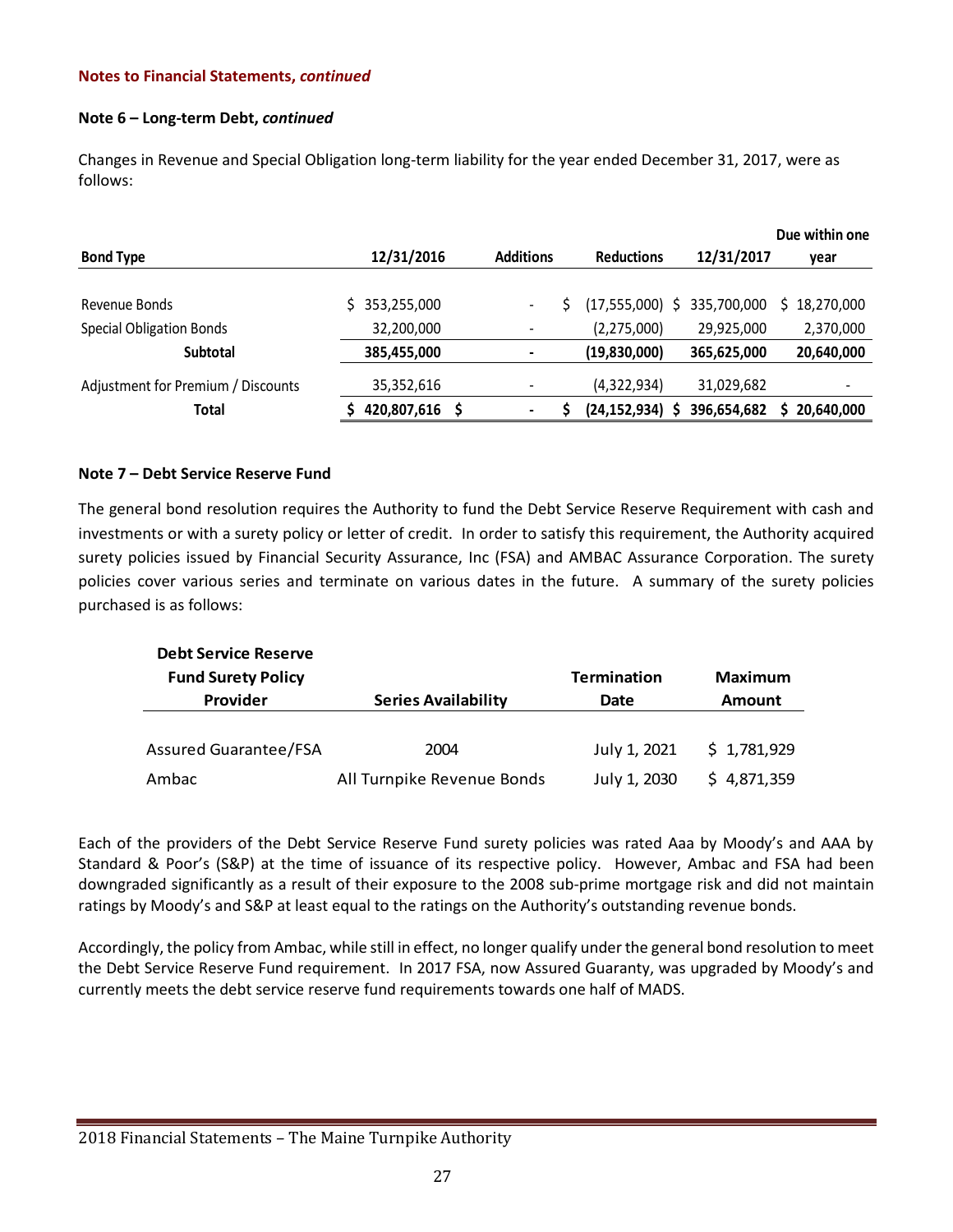**Notes to Financial Statements, *continued***

**Note 6 – Long-term Debt, *continued***

Changes in Revenue and Special Obligation long-term liability for the year ended December 31, 2017, were as follows:

| Bond Type | 12/31/2016 | Additions | Reductions | 12/31/2017 | Due within one year |
|---|---|---|---|---|---|
| Revenue Bonds | $ 353,255,000 | - | $ (17,555,000) | $ 335,700,000 | $ 18,270,000 |
| Special Obligation Bonds | 32,200,000 | - | (2,275,000) | 29,925,000 | 2,370,000 |
| **Subtotal** | **385,455,000** | **-** | **(19,830,000)** | **365,625,000** | **20,640,000** |
| Adjustment for Premium / Discounts | 35,352,616 | - | (4,322,934) | 31,029,682 | - |
| **Total** | **$ 420,807,616** | **$ -** | **$ (24,152,934)** | **$ 396,654,682** | **$ 20,640,000** |

**Note 7 – Debt Service Reserve Fund**

The general bond resolution requires the Authority to fund the Debt Service Reserve Requirement with cash and investments or with a surety policy or letter of credit. In order to satisfy this requirement, the Authority acquired surety policies issued by Financial Security Assurance, Inc (FSA) and AMBAC Assurance Corporation. The surety policies cover various series and terminate on various dates in the future. A summary of the surety policies purchased is as follows:

| Debt Service Reserve Fund Surety Policy Provider | Series Availability | Termination Date | Maximum Amount |
|---|---|---|---|
| Assured Guarantee/FSA | 2004 | July 1, 2021 | $ 1,781,929 |
| Ambac | All Turnpike Revenue Bonds | July 1, 2030 | $ 4,871,359 |

Each of the providers of the Debt Service Reserve Fund surety policies was rated Aaa by Moody's and AAA by Standard & Poor's (S&P) at the time of issuance of its respective policy. However, Ambac and FSA had been downgraded significantly as a result of their exposure to the 2008 sub-prime mortgage risk and did not maintain ratings by Moody's and S&P at least equal to the ratings on the Authority's outstanding revenue bonds.

Accordingly, the policy from Ambac, while still in effect, no longer qualify under the general bond resolution to meet the Debt Service Reserve Fund requirement. In 2017 FSA, now Assured Guaranty, was upgraded by Moody's and currently meets the debt service reserve fund requirements towards one half of MADS.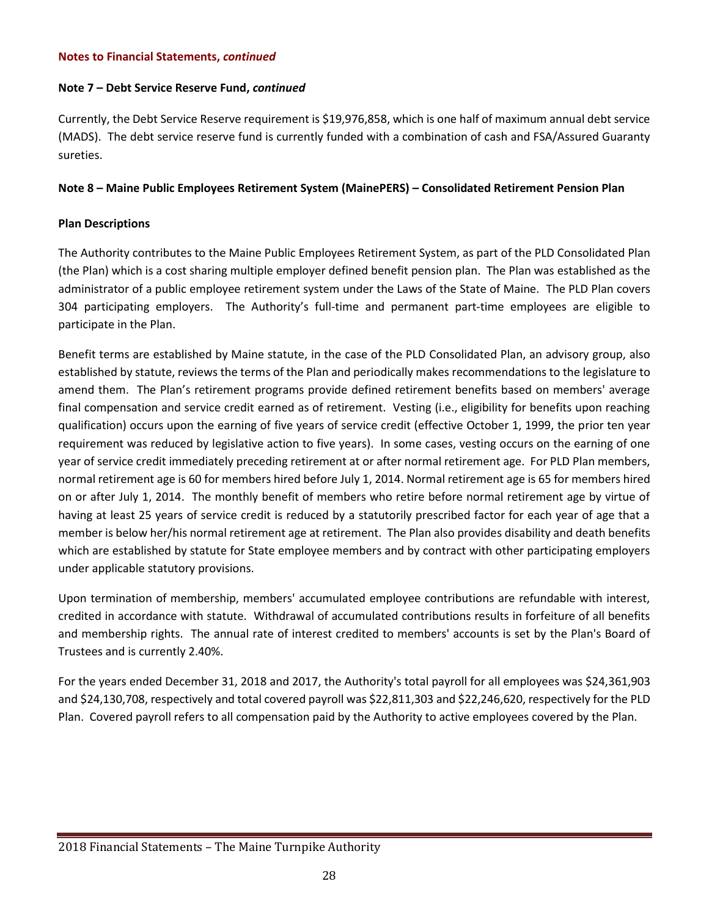**Notes to Financial Statements, *continued***

**Note 7 – Debt Service Reserve Fund, *continued***

Currently, the Debt Service Reserve requirement is $19,976,858, which is one half of maximum annual debt service (MADS). The debt service reserve fund is currently funded with a combination of cash and FSA/Assured Guaranty sureties.

**Note 8 – Maine Public Employees Retirement System (MainePERS) – Consolidated Retirement Pension Plan**

**Plan Descriptions**

The Authority contributes to the Maine Public Employees Retirement System, as part of the PLD Consolidated Plan (the Plan) which is a cost sharing multiple employer defined benefit pension plan. The Plan was established as the administrator of a public employee retirement system under the Laws of the State of Maine. The PLD Plan covers 304 participating employers. The Authority's full-time and permanent part-time employees are eligible to participate in the Plan.

Benefit terms are established by Maine statute, in the case of the PLD Consolidated Plan, an advisory group, also established by statute, reviews the terms of the Plan and periodically makes recommendations to the legislature to amend them. The Plan's retirement programs provide defined retirement benefits based on members' average final compensation and service credit earned as of retirement. Vesting (i.e., eligibility for benefits upon reaching qualification) occurs upon the earning of five years of service credit (effective October 1, 1999, the prior ten year requirement was reduced by legislative action to five years). In some cases, vesting occurs on the earning of one year of service credit immediately preceding retirement at or after normal retirement age. For PLD Plan members, normal retirement age is 60 for members hired before July 1, 2014. Normal retirement age is 65 for members hired on or after July 1, 2014. The monthly benefit of members who retire before normal retirement age by virtue of having at least 25 years of service credit is reduced by a statutorily prescribed factor for each year of age that a member is below her/his normal retirement age at retirement. The Plan also provides disability and death benefits which are established by statute for State employee members and by contract with other participating employers under applicable statutory provisions.

Upon termination of membership, members' accumulated employee contributions are refundable with interest, credited in accordance with statute. Withdrawal of accumulated contributions results in forfeiture of all benefits and membership rights. The annual rate of interest credited to members' accounts is set by the Plan's Board of Trustees and is currently 2.40%.

For the years ended December 31, 2018 and 2017, the Authority's total payroll for all employees was $24,361,903 and $24,130,708, respectively and total covered payroll was $22,811,303 and $22,246,620, respectively for the PLD Plan. Covered payroll refers to all compensation paid by the Authority to active employees covered by the Plan.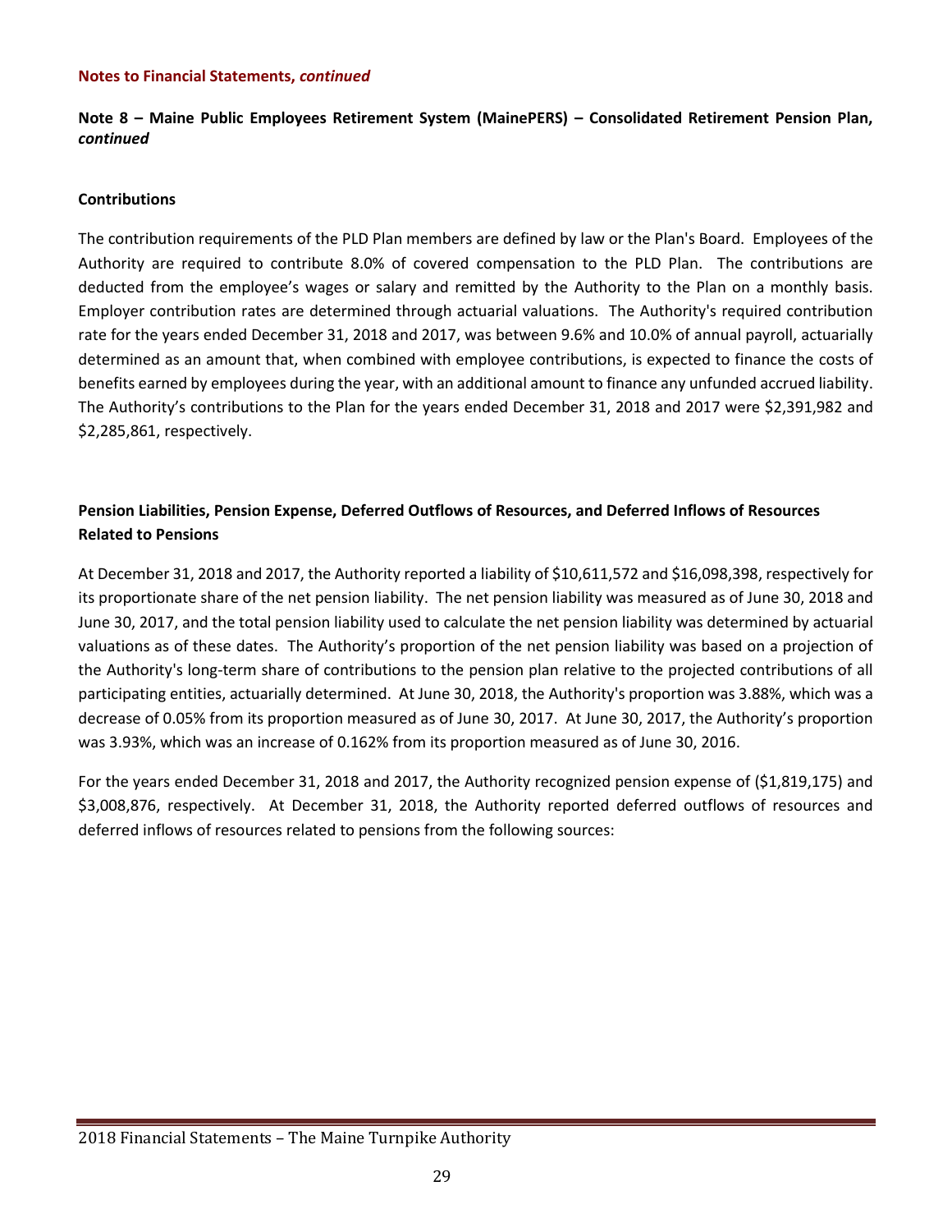**Notes to Financial Statements, *continued***

**Note 8 – Maine Public Employees Retirement System (MainePERS) – Consolidated Retirement Pension Plan, *continued***

**Contributions**

The contribution requirements of the PLD Plan members are defined by law or the Plan's Board. Employees of the Authority are required to contribute 8.0% of covered compensation to the PLD Plan. The contributions are deducted from the employee's wages or salary and remitted by the Authority to the Plan on a monthly basis. Employer contribution rates are determined through actuarial valuations. The Authority's required contribution rate for the years ended December 31, 2018 and 2017, was between 9.6% and 10.0% of annual payroll, actuarially determined as an amount that, when combined with employee contributions, is expected to finance the costs of benefits earned by employees during the year, with an additional amount to finance any unfunded accrued liability. The Authority's contributions to the Plan for the years ended December 31, 2018 and 2017 were $2,391,982 and $2,285,861, respectively.

**Pension Liabilities, Pension Expense, Deferred Outflows of Resources, and Deferred Inflows of Resources Related to Pensions**

At December 31, 2018 and 2017, the Authority reported a liability of $10,611,572 and $16,098,398, respectively for its proportionate share of the net pension liability. The net pension liability was measured as of June 30, 2018 and June 30, 2017, and the total pension liability used to calculate the net pension liability was determined by actuarial valuations as of these dates. The Authority's proportion of the net pension liability was based on a projection of the Authority's long-term share of contributions to the pension plan relative to the projected contributions of all participating entities, actuarially determined. At June 30, 2018, the Authority's proportion was 3.88%, which was a decrease of 0.05% from its proportion measured as of June 30, 2017. At June 30, 2017, the Authority's proportion was 3.93%, which was an increase of 0.162% from its proportion measured as of June 30, 2016.

For the years ended December 31, 2018 and 2017, the Authority recognized pension expense of ($1,819,175) and $3,008,876, respectively. At December 31, 2018, the Authority reported deferred outflows of resources and deferred inflows of resources related to pensions from the following sources: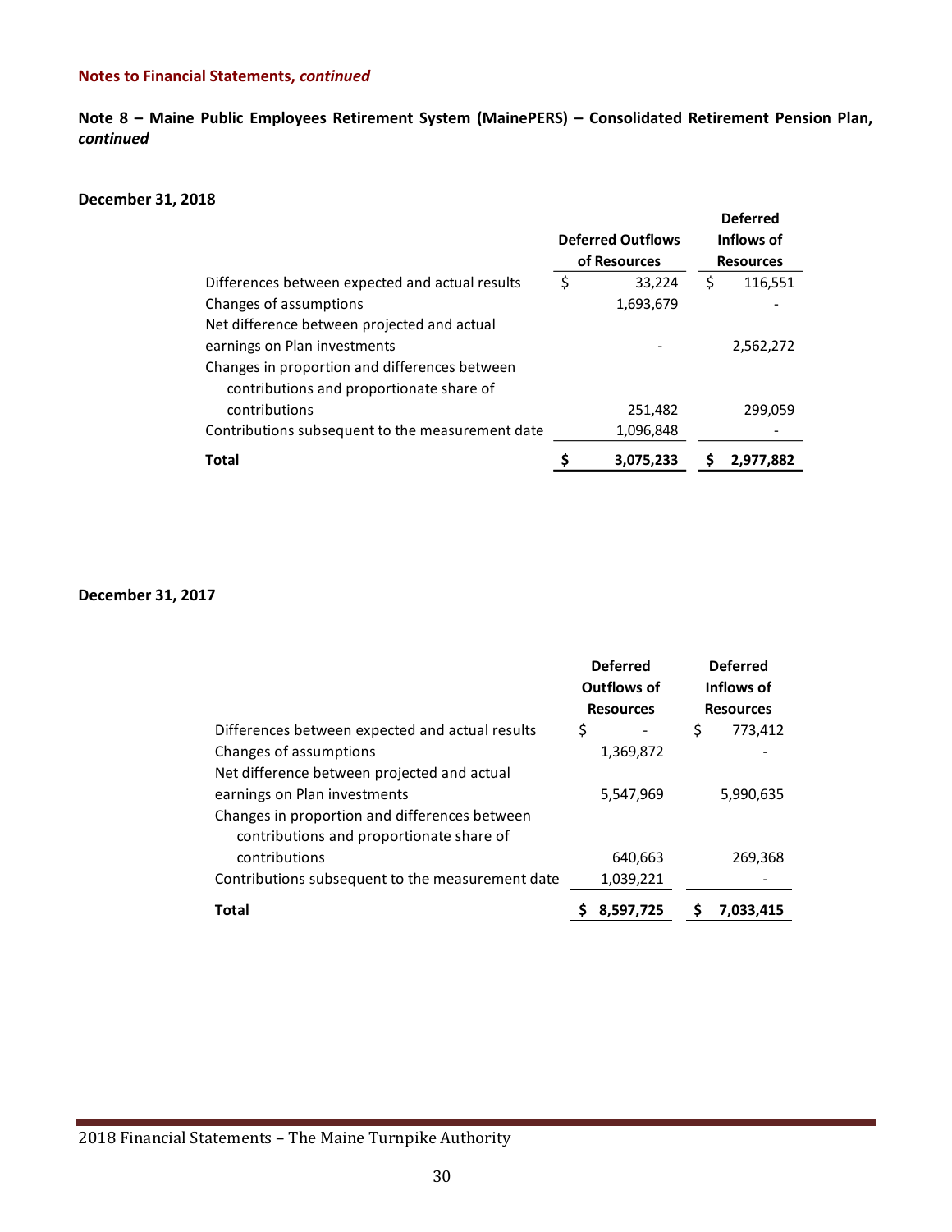**Notes to Financial Statements, *continued***

**Note 8 – Maine Public Employees Retirement System (MainePERS) – Consolidated Retirement Pension Plan, *continued***

**December 31, 2018**

| | Deferred Outflows of Resources | Deferred Inflows of Resources |
|---|---|---|
| Differences between expected and actual results | $ 33,224 | $ 116,551 |
| Changes of assumptions | 1,693,679 | - |
| Net difference between projected and actual earnings on Plan investments | - | 2,562,272 |
| Changes in proportion and differences between contributions and proportionate share of contributions | 251,482 | 299,059 |
| Contributions subsequent to the measurement date | 1,096,848 | - |
| **Total** | **$ 3,075,233** | **$ 2,977,882** |

**December 31, 2017**

| | Deferred Outflows of Resources | Deferred Inflows of Resources |
|---|---|---|
| Differences between expected and actual results | $ - | $ 773,412 |
| Changes of assumptions | 1,369,872 | - |
| Net difference between projected and actual earnings on Plan investments | 5,547,969 | 5,990,635 |
| Changes in proportion and differences between contributions and proportionate share of contributions | 640,663 | 269,368 |
| Contributions subsequent to the measurement date | 1,039,221 | - |
| **Total** | **$ 8,597,725** | **$ 7,033,415** |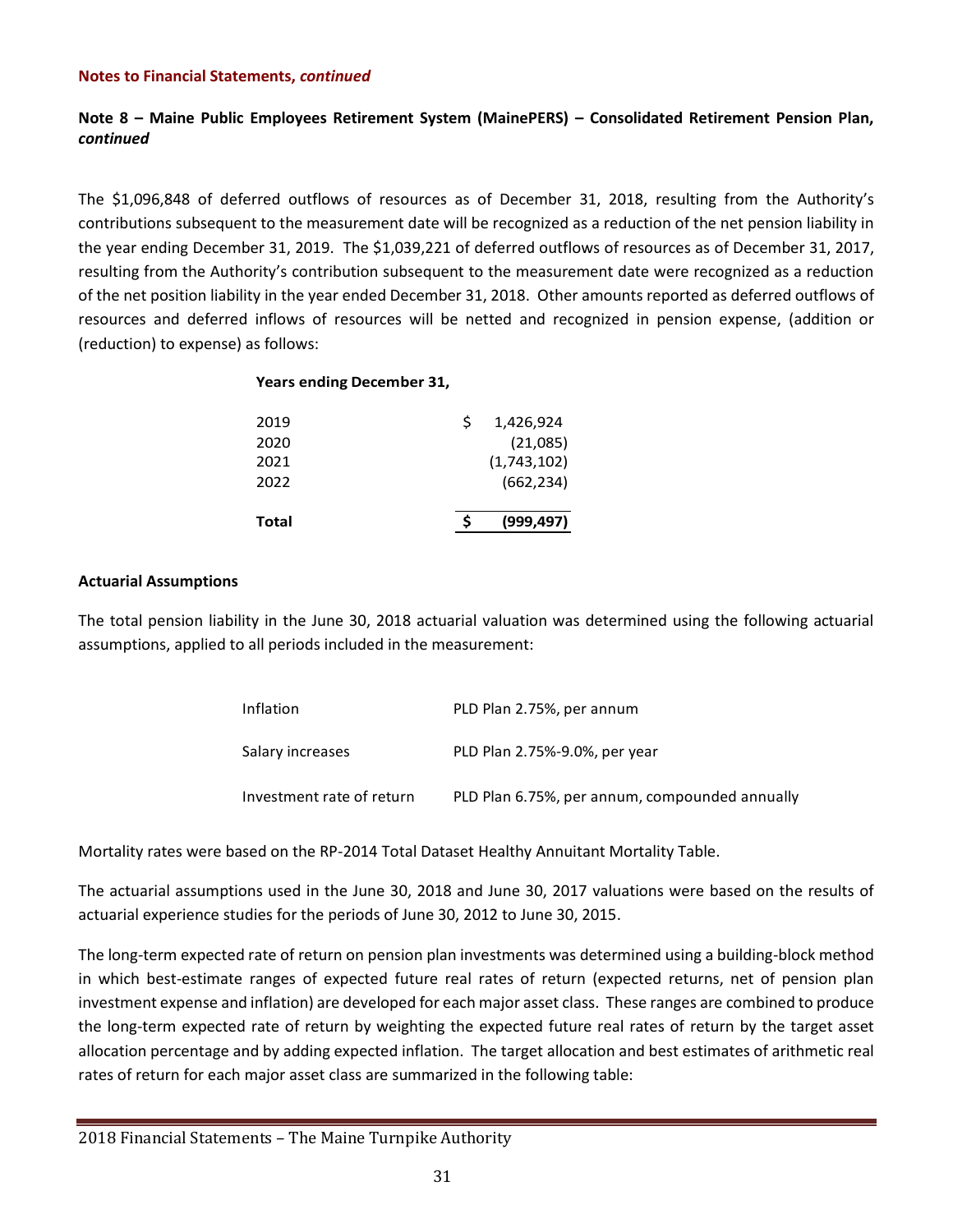**Notes to Financial Statements, *continued***

**Note 8 – Maine Public Employees Retirement System (MainePERS) – Consolidated Retirement Pension Plan, *continued***

The $1,096,848 of deferred outflows of resources as of December 31, 2018, resulting from the Authority's contributions subsequent to the measurement date will be recognized as a reduction of the net pension liability in the year ending December 31, 2019. The $1,039,221 of deferred outflows of resources as of December 31, 2017, resulting from the Authority's contribution subsequent to the measurement date were recognized as a reduction of the net position liability in the year ended December 31, 2018. Other amounts reported as deferred outflows of resources and deferred inflows of resources will be netted and recognized in pension expense, (addition or (reduction) to expense) as follows:

| **Years ending December 31,** | |
|---|---|
| 2019 | $ 1,426,924 |
| 2020 | (21,085) |
| 2021 | (1,743,102) |
| 2022 | (662,234) |
| **Total** | **$ (999,497)** |

**Actuarial Assumptions**

The total pension liability in the June 30, 2018 actuarial valuation was determined using the following actuarial assumptions, applied to all periods included in the measurement:

| | |
|---|---|
| Inflation | PLD Plan 2.75%, per annum |
| Salary increases | PLD Plan 2.75%-9.0%, per year |
| Investment rate of return | PLD Plan 6.75%, per annum, compounded annually |

Mortality rates were based on the RP-2014 Total Dataset Healthy Annuitant Mortality Table.

The actuarial assumptions used in the June 30, 2018 and June 30, 2017 valuations were based on the results of actuarial experience studies for the periods of June 30, 2012 to June 30, 2015.

The long-term expected rate of return on pension plan investments was determined using a building-block method in which best-estimate ranges of expected future real rates of return (expected returns, net of pension plan investment expense and inflation) are developed for each major asset class. These ranges are combined to produce the long-term expected rate of return by weighting the expected future real rates of return by the target asset allocation percentage and by adding expected inflation. The target allocation and best estimates of arithmetic real rates of return for each major asset class are summarized in the following table: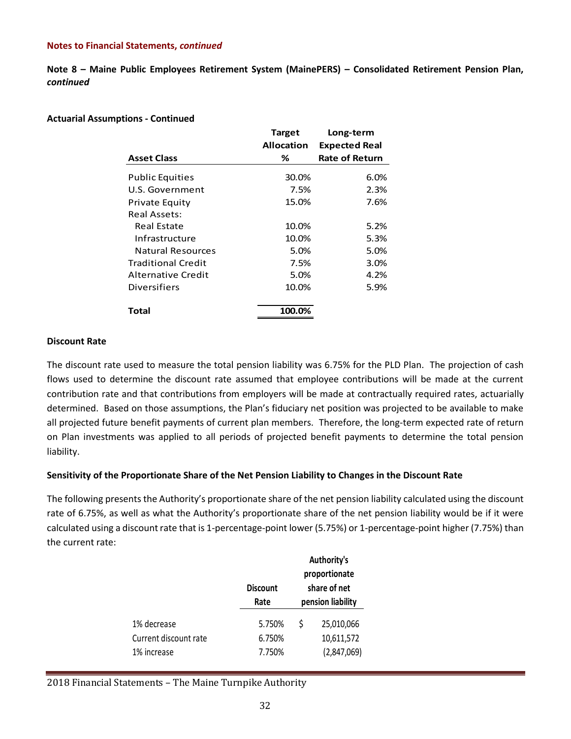**Notes to Financial Statements, *continued***

**Note 8 – Maine Public Employees Retirement System (MainePERS) – Consolidated Retirement Pension Plan, *continued***

**Actuarial Assumptions - Continued**

| Asset Class | Target Allocation % | Long-term Expected Real Rate of Return |
|---|---|---|
| Public Equities | 30.0% | 6.0% |
| U.S. Government | 7.5% | 2.3% |
| Private Equity | 15.0% | 7.6% |
| Real Assets: | | |
| Real Estate | 10.0% | 5.2% |
| Infrastructure | 10.0% | 5.3% |
| Natural Resources | 5.0% | 5.0% |
| Traditional Credit | 7.5% | 3.0% |
| Alternative Credit | 5.0% | 4.2% |
| Diversifiers | 10.0% | 5.9% |
| **Total** | **100.0%** | |

**Discount Rate**

The discount rate used to measure the total pension liability was 6.75% for the PLD Plan. The projection of cash flows used to determine the discount rate assumed that employee contributions will be made at the current contribution rate and that contributions from employers will be made at contractually required rates, actuarially determined. Based on those assumptions, the Plan's fiduciary net position was projected to be available to make all projected future benefit payments of current plan members. Therefore, the long-term expected rate of return on Plan investments was applied to all periods of projected benefit payments to determine the total pension liability.

**Sensitivity of the Proportionate Share of the Net Pension Liability to Changes in the Discount Rate**

The following presents the Authority's proportionate share of the net pension liability calculated using the discount rate of 6.75%, as well as what the Authority's proportionate share of the net pension liability would be if it were calculated using a discount rate that is 1-percentage-point lower (5.75%) or 1-percentage-point higher (7.75%) than the current rate:

| | Discount Rate | Authority's proportionate share of net pension liability |
|---|---|---|
| 1% decrease | 5.750% | $ 25,010,066 |
| Current discount rate | 6.750% | 10,611,572 |
| 1% increase | 7.750% | (2,847,069) |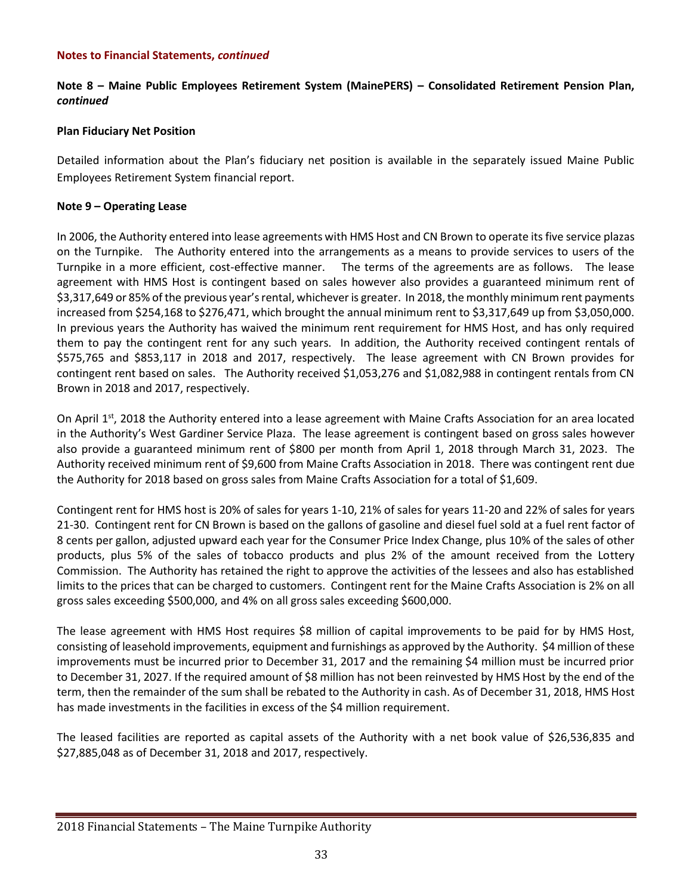**Notes to Financial Statements, *continued***

**Note 8 – Maine Public Employees Retirement System (MainePERS) – Consolidated Retirement Pension Plan, *continued***

**Plan Fiduciary Net Position**

Detailed information about the Plan's fiduciary net position is available in the separately issued Maine Public Employees Retirement System financial report.

**Note 9 – Operating Lease**

In 2006, the Authority entered into lease agreements with HMS Host and CN Brown to operate its five service plazas on the Turnpike. The Authority entered into the arrangements as a means to provide services to users of the Turnpike in a more efficient, cost-effective manner. The terms of the agreements are as follows. The lease agreement with HMS Host is contingent based on sales however also provides a guaranteed minimum rent of $3,317,649 or 85% of the previous year's rental, whichever is greater. In 2018, the monthly minimum rent payments increased from $254,168 to $276,471, which brought the annual minimum rent to $3,317,649 up from $3,050,000. In previous years the Authority has waived the minimum rent requirement for HMS Host, and has only required them to pay the contingent rent for any such years. In addition, the Authority received contingent rentals of $575,765 and $853,117 in 2018 and 2017, respectively. The lease agreement with CN Brown provides for contingent rent based on sales. The Authority received $1,053,276 and $1,082,988 in contingent rentals from CN Brown in 2018 and 2017, respectively.

On April 1st, 2018 the Authority entered into a lease agreement with Maine Crafts Association for an area located in the Authority's West Gardiner Service Plaza. The lease agreement is contingent based on gross sales however also provide a guaranteed minimum rent of $800 per month from April 1, 2018 through March 31, 2023. The Authority received minimum rent of $9,600 from Maine Crafts Association in 2018. There was contingent rent due the Authority for 2018 based on gross sales from Maine Crafts Association for a total of $1,609.

Contingent rent for HMS host is 20% of sales for years 1-10, 21% of sales for years 11-20 and 22% of sales for years 21-30. Contingent rent for CN Brown is based on the gallons of gasoline and diesel fuel sold at a fuel rent factor of 8 cents per gallon, adjusted upward each year for the Consumer Price Index Change, plus 10% of the sales of other products, plus 5% of the sales of tobacco products and plus 2% of the amount received from the Lottery Commission. The Authority has retained the right to approve the activities of the lessees and also has established limits to the prices that can be charged to customers. Contingent rent for the Maine Crafts Association is 2% on all gross sales exceeding $500,000, and 4% on all gross sales exceeding $600,000.

The lease agreement with HMS Host requires $8 million of capital improvements to be paid for by HMS Host, consisting of leasehold improvements, equipment and furnishings as approved by the Authority. $4 million of these improvements must be incurred prior to December 31, 2017 and the remaining $4 million must be incurred prior to December 31, 2027. If the required amount of $8 million has not been reinvested by HMS Host by the end of the term, then the remainder of the sum shall be rebated to the Authority in cash. As of December 31, 2018, HMS Host has made investments in the facilities in excess of the $4 million requirement.

The leased facilities are reported as capital assets of the Authority with a net book value of $26,536,835 and $27,885,048 as of December 31, 2018 and 2017, respectively.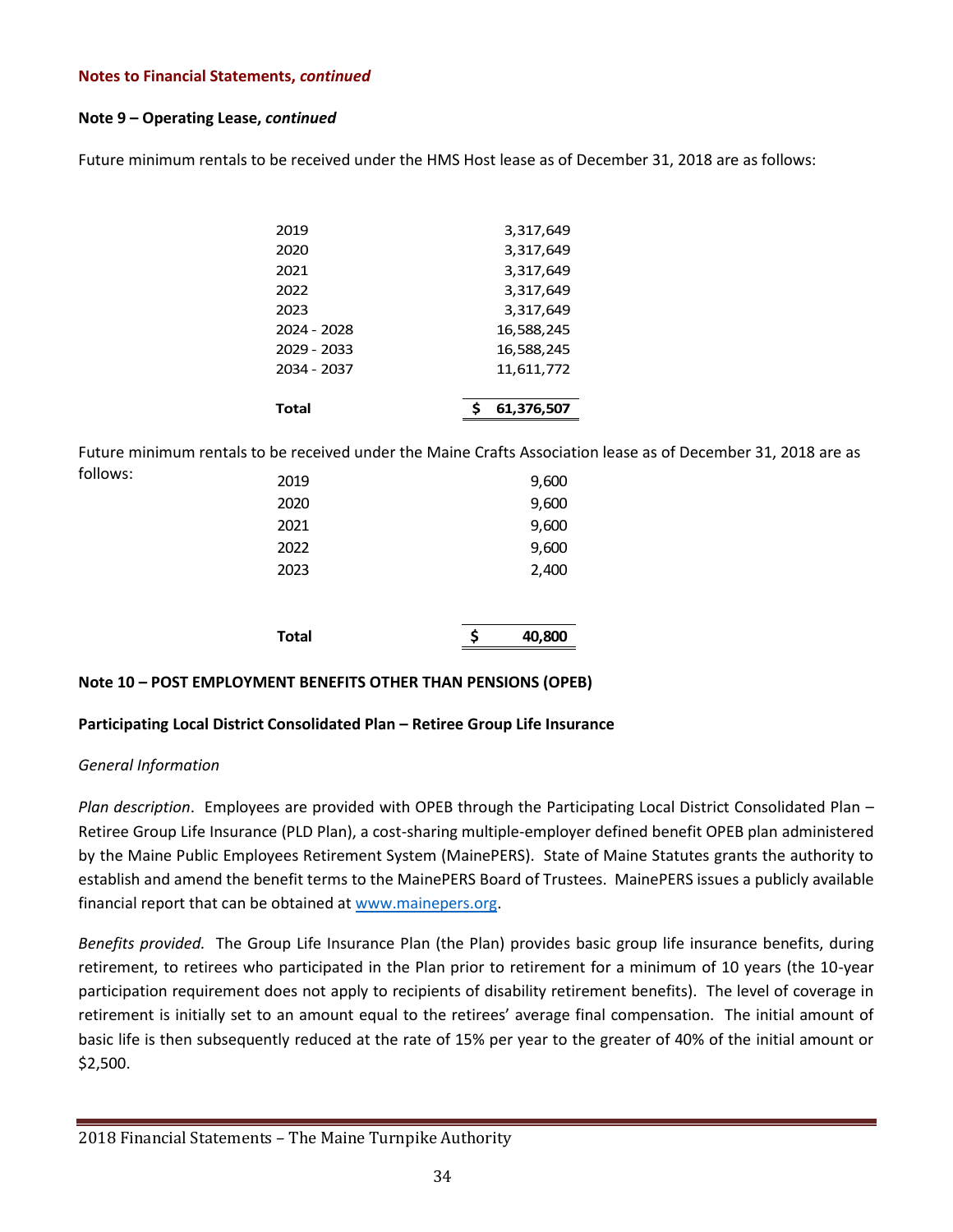**Notes to Financial Statements, *continued***

**Note 9 – Operating Lease, *continued***

Future minimum rentals to be received under the HMS Host lease as of December 31, 2018 are as follows:

| | |
|---|---|
| 2019 | 3,317,649 |
| 2020 | 3,317,649 |
| 2021 | 3,317,649 |
| 2022 | 3,317,649 |
| 2023 | 3,317,649 |
| 2024 - 2028 | 16,588,245 |
| 2029 - 2033 | 16,588,245 |
| 2034 - 2037 | 11,611,772 |
| **Total** | **$ 61,376,507** |

Future minimum rentals to be received under the Maine Crafts Association lease as of December 31, 2018 are as follows:

| | |
|---|---|
| 2019 | 9,600 |
| 2020 | 9,600 |
| 2021 | 9,600 |
| 2022 | 9,600 |
| 2023 | 2,400 |
| **Total** | **$ 40,800** |

**Note 10 – POST EMPLOYMENT BENEFITS OTHER THAN PENSIONS (OPEB)**

**Participating Local District Consolidated Plan – Retiree Group Life Insurance**

*General Information*

*Plan description*. Employees are provided with OPEB through the Participating Local District Consolidated Plan – Retiree Group Life Insurance (PLD Plan), a cost-sharing multiple-employer defined benefit OPEB plan administered by the Maine Public Employees Retirement System (MainePERS). State of Maine Statutes grants the authority to establish and amend the benefit terms to the MainePERS Board of Trustees. MainePERS issues a publicly available financial report that can be obtained at www.mainepers.org.

*Benefits provided.* The Group Life Insurance Plan (the Plan) provides basic group life insurance benefits, during retirement, to retirees who participated in the Plan prior to retirement for a minimum of 10 years (the 10-year participation requirement does not apply to recipients of disability retirement benefits). The level of coverage in retirement is initially set to an amount equal to the retirees' average final compensation. The initial amount of basic life is then subsequently reduced at the rate of 15% per year to the greater of 40% of the initial amount or $2,500.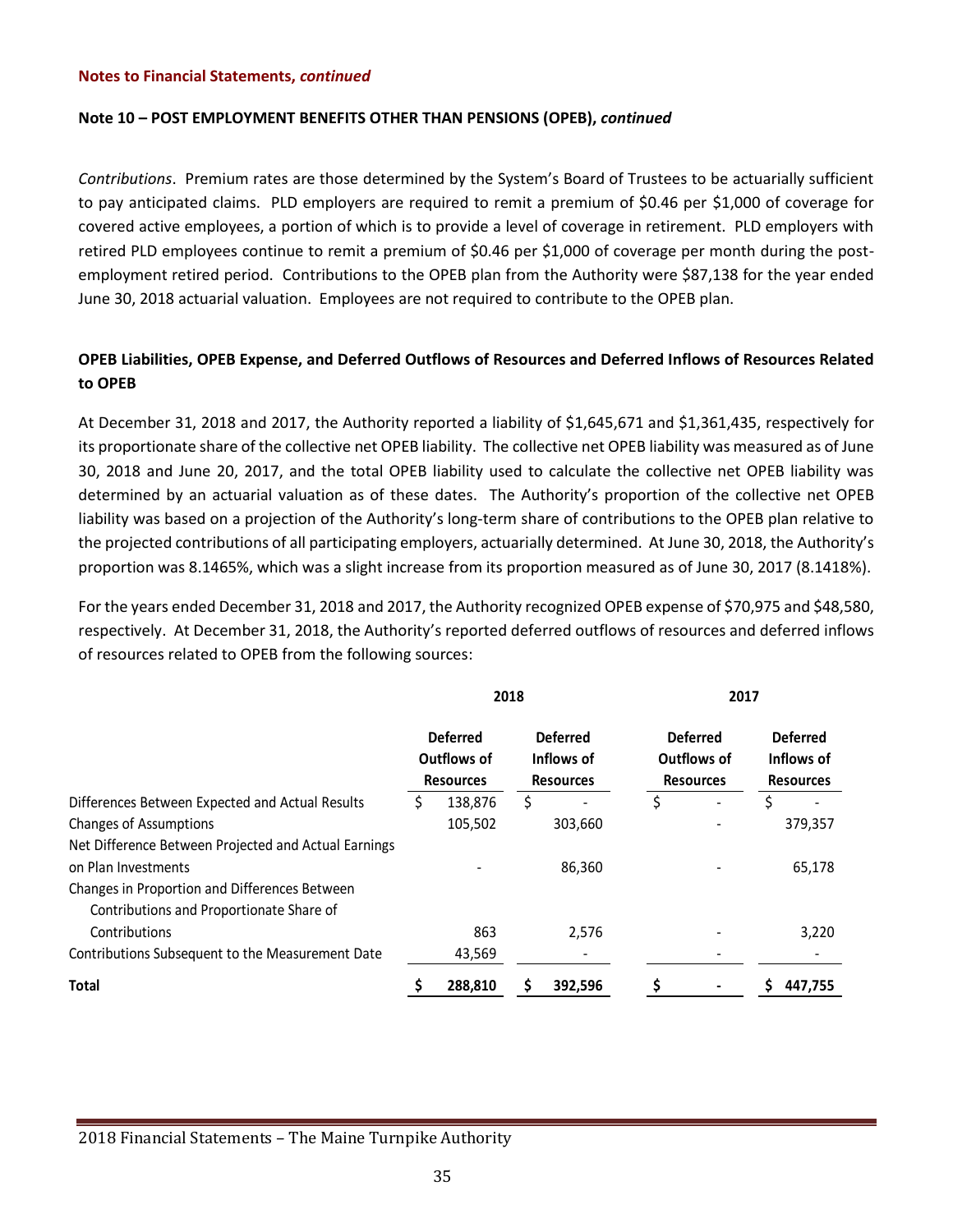**Notes to Financial Statements, *continued***

**Note 10 – POST EMPLOYMENT BENEFITS OTHER THAN PENSIONS (OPEB), *continued***

*Contributions*. Premium rates are those determined by the System's Board of Trustees to be actuarially sufficient to pay anticipated claims. PLD employers are required to remit a premium of $0.46 per $1,000 of coverage for covered active employees, a portion of which is to provide a level of coverage in retirement. PLD employers with retired PLD employees continue to remit a premium of $0.46 per $1,000 of coverage per month during the post-employment retired period. Contributions to the OPEB plan from the Authority were $87,138 for the year ended June 30, 2018 actuarial valuation. Employees are not required to contribute to the OPEB plan.

**OPEB Liabilities, OPEB Expense, and Deferred Outflows of Resources and Deferred Inflows of Resources Related to OPEB**

At December 31, 2018 and 2017, the Authority reported a liability of $1,645,671 and $1,361,435, respectively for its proportionate share of the collective net OPEB liability. The collective net OPEB liability was measured as of June 30, 2018 and June 20, 2017, and the total OPEB liability used to calculate the collective net OPEB liability was determined by an actuarial valuation as of these dates. The Authority's proportion of the collective net OPEB liability was based on a projection of the Authority's long-term share of contributions to the OPEB plan relative to the projected contributions of all participating employers, actuarially determined. At June 30, 2018, the Authority's proportion was 8.1465%, which was a slight increase from its proportion measured as of June 30, 2017 (8.1418%).

For the years ended December 31, 2018 and 2017, the Authority recognized OPEB expense of $70,975 and $48,580, respectively. At December 31, 2018, the Authority's reported deferred outflows of resources and deferred inflows of resources related to OPEB from the following sources:

| | 2018 | | 2017 | |
|---|---|---|---|---|
| | Deferred Outflows of Resources | Deferred Inflows of Resources | Deferred Outflows of Resources | Deferred Inflows of Resources |
| Differences Between Expected and Actual Results | $ 138,876 | $ - | $ - | $ - |
| Changes of Assumptions | 105,502 | 303,660 | - | 379,357 |
| Net Difference Between Projected and Actual Earnings on Plan Investments | - | 86,360 | - | 65,178 |
| Changes in Proportion and Differences Between Contributions and Proportionate Share of Contributions | 863 | 2,576 | - | 3,220 |
| Contributions Subsequent to the Measurement Date | 43,569 | - | - | - |
| **Total** | **$ 288,810** | **$ 392,596** | **$ -** | **$ 447,755** |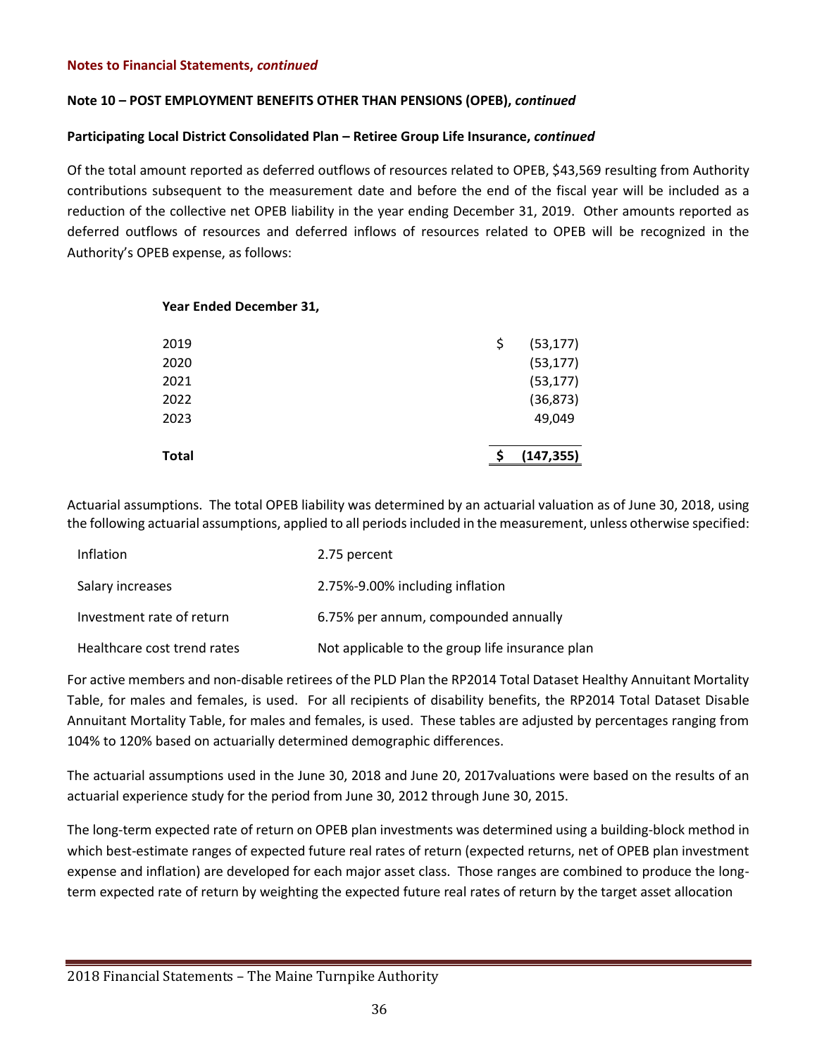**Notes to Financial Statements, *continued***

**Note 10 – POST EMPLOYMENT BENEFITS OTHER THAN PENSIONS (OPEB), *continued***

**Participating Local District Consolidated Plan – Retiree Group Life Insurance, *continued***

Of the total amount reported as deferred outflows of resources related to OPEB, $43,569 resulting from Authority contributions subsequent to the measurement date and before the end of the fiscal year will be included as a reduction of the collective net OPEB liability in the year ending December 31, 2019. Other amounts reported as deferred outflows of resources and deferred inflows of resources related to OPEB will be recognized in the Authority's OPEB expense, as follows:

| Year Ended December 31, | |
|---|---|
| 2019 | $ (53,177) |
| 2020 | (53,177) |
| 2021 | (53,177) |
| 2022 | (36,873) |
| 2023 | 49,049 |
| **Total** | **$ (147,355)** |

Actuarial assumptions. The total OPEB liability was determined by an actuarial valuation as of June 30, 2018, using the following actuarial assumptions, applied to all periods included in the measurement, unless otherwise specified:

| | |
|---|---|
| Inflation | 2.75 percent |
| Salary increases | 2.75%-9.00% including inflation |
| Investment rate of return | 6.75% per annum, compounded annually |
| Healthcare cost trend rates | Not applicable to the group life insurance plan |

For active members and non-disable retirees of the PLD Plan the RP2014 Total Dataset Healthy Annuitant Mortality Table, for males and females, is used. For all recipients of disability benefits, the RP2014 Total Dataset Disable Annuitant Mortality Table, for males and females, is used. These tables are adjusted by percentages ranging from 104% to 120% based on actuarially determined demographic differences.

The actuarial assumptions used in the June 30, 2018 and June 20, 2017valuations were based on the results of an actuarial experience study for the period from June 30, 2012 through June 30, 2015.

The long-term expected rate of return on OPEB plan investments was determined using a building-block method in which best-estimate ranges of expected future real rates of return (expected returns, net of OPEB plan investment expense and inflation) are developed for each major asset class. Those ranges are combined to produce the long-term expected rate of return by weighting the expected future real rates of return by the target asset allocation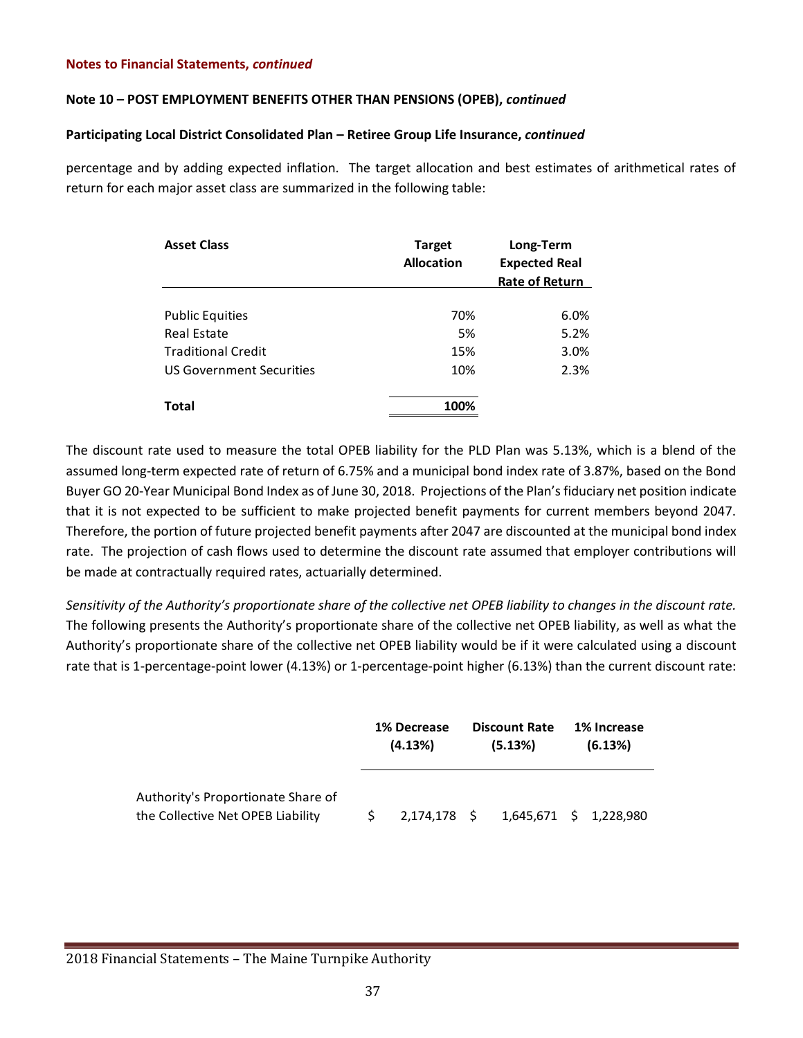**Notes to Financial Statements, *continued***

**Note 10 – POST EMPLOYMENT BENEFITS OTHER THAN PENSIONS (OPEB), *continued***

**Participating Local District Consolidated Plan – Retiree Group Life Insurance, *continued***

percentage and by adding expected inflation. The target allocation and best estimates of arithmetical rates of return for each major asset class are summarized in the following table:

| Asset Class | Target Allocation | Long-Term Expected Real Rate of Return |
|---|---|---|
| Public Equities | 70% | 6.0% |
| Real Estate | 5% | 5.2% |
| Traditional Credit | 15% | 3.0% |
| US Government Securities | 10% | 2.3% |
| **Total** | **100%** | |

The discount rate used to measure the total OPEB liability for the PLD Plan was 5.13%, which is a blend of the assumed long-term expected rate of return of 6.75% and a municipal bond index rate of 3.87%, based on the Bond Buyer GO 20-Year Municipal Bond Index as of June 30, 2018. Projections of the Plan's fiduciary net position indicate that it is not expected to be sufficient to make projected benefit payments for current members beyond 2047. Therefore, the portion of future projected benefit payments after 2047 are discounted at the municipal bond index rate. The projection of cash flows used to determine the discount rate assumed that employer contributions will be made at contractually required rates, actuarially determined.

*Sensitivity of the Authority's proportionate share of the collective net OPEB liability to changes in the discount rate.* The following presents the Authority's proportionate share of the collective net OPEB liability, as well as what the Authority's proportionate share of the collective net OPEB liability would be if it were calculated using a discount rate that is 1-percentage-point lower (4.13%) or 1-percentage-point higher (6.13%) than the current discount rate:

| | 1% Decrease (4.13%) | Discount Rate (5.13%) | 1% Increase (6.13%) |
|---|---|---|---|
| Authority's Proportionate Share of the Collective Net OPEB Liability | $ 2,174,178 | $ 1,645,671 | $ 1,228,980 |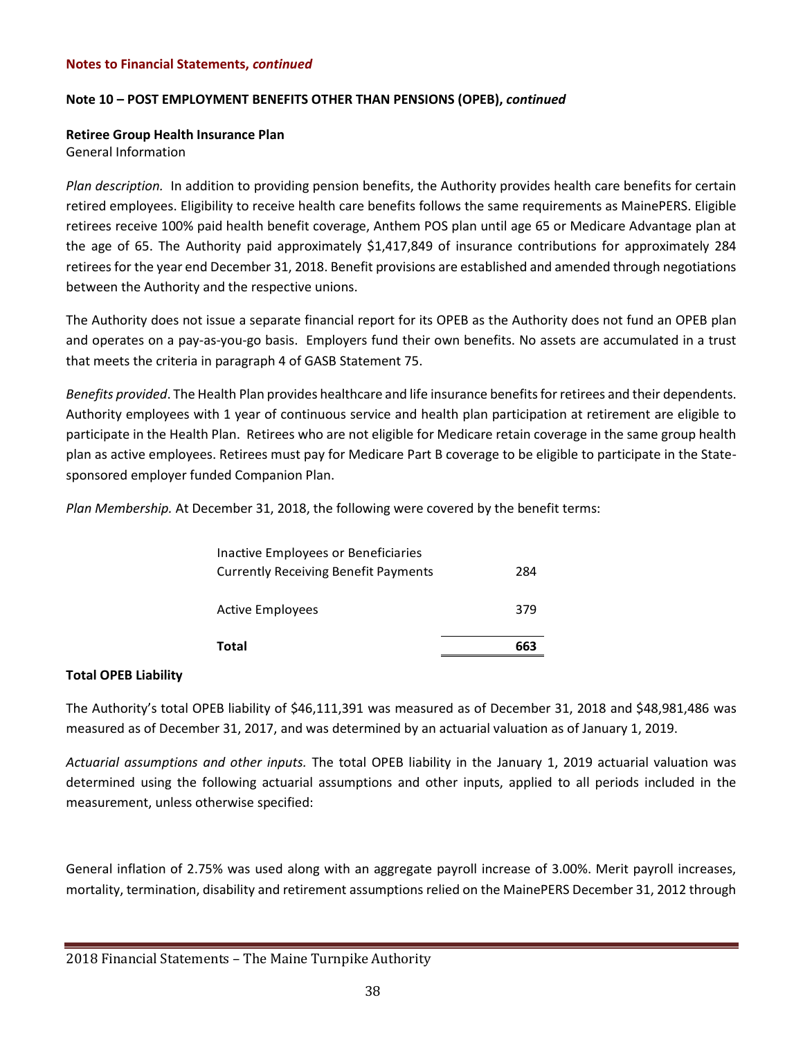**Notes to Financial Statements, *continued***

**Note 10 – POST EMPLOYMENT BENEFITS OTHER THAN PENSIONS (OPEB), *continued***

**Retiree Group Health Insurance Plan**
General Information

*Plan description.* In addition to providing pension benefits, the Authority provides health care benefits for certain retired employees. Eligibility to receive health care benefits follows the same requirements as MainePERS. Eligible retirees receive 100% paid health benefit coverage, Anthem POS plan until age 65 or Medicare Advantage plan at the age of 65. The Authority paid approximately $1,417,849 of insurance contributions for approximately 284 retirees for the year end December 31, 2018. Benefit provisions are established and amended through negotiations between the Authority and the respective unions.

The Authority does not issue a separate financial report for its OPEB as the Authority does not fund an OPEB plan and operates on a pay-as-you-go basis. Employers fund their own benefits. No assets are accumulated in a trust that meets the criteria in paragraph 4 of GASB Statement 75.

*Benefits provided*. The Health Plan provides healthcare and life insurance benefits for retirees and their dependents. Authority employees with 1 year of continuous service and health plan participation at retirement are eligible to participate in the Health Plan. Retirees who are not eligible for Medicare retain coverage in the same group health plan as active employees. Retirees must pay for Medicare Part B coverage to be eligible to participate in the State-sponsored employer funded Companion Plan.

*Plan Membership.* At December 31, 2018, the following were covered by the benefit terms:

| | |
|---|---|
| Inactive Employees or Beneficiaries Currently Receiving Benefit Payments | 284 |
| Active Employees | 379 |
| **Total** | **663** |

**Total OPEB Liability**

The Authority's total OPEB liability of $46,111,391 was measured as of December 31, 2018 and $48,981,486 was measured as of December 31, 2017, and was determined by an actuarial valuation as of January 1, 2019.

*Actuarial assumptions and other inputs.* The total OPEB liability in the January 1, 2019 actuarial valuation was determined using the following actuarial assumptions and other inputs, applied to all periods included in the measurement, unless otherwise specified:

General inflation of 2.75% was used along with an aggregate payroll increase of 3.00%. Merit payroll increases, mortality, termination, disability and retirement assumptions relied on the MainePERS December 31, 2012 through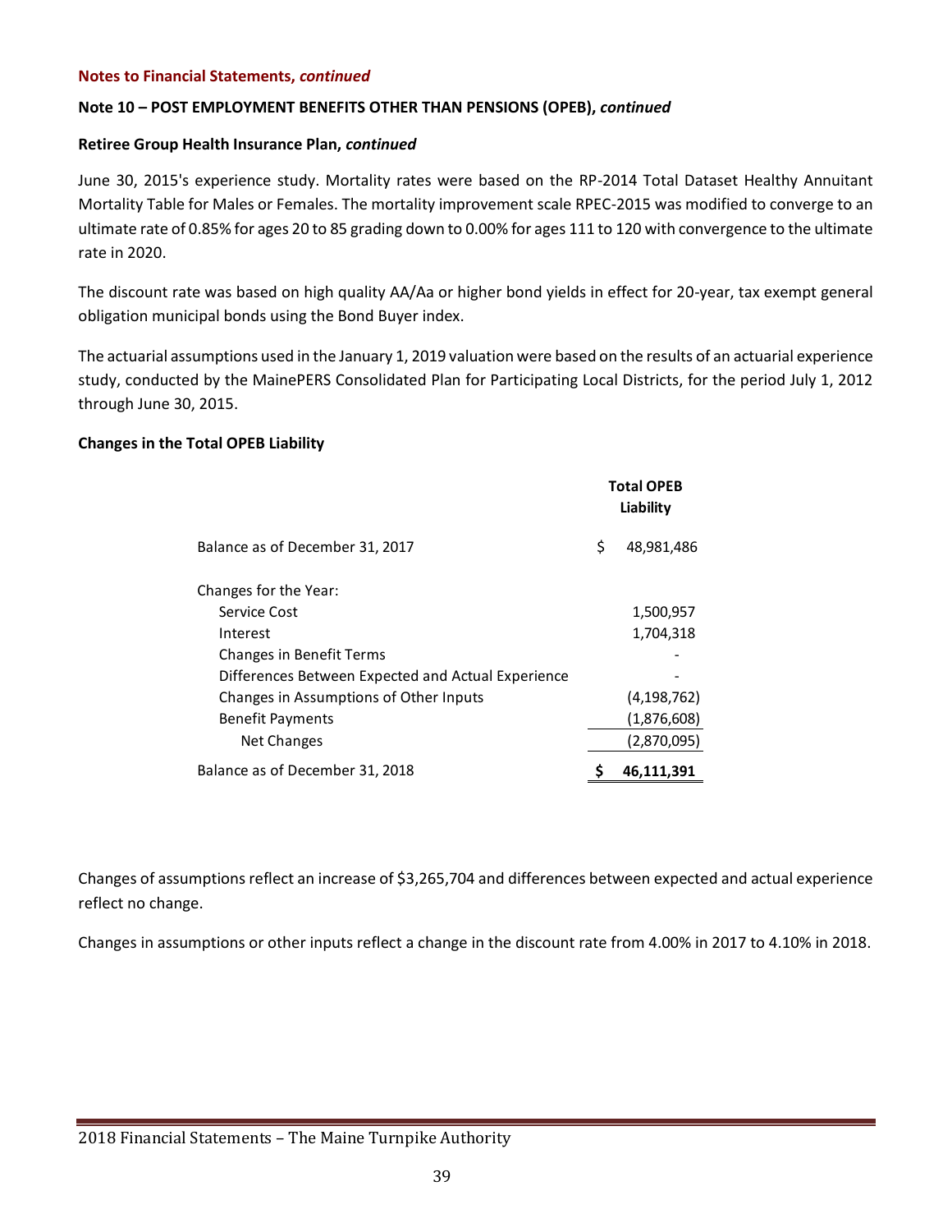**Notes to Financial Statements, *continued***

**Note 10 – POST EMPLOYMENT BENEFITS OTHER THAN PENSIONS (OPEB), *continued***

**Retiree Group Health Insurance Plan, *continued***

June 30, 2015's experience study. Mortality rates were based on the RP-2014 Total Dataset Healthy Annuitant Mortality Table for Males or Females. The mortality improvement scale RPEC-2015 was modified to converge to an ultimate rate of 0.85% for ages 20 to 85 grading down to 0.00% for ages 111 to 120 with convergence to the ultimate rate in 2020.

The discount rate was based on high quality AA/Aa or higher bond yields in effect for 20-year, tax exempt general obligation municipal bonds using the Bond Buyer index.

The actuarial assumptions used in the January 1, 2019 valuation were based on the results of an actuarial experience study, conducted by the MainePERS Consolidated Plan for Participating Local Districts, for the period July 1, 2012 through June 30, 2015.

**Changes in the Total OPEB Liability**

| | **Total OPEB Liability** |
|---|---|
| Balance as of December 31, 2017 | $ 48,981,486 |
| Changes for the Year: | |
| Service Cost | 1,500,957 |
| Interest | 1,704,318 |
| Changes in Benefit Terms | - |
| Differences Between Expected and Actual Experience | - |
| Changes in Assumptions of Other Inputs | (4,198,762) |
| Benefit Payments | (1,876,608) |
| Net Changes | (2,870,095) |
| Balance as of December 31, 2018 | **$ 46,111,391** |

Changes of assumptions reflect an increase of $3,265,704 and differences between expected and actual experience reflect no change.

Changes in assumptions or other inputs reflect a change in the discount rate from 4.00% in 2017 to 4.10% in 2018.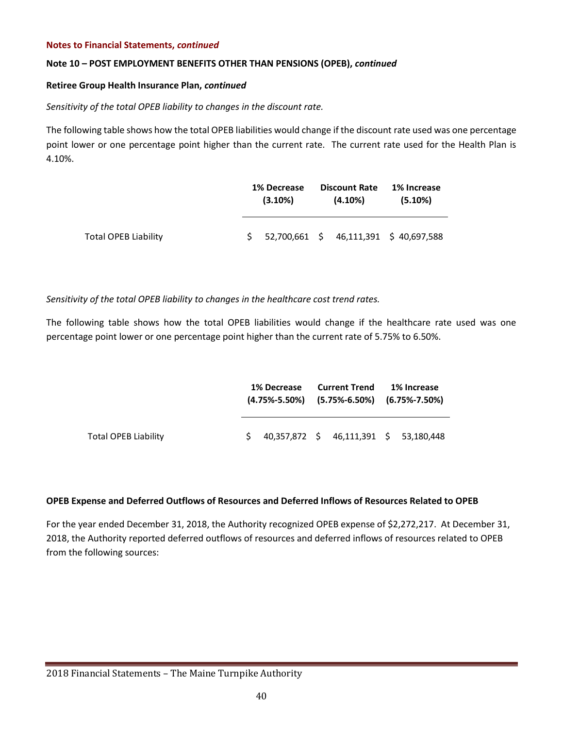**Notes to Financial Statements, *continued***

**Note 10 – POST EMPLOYMENT BENEFITS OTHER THAN PENSIONS (OPEB), *continued***

**Retiree Group Health Insurance Plan, *continued***

*Sensitivity of the total OPEB liability to changes in the discount rate.*

The following table shows how the total OPEB liabilities would change if the discount rate used was one percentage point lower or one percentage point higher than the current rate. The current rate used for the Health Plan is 4.10%.

| | 1% Decrease (3.10%) | Discount Rate (4.10%) | 1% Increase (5.10%) |
|---|---|---|---|
| Total OPEB Liability | $ 52,700,661 | $ 46,111,391 | $ 40,697,588 |

*Sensitivity of the total OPEB liability to changes in the healthcare cost trend rates.*

The following table shows how the total OPEB liabilities would change if the healthcare rate used was one percentage point lower or one percentage point higher than the current rate of 5.75% to 6.50%.

| | 1% Decrease (4.75%-5.50%) | Current Trend (5.75%-6.50%) | 1% Increase (6.75%-7.50%) |
|---|---|---|---|
| Total OPEB Liability | $ 40,357,872 | $ 46,111,391 | $ 53,180,448 |

**OPEB Expense and Deferred Outflows of Resources and Deferred Inflows of Resources Related to OPEB**

For the year ended December 31, 2018, the Authority recognized OPEB expense of $2,272,217. At December 31, 2018, the Authority reported deferred outflows of resources and deferred inflows of resources related to OPEB from the following sources: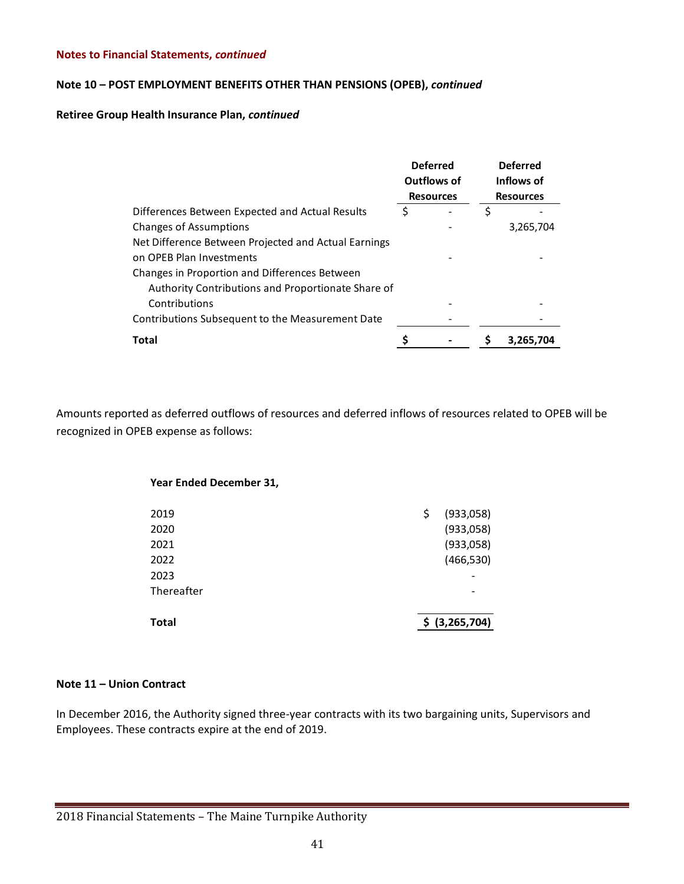**Notes to Financial Statements, *continued***

**Note 10 – POST EMPLOYMENT BENEFITS OTHER THAN PENSIONS (OPEB), *continued***

**Retiree Group Health Insurance Plan, *continued***

| | Deferred Outflows of Resources | Deferred Inflows of Resources |
|---|---|---|
| Differences Between Expected and Actual Results | $ - | $ - |
| Changes of Assumptions | - | 3,265,704 |
| Net Difference Between Projected and Actual Earnings on OPEB Plan Investments | - | - |
| Changes in Proportion and Differences Between Authority Contributions and Proportionate Share of Contributions | - | - |
| Contributions Subsequent to the Measurement Date | - | - |
| **Total** | **$ -** | **$ 3,265,704** |

Amounts reported as deferred outflows of resources and deferred inflows of resources related to OPEB will be recognized in OPEB expense as follows:

| Year Ended December 31, | |
|---|---|
| 2019 | $ (933,058) |
| 2020 | (933,058) |
| 2021 | (933,058) |
| 2022 | (466,530) |
| 2023 | - |
| Thereafter | - |
| **Total** | **$ (3,265,704)** |

**Note 11 – Union Contract**

In December 2016, the Authority signed three-year contracts with its two bargaining units, Supervisors and Employees. These contracts expire at the end of 2019.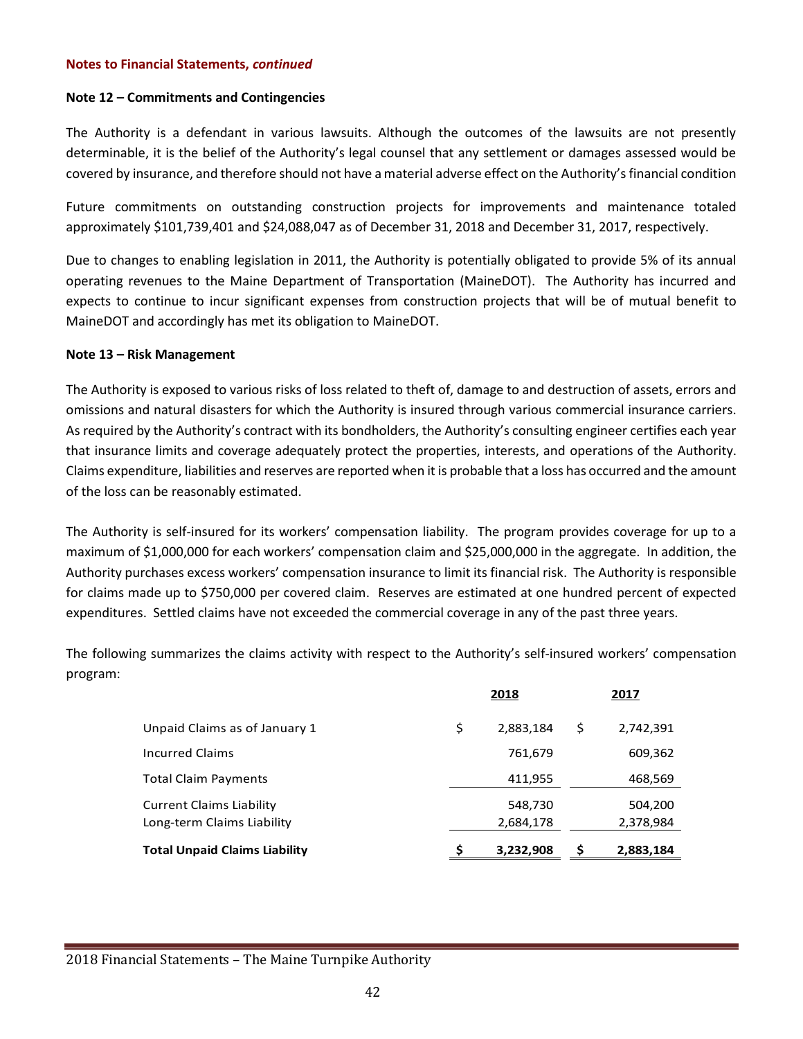**Notes to Financial Statements, *continued***

**Note 12 – Commitments and Contingencies**

The Authority is a defendant in various lawsuits. Although the outcomes of the lawsuits are not presently determinable, it is the belief of the Authority's legal counsel that any settlement or damages assessed would be covered by insurance, and therefore should not have a material adverse effect on the Authority's financial condition

Future commitments on outstanding construction projects for improvements and maintenance totaled approximately $101,739,401 and $24,088,047 as of December 31, 2018 and December 31, 2017, respectively.

Due to changes to enabling legislation in 2011, the Authority is potentially obligated to provide 5% of its annual operating revenues to the Maine Department of Transportation (MaineDOT). The Authority has incurred and expects to continue to incur significant expenses from construction projects that will be of mutual benefit to MaineDOT and accordingly has met its obligation to MaineDOT.

**Note 13 – Risk Management**

The Authority is exposed to various risks of loss related to theft of, damage to and destruction of assets, errors and omissions and natural disasters for which the Authority is insured through various commercial insurance carriers. As required by the Authority's contract with its bondholders, the Authority's consulting engineer certifies each year that insurance limits and coverage adequately protect the properties, interests, and operations of the Authority. Claims expenditure, liabilities and reserves are reported when it is probable that a loss has occurred and the amount of the loss can be reasonably estimated.

The Authority is self-insured for its workers' compensation liability. The program provides coverage for up to a maximum of $1,000,000 for each workers' compensation claim and $25,000,000 in the aggregate. In addition, the Authority purchases excess workers' compensation insurance to limit its financial risk. The Authority is responsible for claims made up to $750,000 per covered claim. Reserves are estimated at one hundred percent of expected expenditures. Settled claims have not exceeded the commercial coverage in any of the past three years.

The following summarizes the claims activity with respect to the Authority's self-insured workers' compensation program:

| | 2018 | 2017 |
|---|---|---|
| Unpaid Claims as of January 1 | $ 2,883,184 | $ 2,742,391 |
| Incurred Claims | 761,679 | 609,362 |
| Total Claim Payments | 411,955 | 468,569 |
| Current Claims Liability | 548,730 | 504,200 |
| Long-term Claims Liability | 2,684,178 | 2,378,984 |
| **Total Unpaid Claims Liability** | **$ 3,232,908** | **$ 2,883,184** |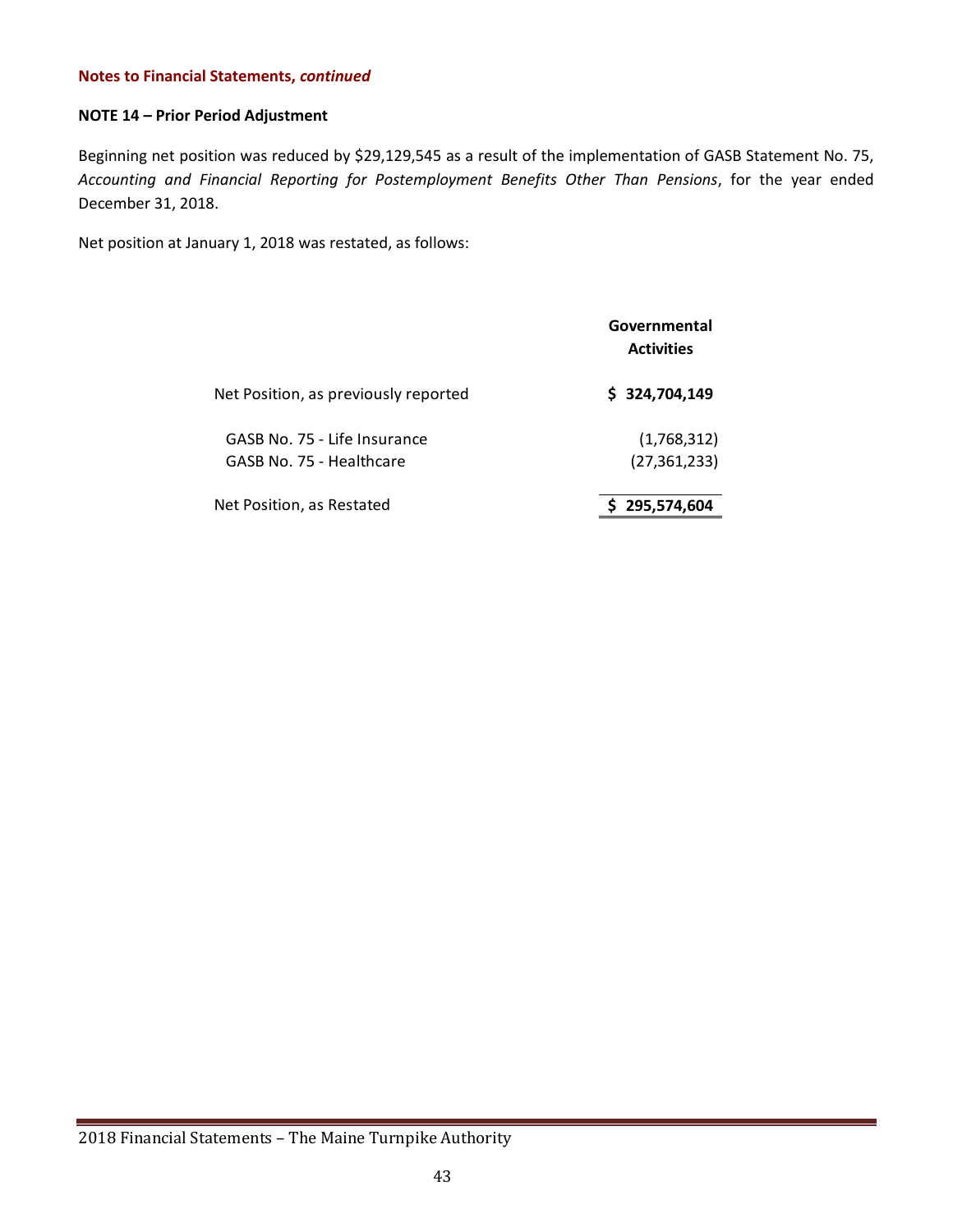**Notes to Financial Statements, *continued***

**NOTE 14 – Prior Period Adjustment**

Beginning net position was reduced by $29,129,545 as a result of the implementation of GASB Statement No. 75, *Accounting and Financial Reporting for Postemployment Benefits Other Than Pensions*, for the year ended December 31, 2018.

Net position at January 1, 2018 was restated, as follows:

| | **Governmental Activities** |
|---|---|
| Net Position, as previously reported | **$ 324,704,149** |
| GASB No. 75 - Life Insurance | (1,768,312) |
| GASB No. 75 - Healthcare | (27,361,233) |
| Net Position, as Restated | **$ 295,574,604** |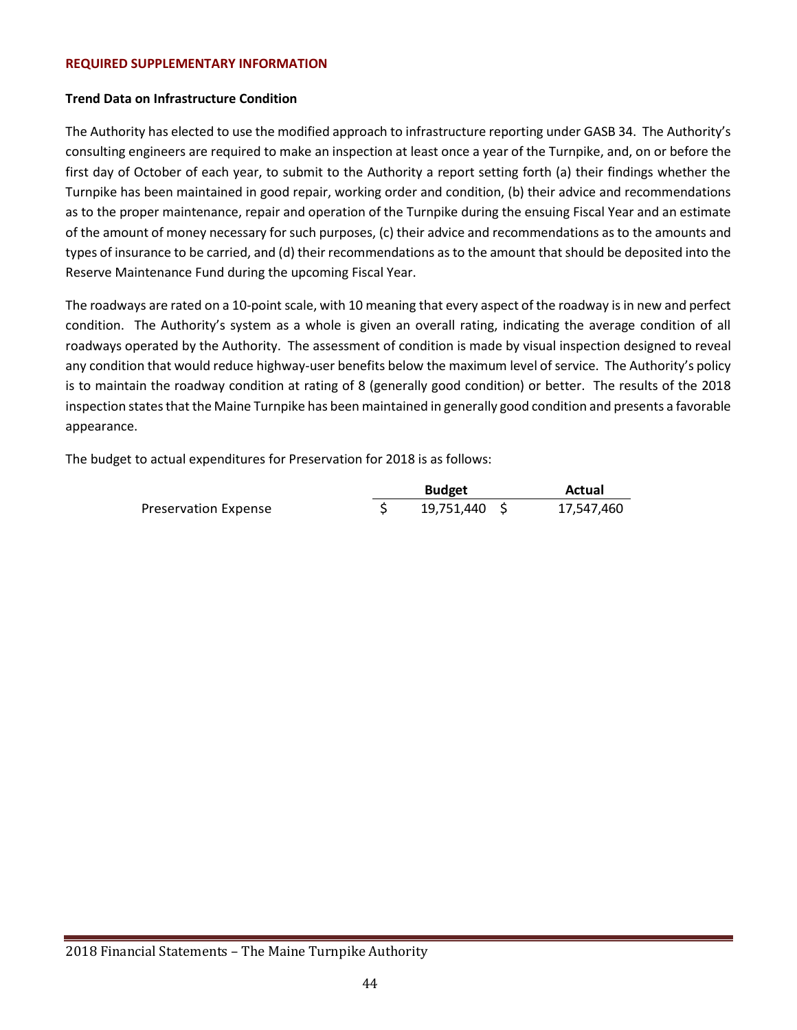## REQUIRED SUPPLEMENTARY INFORMATION

### Trend Data on Infrastructure Condition

The Authority has elected to use the modified approach to infrastructure reporting under GASB 34. The Authority's consulting engineers are required to make an inspection at least once a year of the Turnpike, and, on or before the first day of October of each year, to submit to the Authority a report setting forth (a) their findings whether the Turnpike has been maintained in good repair, working order and condition, (b) their advice and recommendations as to the proper maintenance, repair and operation of the Turnpike during the ensuing Fiscal Year and an estimate of the amount of money necessary for such purposes, (c) their advice and recommendations as to the amounts and types of insurance to be carried, and (d) their recommendations as to the amount that should be deposited into the Reserve Maintenance Fund during the upcoming Fiscal Year.

The roadways are rated on a 10-point scale, with 10 meaning that every aspect of the roadway is in new and perfect condition. The Authority's system as a whole is given an overall rating, indicating the average condition of all roadways operated by the Authority. The assessment of condition is made by visual inspection designed to reveal any condition that would reduce highway-user benefits below the maximum level of service. The Authority's policy is to maintain the roadway condition at rating of 8 (generally good condition) or better. The results of the 2018 inspection states that the Maine Turnpike has been maintained in generally good condition and presents a favorable appearance.

The budget to actual expenditures for Preservation for 2018 is as follows:

| | Budget | Actual |
|---|---|---|
| Preservation Expense | $ 19,751,440 | $ 17,547,460 |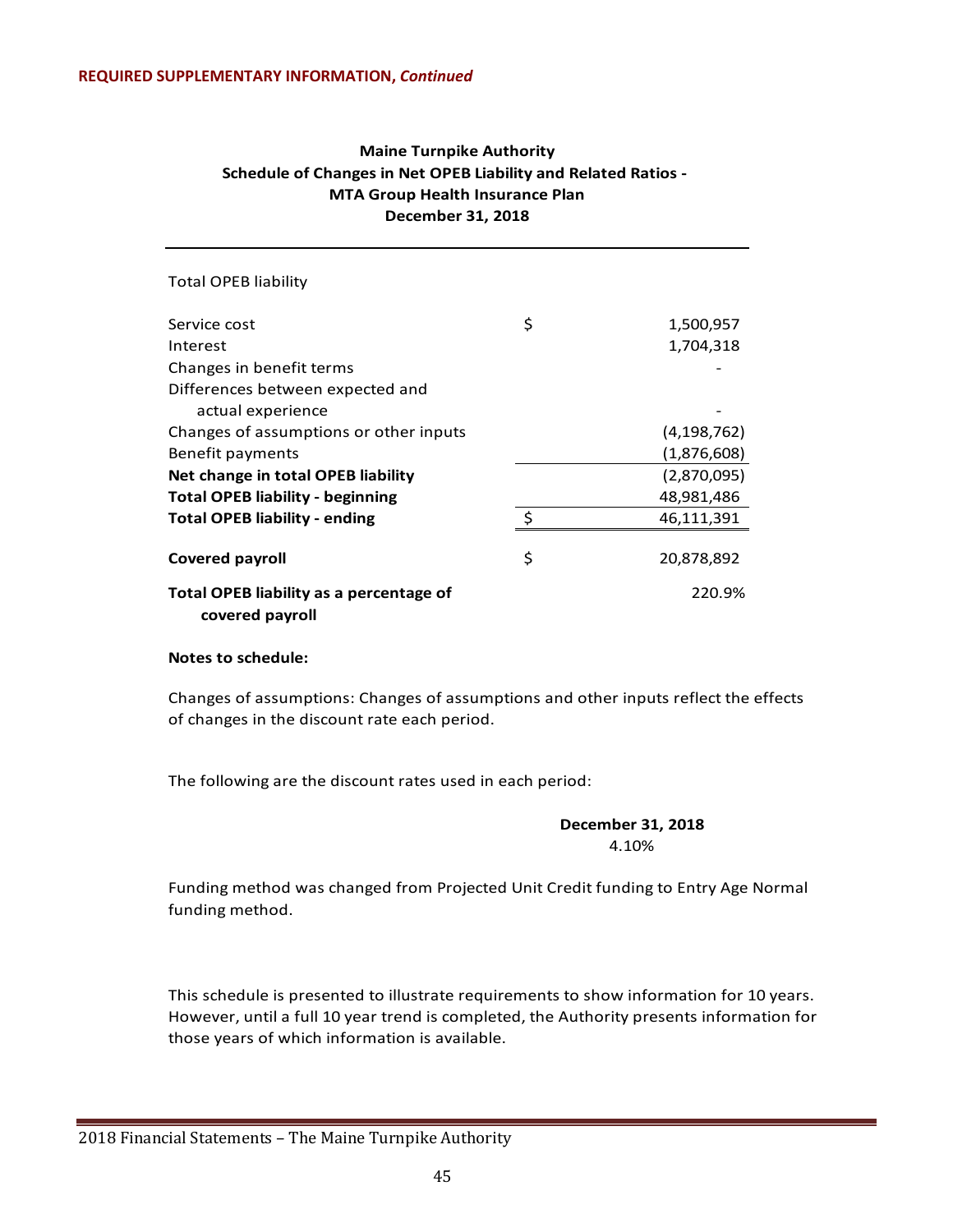**REQUIRED SUPPLEMENTARY INFORMATION, *Continued***

**Maine Turnpike Authority**
**Schedule of Changes in Net OPEB Liability and Related Ratios -**
**MTA Group Health Insurance Plan**
**December 31, 2018**

| | | |
|---|---|---|
| Total OPEB liability | | |
| Service cost | $ | 1,500,957 |
| Interest | | 1,704,318 |
| Changes in benefit terms | | - |
| Differences between expected and actual experience | | - |
| Changes of assumptions or other inputs | | (4,198,762) |
| Benefit payments | | (1,876,608) |
| **Net change in total OPEB liability** | | (2,870,095) |
| **Total OPEB liability - beginning** | | 48,981,486 |
| **Total OPEB liability - ending** | $ | 46,111,391 |
| **Covered payroll** | $ | 20,878,892 |
| **Total OPEB liability as a percentage of covered payroll** | | 220.9% |

**Notes to schedule:**

Changes of assumptions: Changes of assumptions and other inputs reflect the effects of changes in the discount rate each period.

The following are the discount rates used in each period:

| **December 31, 2018** |
|---|
| 4.10% |

Funding method was changed from Projected Unit Credit funding to Entry Age Normal funding method.

This schedule is presented to illustrate requirements to show information for 10 years. However, until a full 10 year trend is completed, the Authority presents information for those years of which information is available.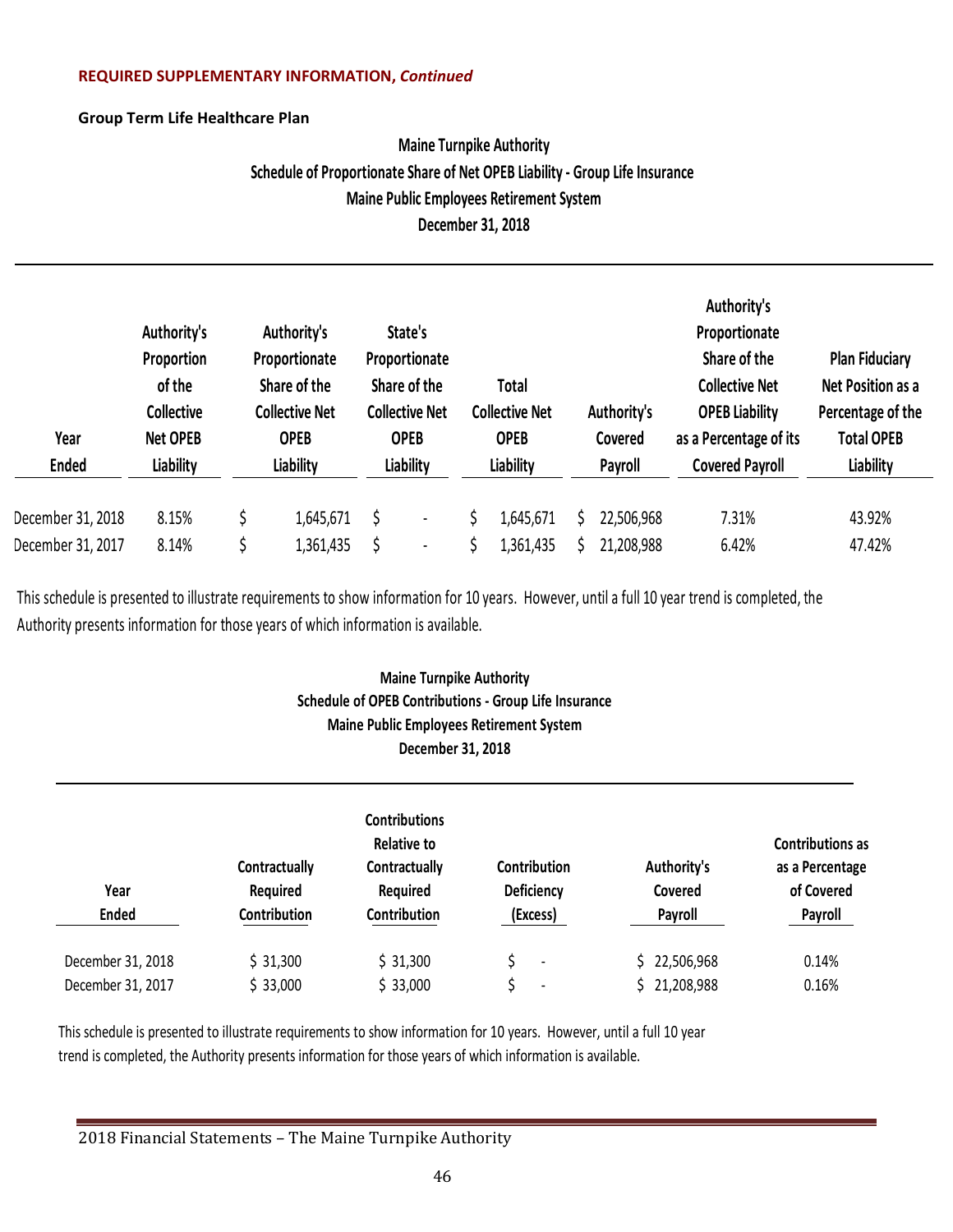**REQUIRED SUPPLEMENTARY INFORMATION, *Continued***

**Group Term Life Healthcare Plan**

**Maine Turnpike Authority**
**Schedule of Proportionate Share of Net OPEB Liability - Group Life Insurance**
**Maine Public Employees Retirement System**
**December 31, 2018**

| Year Ended | Authority's Proportion of the Collective Net OPEB Liability | Authority's Proportionate Share of the Collective Net OPEB Liability | State's Proportionate Share of the Collective Net OPEB Liability | Total Collective Net OPEB Liability | Authority's Covered Payroll | Authority's Proportionate Share of the Collective Net OPEB Liability as a Percentage of its Covered Payroll | Plan Fiduciary Net Position as a Percentage of the Total OPEB Liability |
|---|---|---|---|---|---|---|---|
| December 31, 2018 | 8.15% | $ 1,645,671 | $ - | $ 1,645,671 | $ 22,506,968 | 7.31% | 43.92% |
| December 31, 2017 | 8.14% | $ 1,361,435 | $ - | $ 1,361,435 | $ 21,208,988 | 6.42% | 47.42% |

This schedule is presented to illustrate requirements to show information for 10 years. However, until a full 10 year trend is completed, the Authority presents information for those years of which information is available.

**Maine Turnpike Authority**
**Schedule of OPEB Contributions - Group Life Insurance**
**Maine Public Employees Retirement System**
**December 31, 2018**

| Year Ended | Contractually Required Contribution | Contributions Relative to Contractually Required Contribution | Contribution Deficiency (Excess) | Authority's Covered Payroll | Contributions as as a Percentage of Covered Payroll |
|---|---|---|---|---|---|
| December 31, 2018 | $ 31,300 | $ 31,300 | $ - | $ 22,506,968 | 0.14% |
| December 31, 2017 | $ 33,000 | $ 33,000 | $ - | $ 21,208,988 | 0.16% |

This schedule is presented to illustrate requirements to show information for 10 years. However, until a full 10 year trend is completed, the Authority presents information for those years of which information is available.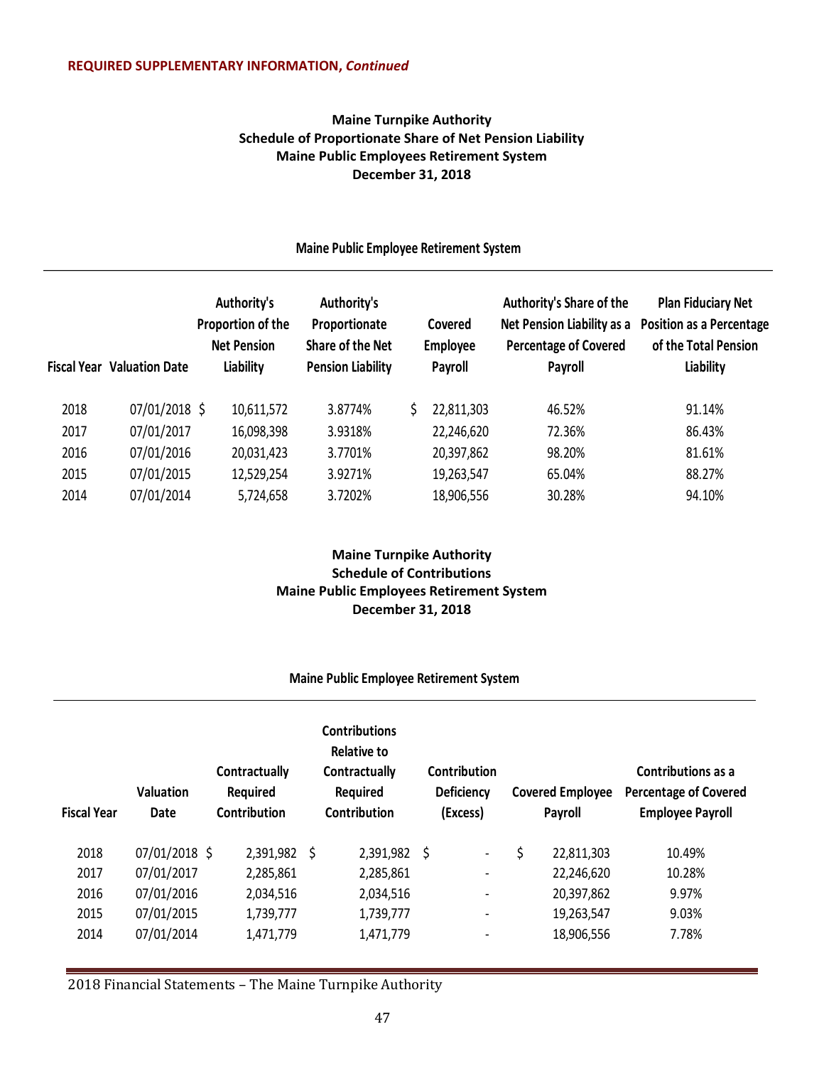**REQUIRED SUPPLEMENTARY INFORMATION, *Continued***

## Maine Turnpike Authority
## Schedule of Proportionate Share of Net Pension Liability
## Maine Public Employees Retirement System
## December 31, 2018

### Maine Public Employee Retirement System

| Fiscal Year | Valuation Date | Authority's Proportion of the Net Pension Liability | Authority's Proportionate Share of the Net Pension Liability | Covered Employee Payroll | Authority's Share of the Net Pension Liability as a Percentage of Covered Payroll | Plan Fiduciary Net Position as a Percentage of the Total Pension Liability |
|---|---|---|---|---|---|---|
| 2018 | 07/01/2018 | $ 10,611,572 | 3.8774% | $ 22,811,303 | 46.52% | 91.14% |
| 2017 | 07/01/2017 | 16,098,398 | 3.9318% | 22,246,620 | 72.36% | 86.43% |
| 2016 | 07/01/2016 | 20,031,423 | 3.7701% | 20,397,862 | 98.20% | 81.61% |
| 2015 | 07/01/2015 | 12,529,254 | 3.9271% | 19,263,547 | 65.04% | 88.27% |
| 2014 | 07/01/2014 | 5,724,658 | 3.7202% | 18,906,556 | 30.28% | 94.10% |

## Maine Turnpike Authority
## Schedule of Contributions
## Maine Public Employees Retirement System
## December 31, 2018

### Maine Public Employee Retirement System

| Fiscal Year | Valuation Date | Contractually Required Contribution | Contributions Relative to Contractually Required Contribution | Contribution Deficiency (Excess) | Covered Employee Payroll | Contributions as a Percentage of Covered Employee Payroll |
|---|---|---|---|---|---|---|
| 2018 | 07/01/2018 | $ 2,391,982 | $ 2,391,982 | $ - | $ 22,811,303 | 10.49% |
| 2017 | 07/01/2017 | 2,285,861 | 2,285,861 | - | 22,246,620 | 10.28% |
| 2016 | 07/01/2016 | 2,034,516 | 2,034,516 | - | 20,397,862 | 9.97% |
| 2015 | 07/01/2015 | 1,739,777 | 1,739,777 | - | 19,263,547 | 9.03% |
| 2014 | 07/01/2014 | 1,471,779 | 1,471,779 | - | 18,906,556 | 7.78% |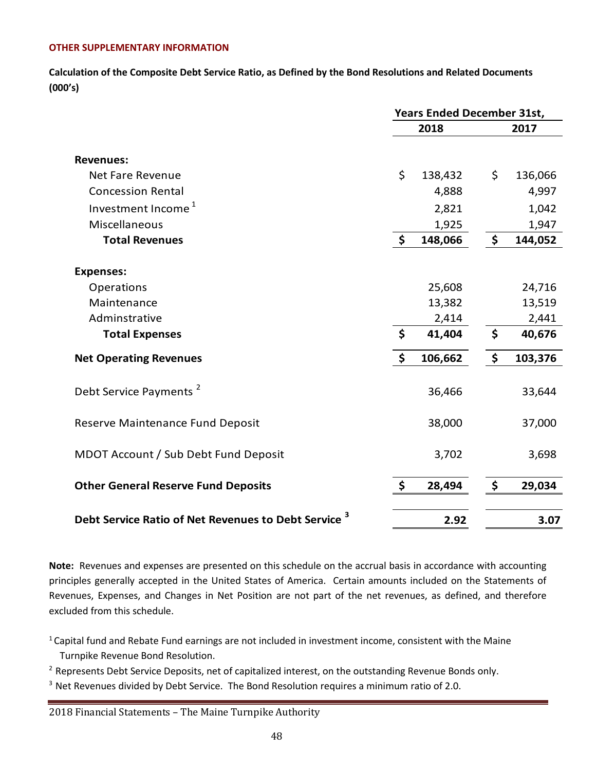**OTHER SUPPLEMENTARY INFORMATION**

**Calculation of the Composite Debt Service Ratio, as Defined by the Bond Resolutions and Related Documents (000's)**

| | Years Ended December 31st, | |
|---|---|---|
| | **2018** | **2017** |
| **Revenues:** | | |
| Net Fare Revenue | $ 138,432 | $ 136,066 |
| Concession Rental | 4,888 | 4,997 |
| Investment Income [1] | 2,821 | 1,042 |
| Miscellaneous | 1,925 | 1,947 |
| **Total Revenues** | **$ 148,066** | **$ 144,052** |
| **Expenses:** | | |
| Operations | 25,608 | 24,716 |
| Maintenance | 13,382 | 13,519 |
| Adminstrative | 2,414 | 2,441 |
| **Total Expenses** | **$ 41,404** | **$ 40,676** |
| **Net Operating Revenues** | **$ 106,662** | **$ 103,376** |
| Debt Service Payments [2] | 36,466 | 33,644 |
| Reserve Maintenance Fund Deposit | 38,000 | 37,000 |
| MDOT Account / Sub Debt Fund Deposit | 3,702 | 3,698 |
| **Other General Reserve Fund Deposits** | **$ 28,494** | **$ 29,034** |
| **Debt Service Ratio of Net Revenues to Debt Service [3]** | **2.92** | **3.07** |

**Note:** Revenues and expenses are presented on this schedule on the accrual basis in accordance with accounting principles generally accepted in the United States of America. Certain amounts included on the Statements of Revenues, Expenses, and Changes in Net Position are not part of the net revenues, as defined, and therefore excluded from this schedule.

[1] Capital fund and Rebate Fund earnings are not included in investment income, consistent with the Maine Turnpike Revenue Bond Resolution.

[2] Represents Debt Service Deposits, net of capitalized interest, on the outstanding Revenue Bonds only.

[3] Net Revenues divided by Debt Service. The Bond Resolution requires a minimum ratio of 2.0.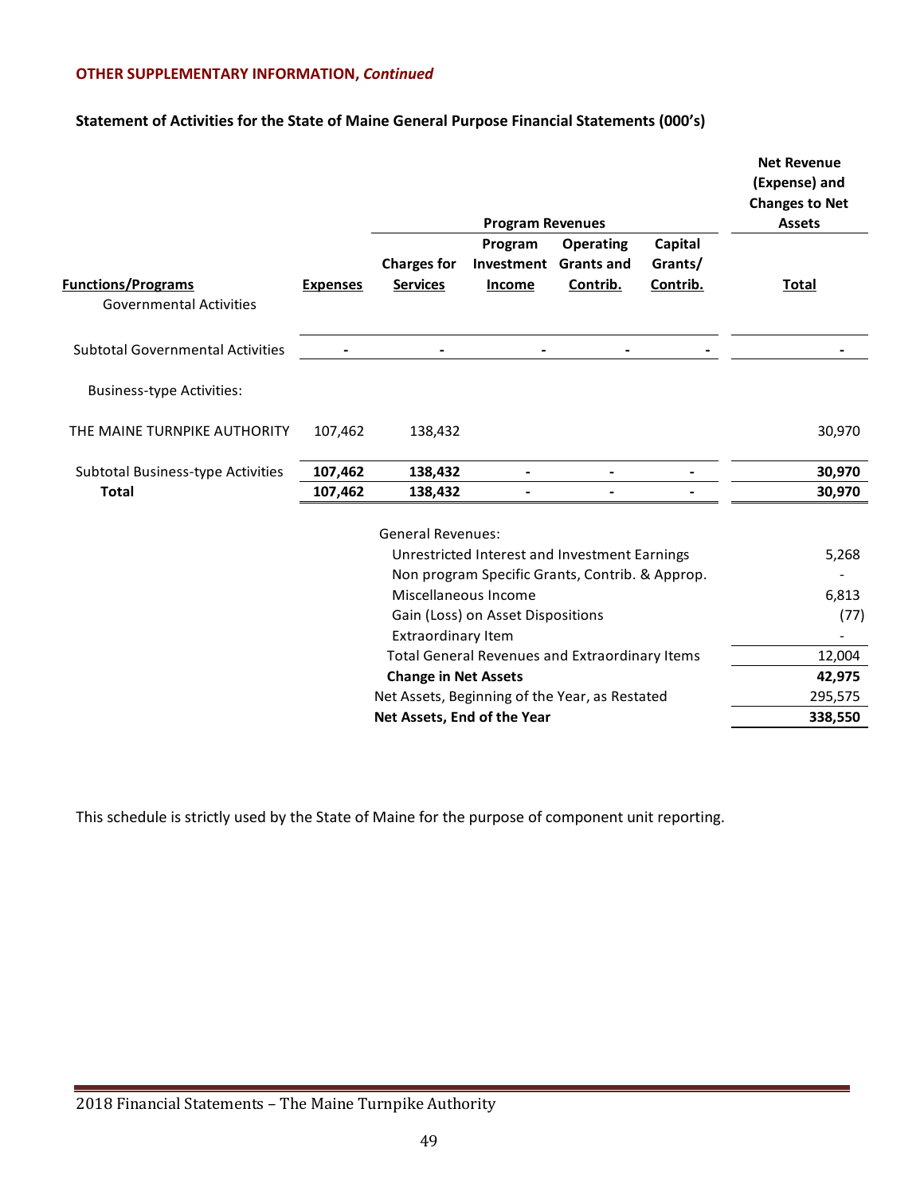**OTHER SUPPLEMENTARY INFORMATION, *Continued***

**Statement of Activities for the State of Maine General Purpose Financial Statements (000's)**

| | | Program Revenues | | | | Net Revenue (Expense) and Changes to Net Assets |
|---|---|---|---|---|---|---|
| **Functions/Programs** | **Expenses** | **Charges for Services** | **Program Investment Income** | **Operating Grants and Contrib.** | **Capital Grants/ Contrib.** | **Total** |
| Governmental Activities | | | | | | |
| Subtotal Governmental Activities | - | - | - | - | - | - |
| Business-type Activities: | | | | | | |
| THE MAINE TURNPIKE AUTHORITY | 107,462 | 138,432 | | | | 30,970 |
| Subtotal Business-type Activities | **107,462** | **138,432** | - | - | - | **30,970** |
| **Total** | **107,462** | **138,432** | - | - | - | **30,970** |
| | | General Revenues: | | | | |
| | | Unrestricted Interest and Investment Earnings | | | | 5,268 |
| | | Non program Specific Grants, Contrib. & Approp. | | | | - |
| | | Miscellaneous Income | | | | 6,813 |
| | | Gain (Loss) on Asset Dispositions | | | | (77) |
| | | Extraordinary Item | | | | - |
| | | Total General Revenues and Extraordinary Items | | | | 12,004 |
| | | **Change in Net Assets** | | | | **42,975** |
| | | Net Assets, Beginning of the Year, as Restated | | | | 295,575 |
| | | **Net Assets, End of the Year** | | | | **338,550** |

This schedule is strictly used by the State of Maine for the purpose of component unit reporting.